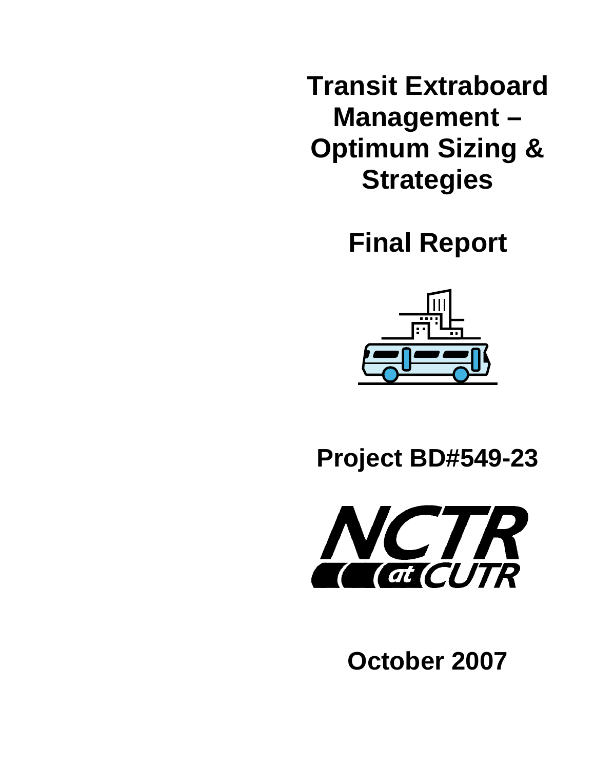# Transit Extraboard Management – Optimum Sizing & Strategies

## Final Report

**Project BD#549-23**

NCTR at CUTR

**October 2007**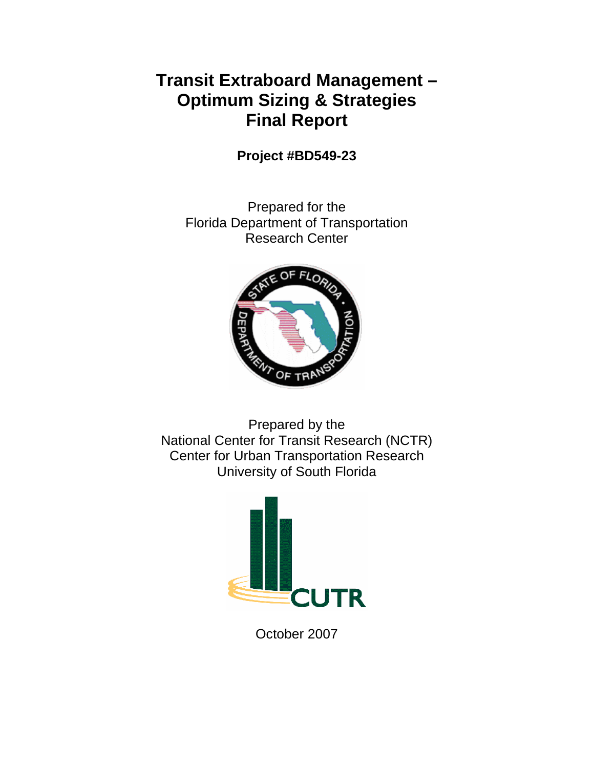# Transit Extraboard Management – Optimum Sizing & Strategies Final Report

**Project #BD549-23**

Prepared for the
Florida Department of Transportation
Research Center

Prepared by the
National Center for Transit Research (NCTR)
Center for Urban Transportation Research
University of South Florida

October 2007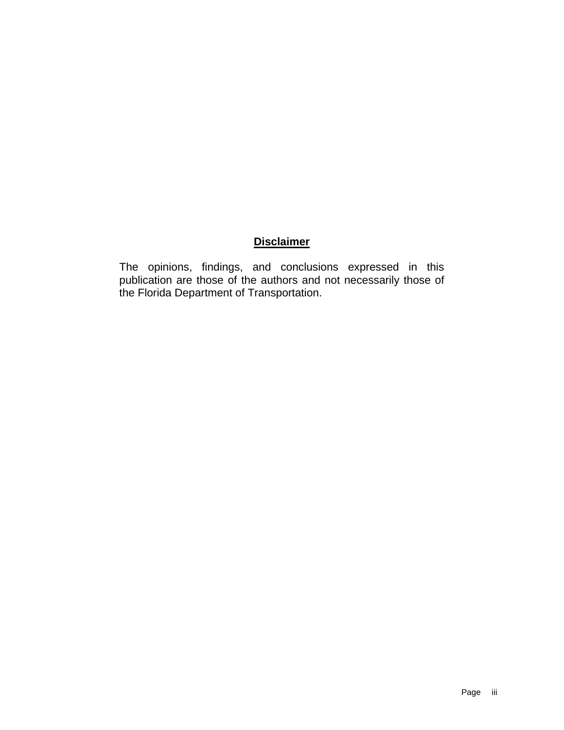## Disclaimer

The opinions, findings, and conclusions expressed in this publication are those of the authors and not necessarily those of the Florida Department of Transportation.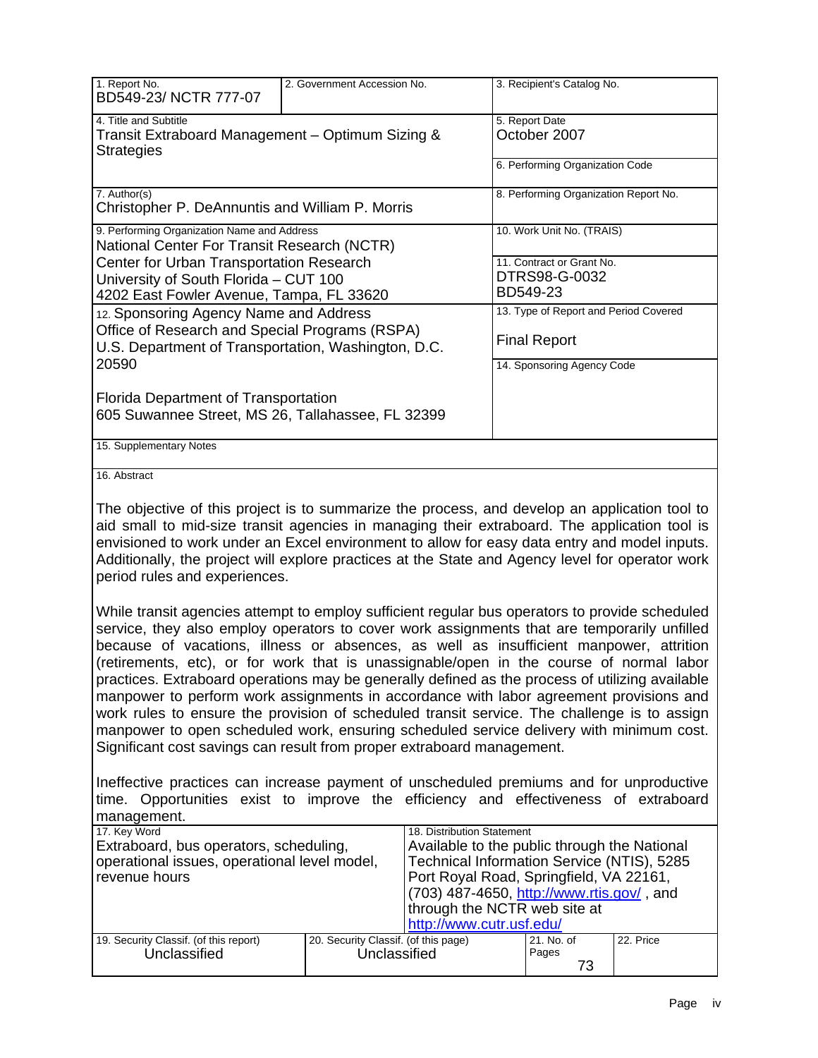| 1. Report No.<br>BD549-23/ NCTR 777-07 | 2. Government Accession No. | 3. Recipient's Catalog No. |
|---|---|---|
| 4. Title and Subtitle<br>Transit Extraboard Management – Optimum Sizing & Strategies | | 5. Report Date<br>October 2007 |
| | | 6. Performing Organization Code |
| 7. Author(s)<br>Christopher P. DeAnnuntis and William P. Morris | | 8. Performing Organization Report No. |
| 9. Performing Organization Name and Address<br>National Center For Transit Research (NCTR)<br>Center for Urban Transportation Research<br>University of South Florida – CUT 100<br>4202 East Fowler Avenue, Tampa, FL 33620 | | 10. Work Unit No. (TRAIS) |
| | | 11. Contract or Grant No.<br>DTRS98-G-0032<br>BD549-23 |
| 12. Sponsoring Agency Name and Address<br>Office of Research and Special Programs (RSPA)<br>U.S. Department of Transportation, Washington, D.C. 20590<br><br>Florida Department of Transportation<br>605 Suwannee Street, MS 26, Tallahassee, FL 32399 | | 13. Type of Report and Period Covered<br>Final Report |
| | | 14. Sponsoring Agency Code |
| 15. Supplementary Notes | | |

16. Abstract

The objective of this project is to summarize the process, and develop an application tool to aid small to mid-size transit agencies in managing their extraboard. The application tool is envisioned to work under an Excel environment to allow for easy data entry and model inputs. Additionally, the project will explore practices at the State and Agency level for operator work period rules and experiences.

While transit agencies attempt to employ sufficient regular bus operators to provide scheduled service, they also employ operators to cover work assignments that are temporarily unfilled because of vacations, illness or absences, as well as insufficient manpower, attrition (retirements, etc), or for work that is unassignable/open in the course of normal labor practices. Extraboard operations may be generally defined as the process of utilizing available manpower to perform work assignments in accordance with labor agreement provisions and work rules to ensure the provision of scheduled transit service. The challenge is to assign manpower to open scheduled work, ensuring scheduled service delivery with minimum cost. Significant cost savings can result from proper extraboard management.

Ineffective practices can increase payment of unscheduled premiums and for unproductive time. Opportunities exist to improve the efficiency and effectiveness of extraboard management.

| 17. Key Word<br>Extraboard, bus operators, scheduling, operational issues, operational level model, revenue hours | | 18. Distribution Statement<br>Available to the public through the National Technical Information Service (NTIS), 5285 Port Royal Road, Springfield, VA 22161, (703) 487-4650, http://www.rtis.gov/ , and through the NCTR web site at http://www.cutr.usf.edu/ | |
|---|---|---|---|
| 19. Security Classif. (of this report)<br>Unclassified | 20. Security Classif. (of this page)<br>Unclassified | 21. No. of Pages<br>73 | 22. Price |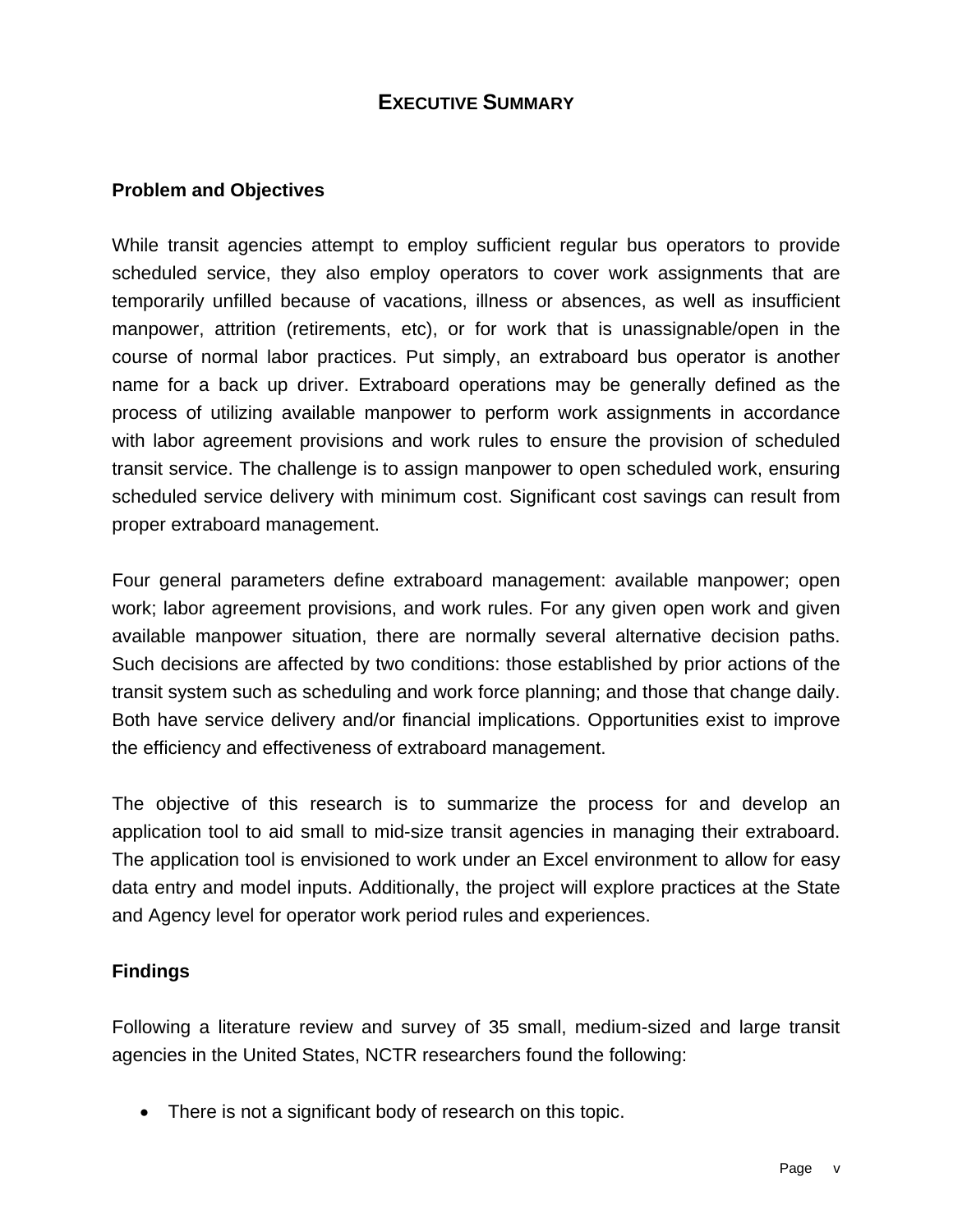# EXECUTIVE SUMMARY

## Problem and Objectives

While transit agencies attempt to employ sufficient regular bus operators to provide scheduled service, they also employ operators to cover work assignments that are temporarily unfilled because of vacations, illness or absences, as well as insufficient manpower, attrition (retirements, etc), or for work that is unassignable/open in the course of normal labor practices. Put simply, an extraboard bus operator is another name for a back up driver. Extraboard operations may be generally defined as the process of utilizing available manpower to perform work assignments in accordance with labor agreement provisions and work rules to ensure the provision of scheduled transit service. The challenge is to assign manpower to open scheduled work, ensuring scheduled service delivery with minimum cost. Significant cost savings can result from proper extraboard management.

Four general parameters define extraboard management: available manpower; open work; labor agreement provisions, and work rules. For any given open work and given available manpower situation, there are normally several alternative decision paths. Such decisions are affected by two conditions: those established by prior actions of the transit system such as scheduling and work force planning; and those that change daily. Both have service delivery and/or financial implications. Opportunities exist to improve the efficiency and effectiveness of extraboard management.

The objective of this research is to summarize the process for and develop an application tool to aid small to mid-size transit agencies in managing their extraboard. The application tool is envisioned to work under an Excel environment to allow for easy data entry and model inputs. Additionally, the project will explore practices at the State and Agency level for operator work period rules and experiences.

## Findings

Following a literature review and survey of 35 small, medium-sized and large transit agencies in the United States, NCTR researchers found the following:

- There is not a significant body of research on this topic.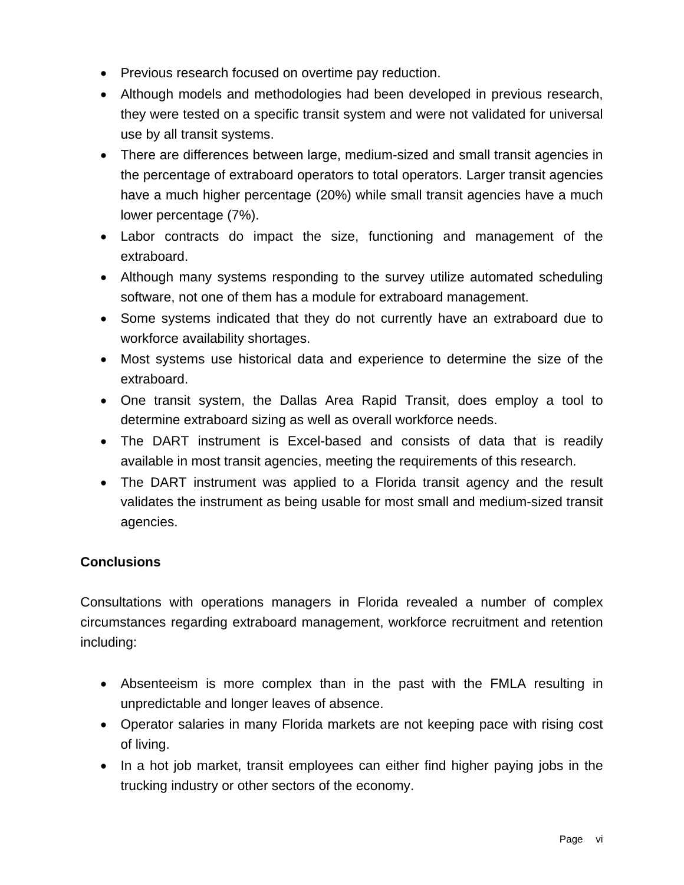- Previous research focused on overtime pay reduction.
- Although models and methodologies had been developed in previous research, they were tested on a specific transit system and were not validated for universal use by all transit systems.
- There are differences between large, medium-sized and small transit agencies in the percentage of extraboard operators to total operators. Larger transit agencies have a much higher percentage (20%) while small transit agencies have a much lower percentage (7%).
- Labor contracts do impact the size, functioning and management of the extraboard.
- Although many systems responding to the survey utilize automated scheduling software, not one of them has a module for extraboard management.
- Some systems indicated that they do not currently have an extraboard due to workforce availability shortages.
- Most systems use historical data and experience to determine the size of the extraboard.
- One transit system, the Dallas Area Rapid Transit, does employ a tool to determine extraboard sizing as well as overall workforce needs.
- The DART instrument is Excel-based and consists of data that is readily available in most transit agencies, meeting the requirements of this research.
- The DART instrument was applied to a Florida transit agency and the result validates the instrument as being usable for most small and medium-sized transit agencies.

**Conclusions**

Consultations with operations managers in Florida revealed a number of complex circumstances regarding extraboard management, workforce recruitment and retention including:

- Absenteeism is more complex than in the past with the FMLA resulting in unpredictable and longer leaves of absence.
- Operator salaries in many Florida markets are not keeping pace with rising cost of living.
- In a hot job market, transit employees can either find higher paying jobs in the trucking industry or other sectors of the economy.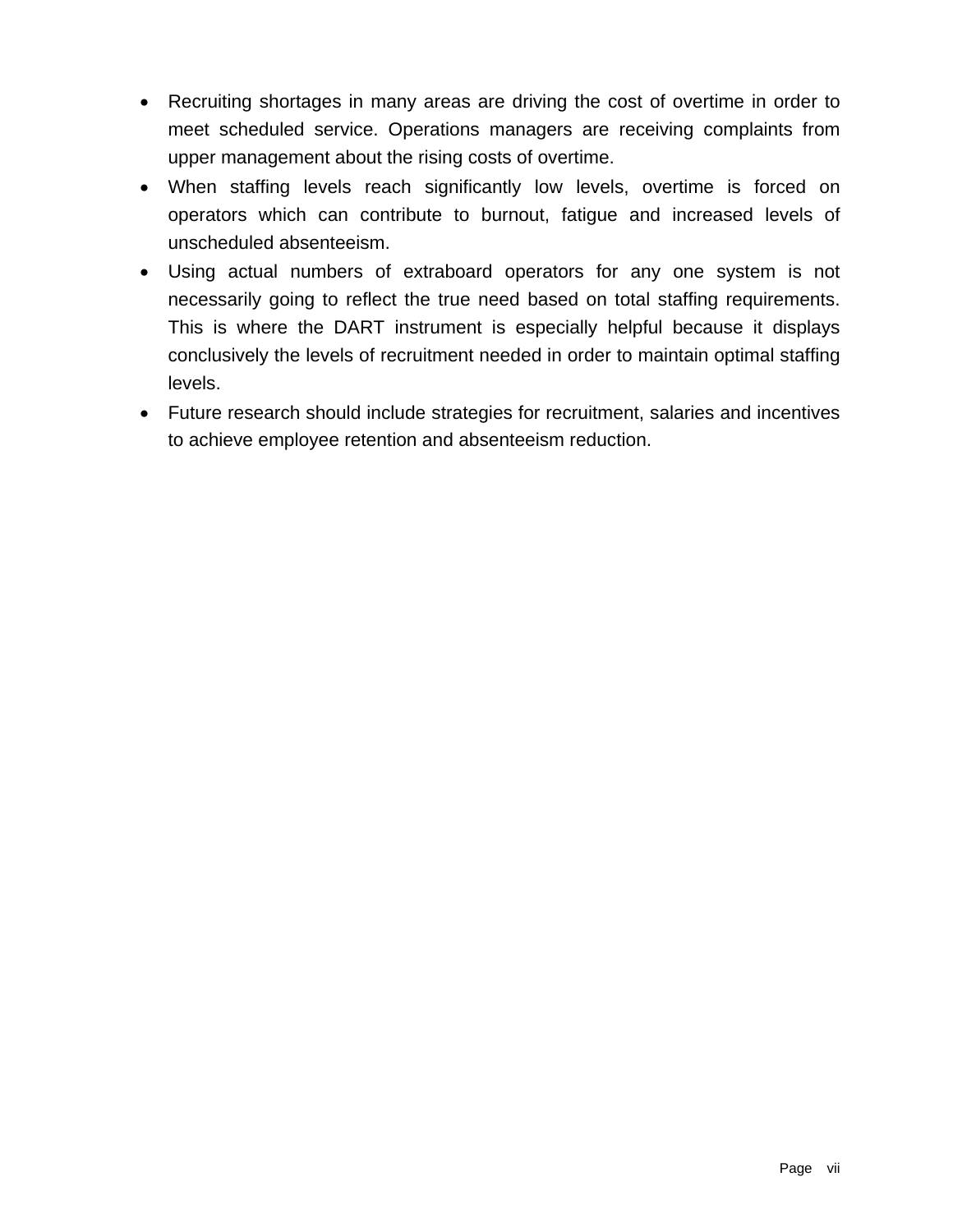- Recruiting shortages in many areas are driving the cost of overtime in order to meet scheduled service. Operations managers are receiving complaints from upper management about the rising costs of overtime.
- When staffing levels reach significantly low levels, overtime is forced on operators which can contribute to burnout, fatigue and increased levels of unscheduled absenteeism.
- Using actual numbers of extraboard operators for any one system is not necessarily going to reflect the true need based on total staffing requirements. This is where the DART instrument is especially helpful because it displays conclusively the levels of recruitment needed in order to maintain optimal staffing levels.
- Future research should include strategies for recruitment, salaries and incentives to achieve employee retention and absenteeism reduction.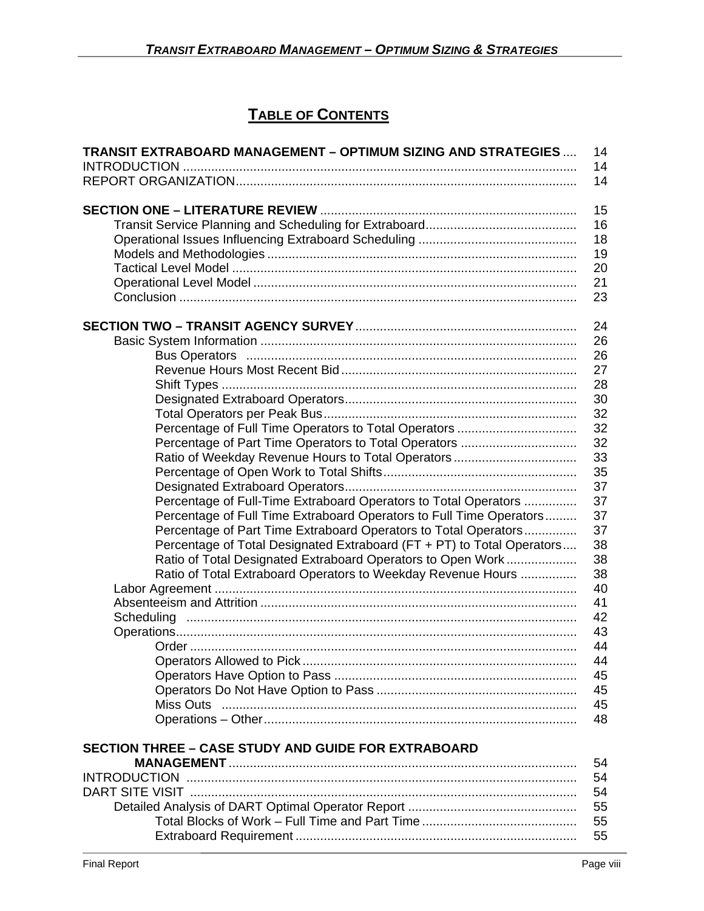# TABLE OF CONTENTS

| | |
|---|---|
| **TRANSIT EXTRABOARD MANAGEMENT – OPTIMUM SIZING AND STRATEGIES** | 14 |
| INTRODUCTION | 14 |
| REPORT ORGANIZATION | 14 |
| | |
| **SECTION ONE – LITERATURE REVIEW** | 15 |
| Transit Service Planning and Scheduling for Extraboard | 16 |
| Operational Issues Influencing Extraboard Scheduling | 18 |
| Models and Methodologies | 19 |
| Tactical Level Model | 20 |
| Operational Level Model | 21 |
| Conclusion | 23 |
| | |
| **SECTION TWO – TRANSIT AGENCY SURVEY** | 24 |
| Basic System Information | 26 |
| Bus Operators | 26 |
| Revenue Hours Most Recent Bid | 27 |
| Shift Types | 28 |
| Designated Extraboard Operators | 30 |
| Total Operators per Peak Bus | 32 |
| Percentage of Full Time Operators to Total Operators | 32 |
| Percentage of Part Time Operators to Total Operators | 32 |
| Ratio of Weekday Revenue Hours to Total Operators | 33 |
| Percentage of Open Work to Total Shifts | 35 |
| Designated Extraboard Operators | 37 |
| Percentage of Full-Time Extraboard Operators to Total Operators | 37 |
| Percentage of Full Time Extraboard Operators to Full Time Operators | 37 |
| Percentage of Part Time Extraboard Operators to Total Operators | 37 |
| Percentage of Total Designated Extraboard (FT + PT) to Total Operators | 38 |
| Ratio of Total Designated Extraboard Operators to Open Work | 38 |
| Ratio of Total Extraboard Operators to Weekday Revenue Hours | 38 |
| Labor Agreement | 40 |
| Absenteeism and Attrition | 41 |
| Scheduling | 42 |
| Operations | 43 |
| Order | 44 |
| Operators Allowed to Pick | 44 |
| Operators Have Option to Pass | 45 |
| Operators Do Not Have Option to Pass | 45 |
| Miss Outs | 45 |
| Operations – Other | 48 |
| | |
| **SECTION THREE – CASE STUDY AND GUIDE FOR EXTRABOARD MANAGEMENT** | 54 |
| INTRODUCTION | 54 |
| DART SITE VISIT | 54 |
| Detailed Analysis of DART Optimal Operator Report | 55 |
| Total Blocks of Work – Full Time and Part Time | 55 |
| Extraboard Requirement | 55 |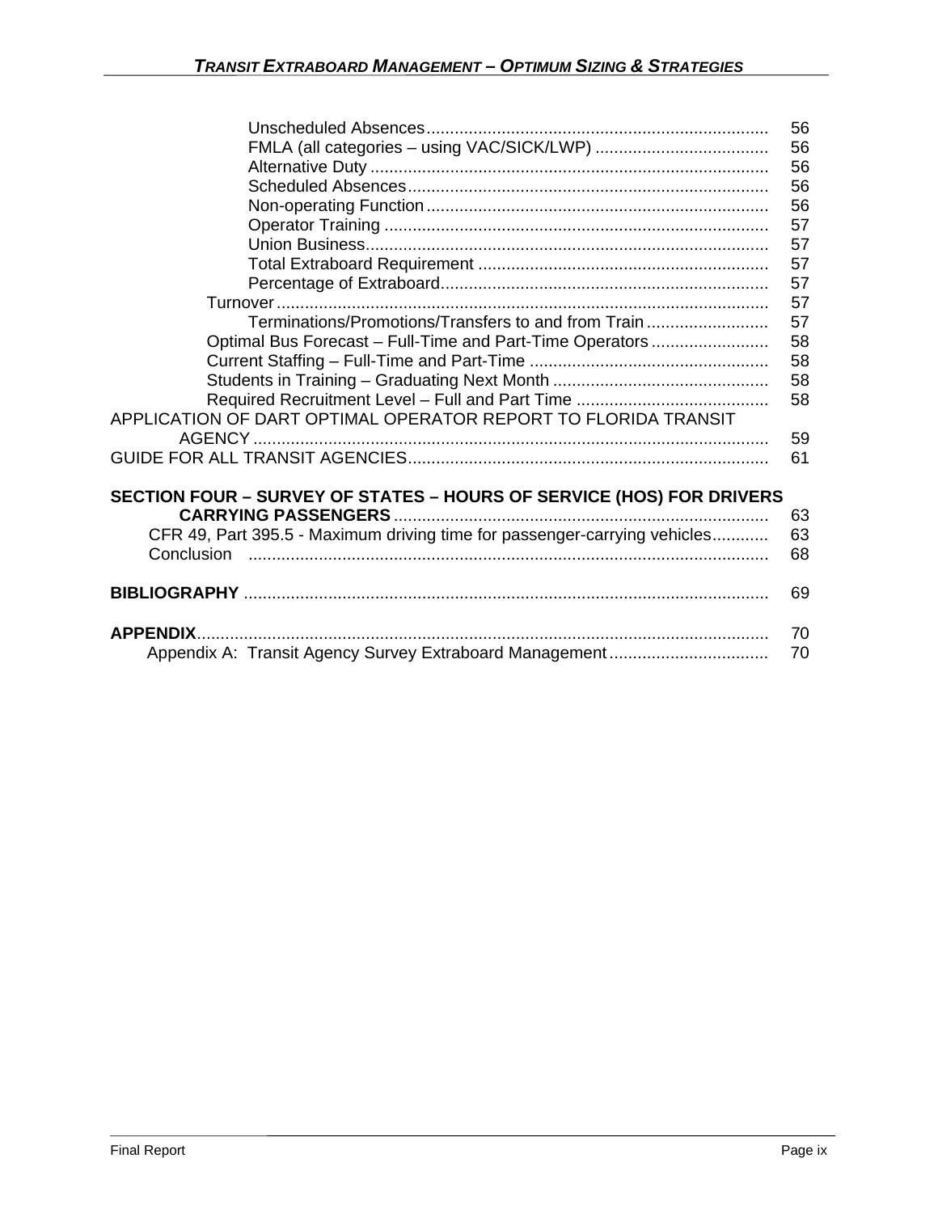Unscheduled Absences ........................................................................ 56
FMLA (all categories – using VAC/SICK/LWP) ..................................... 56
Alternative Duty ..................................................................................... 56
Scheduled Absences ............................................................................ 56
Non-operating Function ......................................................................... 56
Operator Training .................................................................................. 57
Union Business...................................................................................... 57
Total Extraboard Requirement .............................................................. 57
Percentage of Extraboard...................................................................... 57

Turnover ......................................................................................................... 57

Terminations/Promotions/Transfers to and from Train .......................... 57

Optimal Bus Forecast – Full-Time and Part-Time Operators ......................... 58
Current Staffing – Full-Time and Part-Time ................................................... 58
Students in Training – Graduating Next Month .............................................. 58
Required Recruitment Level – Full and Part Time ......................................... 58

APPLICATION OF DART OPTIMAL OPERATOR REPORT TO FLORIDA TRANSIT AGENCY ............................................................................................................ 59

GUIDE FOR ALL TRANSIT AGENCIES............................................................................ 61

**SECTION FOUR – SURVEY OF STATES – HOURS OF SERVICE (HOS) FOR DRIVERS CARRYING PASSENGERS** ............................................................................... 63

CFR 49, Part 395.5 - Maximum driving time for passenger-carrying vehicles............ 63
Conclusion .............................................................................................................. 68

**BIBLIOGRAPHY** ............................................................................................................... 69

**APPENDIX**......................................................................................................................... 70

Appendix A: Transit Agency Survey Extraboard Management ................................. 70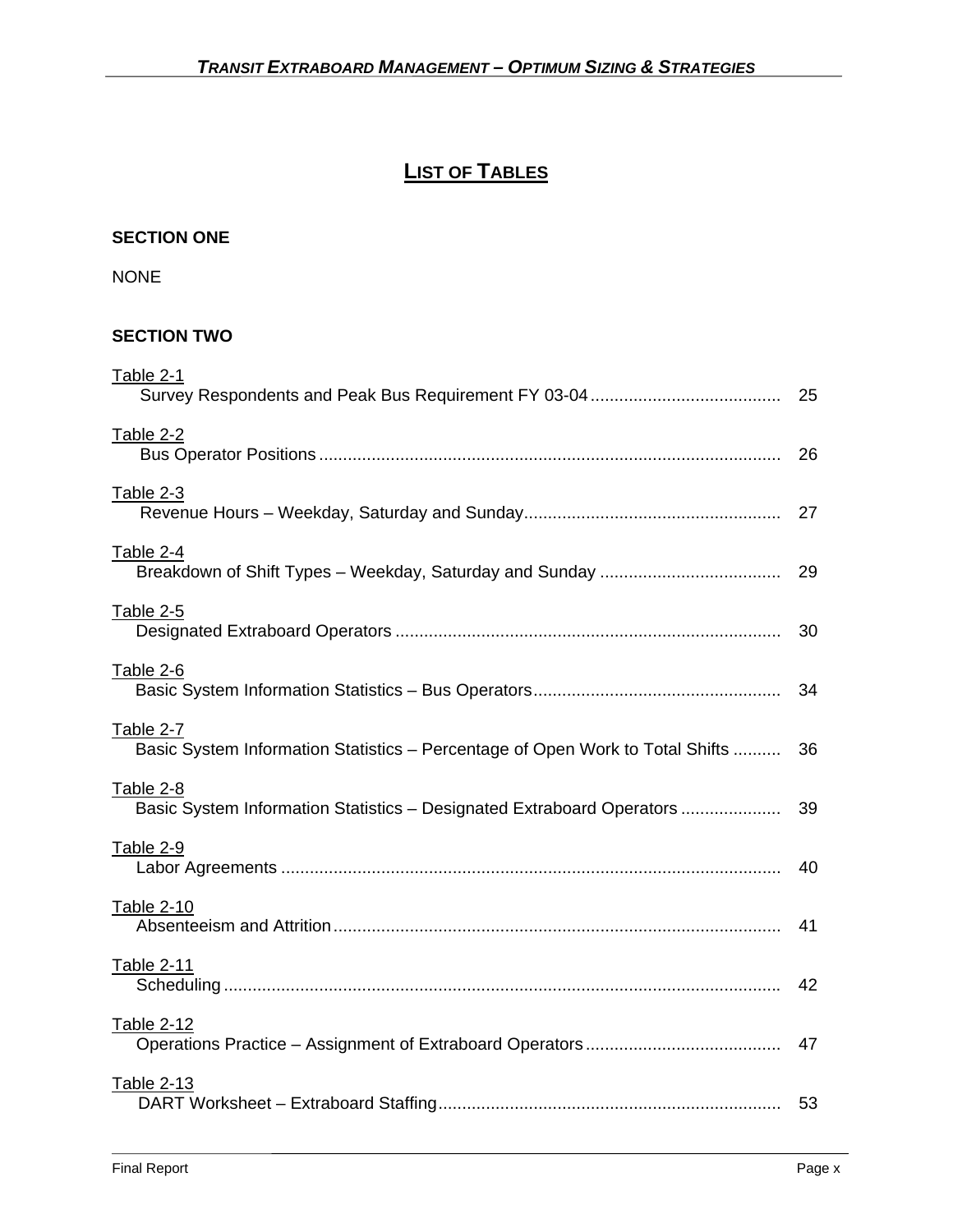# LIST OF TABLES

**SECTION ONE**

NONE

**SECTION TWO**

Table 2-1
Survey Respondents and Peak Bus Requirement FY 03-04 ........................................ 25

Table 2-2
Bus Operator Positions ................................................................................................ 26

Table 2-3
Revenue Hours – Weekday, Saturday and Sunday...................................................... 27

Table 2-4
Breakdown of Shift Types – Weekday, Saturday and Sunday ..................................... 29

Table 2-5
Designated Extraboard Operators ................................................................................ 30

Table 2-6
Basic System Information Statistics – Bus Operators................................................... 34

Table 2-7
Basic System Information Statistics – Percentage of Open Work to Total Shifts .......... 36

Table 2-8
Basic System Information Statistics – Designated Extraboard Operators .................... 39

Table 2-9
Labor Agreements ........................................................................................................ 40

Table 2-10
Absenteeism and Attrition............................................................................................. 41

Table 2-11
Scheduling .................................................................................................................... 42

Table 2-12
Operations Practice – Assignment of Extraboard Operators......................................... 47

Table 2-13
DART Worksheet – Extraboard Staffing........................................................................ 53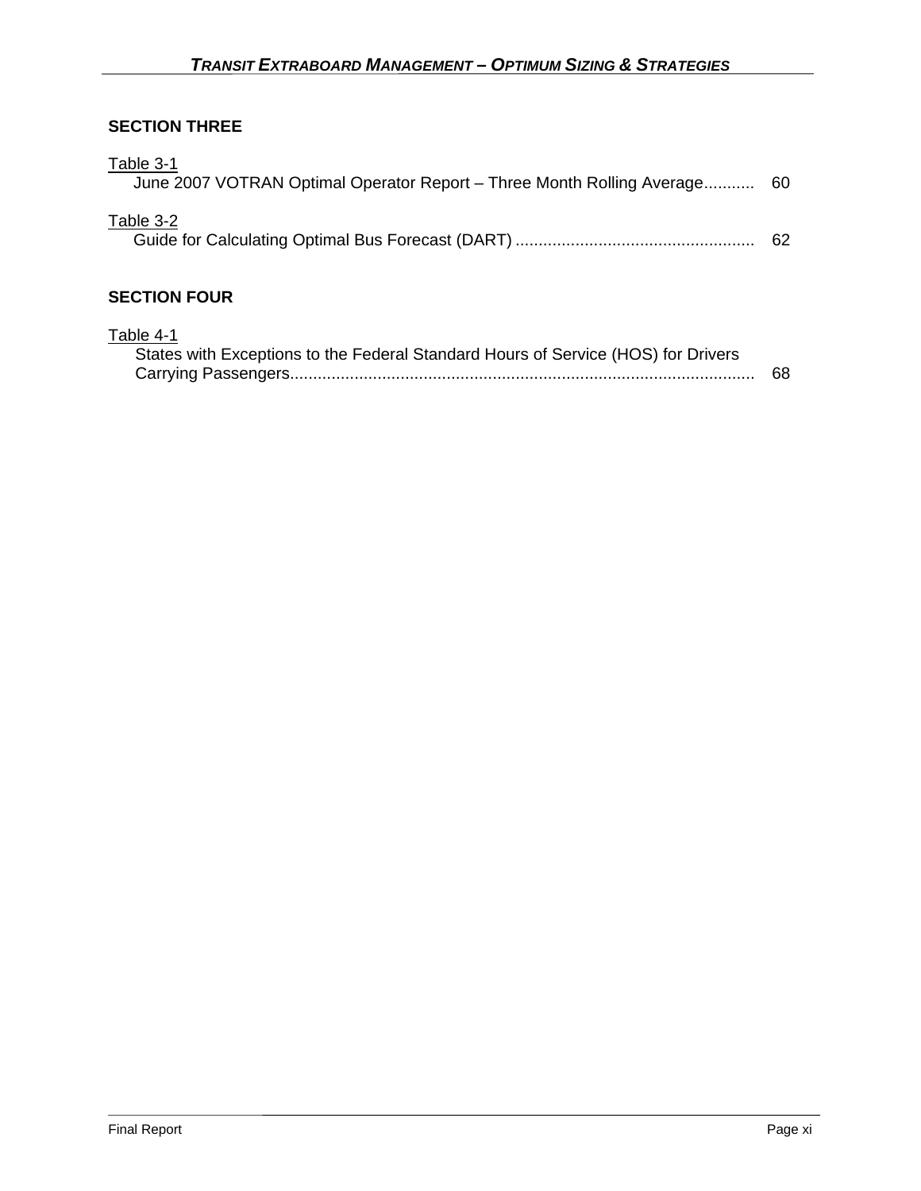## SECTION THREE

Table 3-1
June 2007 VOTRAN Optimal Operator Report – Three Month Rolling Average........... 60

Table 3-2
Guide for Calculating Optimal Bus Forecast (DART) .................................................... 62

## SECTION FOUR

Table 4-1
States with Exceptions to the Federal Standard Hours of Service (HOS) for Drivers Carrying Passengers..................................................................................................... 68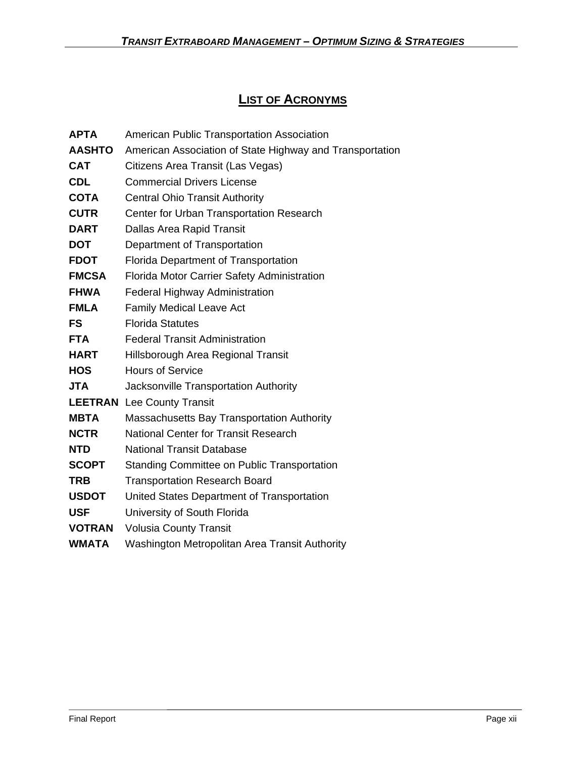## LIST OF ACRONYMS

| | |
|---|---|
| **APTA** | American Public Transportation Association |
| **AASHTO** | American Association of State Highway and Transportation |
| **CAT** | Citizens Area Transit (Las Vegas) |
| **CDL** | Commercial Drivers License |
| **COTA** | Central Ohio Transit Authority |
| **CUTR** | Center for Urban Transportation Research |
| **DART** | Dallas Area Rapid Transit |
| **DOT** | Department of Transportation |
| **FDOT** | Florida Department of Transportation |
| **FMCSA** | Florida Motor Carrier Safety Administration |
| **FHWA** | Federal Highway Administration |
| **FMLA** | Family Medical Leave Act |
| **FS** | Florida Statutes |
| **FTA** | Federal Transit Administration |
| **HART** | Hillsborough Area Regional Transit |
| **HOS** | Hours of Service |
| **JTA** | Jacksonville Transportation Authority |
| **LEETRAN** | Lee County Transit |
| **MBTA** | Massachusetts Bay Transportation Authority |
| **NCTR** | National Center for Transit Research |
| **NTD** | National Transit Database |
| **SCOPT** | Standing Committee on Public Transportation |
| **TRB** | Transportation Research Board |
| **USDOT** | United States Department of Transportation |
| **USF** | University of South Florida |
| **VOTRAN** | Volusia County Transit |
| **WMATA** | Washington Metropolitan Area Transit Authority |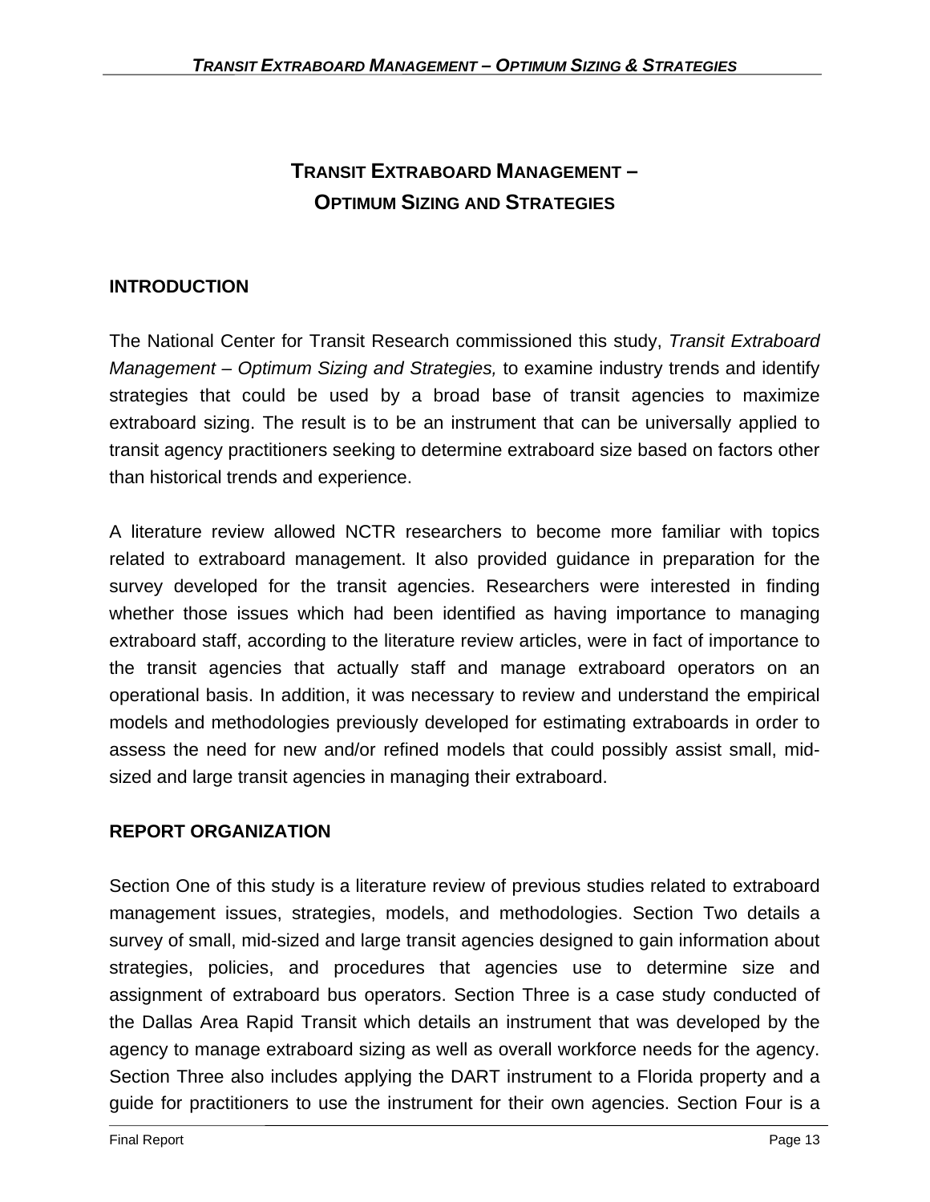# TRANSIT EXTRABOARD MANAGEMENT – OPTIMUM SIZING AND STRATEGIES

## INTRODUCTION

The National Center for Transit Research commissioned this study, *Transit Extraboard Management – Optimum Sizing and Strategies,* to examine industry trends and identify strategies that could be used by a broad base of transit agencies to maximize extraboard sizing. The result is to be an instrument that can be universally applied to transit agency practitioners seeking to determine extraboard size based on factors other than historical trends and experience.

A literature review allowed NCTR researchers to become more familiar with topics related to extraboard management. It also provided guidance in preparation for the survey developed for the transit agencies. Researchers were interested in finding whether those issues which had been identified as having importance to managing extraboard staff, according to the literature review articles, were in fact of importance to the transit agencies that actually staff and manage extraboard operators on an operational basis. In addition, it was necessary to review and understand the empirical models and methodologies previously developed for estimating extraboards in order to assess the need for new and/or refined models that could possibly assist small, mid-sized and large transit agencies in managing their extraboard.

## REPORT ORGANIZATION

Section One of this study is a literature review of previous studies related to extraboard management issues, strategies, models, and methodologies. Section Two details a survey of small, mid-sized and large transit agencies designed to gain information about strategies, policies, and procedures that agencies use to determine size and assignment of extraboard bus operators. Section Three is a case study conducted of the Dallas Area Rapid Transit which details an instrument that was developed by the agency to manage extraboard sizing as well as overall workforce needs for the agency. Section Three also includes applying the DART instrument to a Florida property and a guide for practitioners to use the instrument for their own agencies. Section Four is a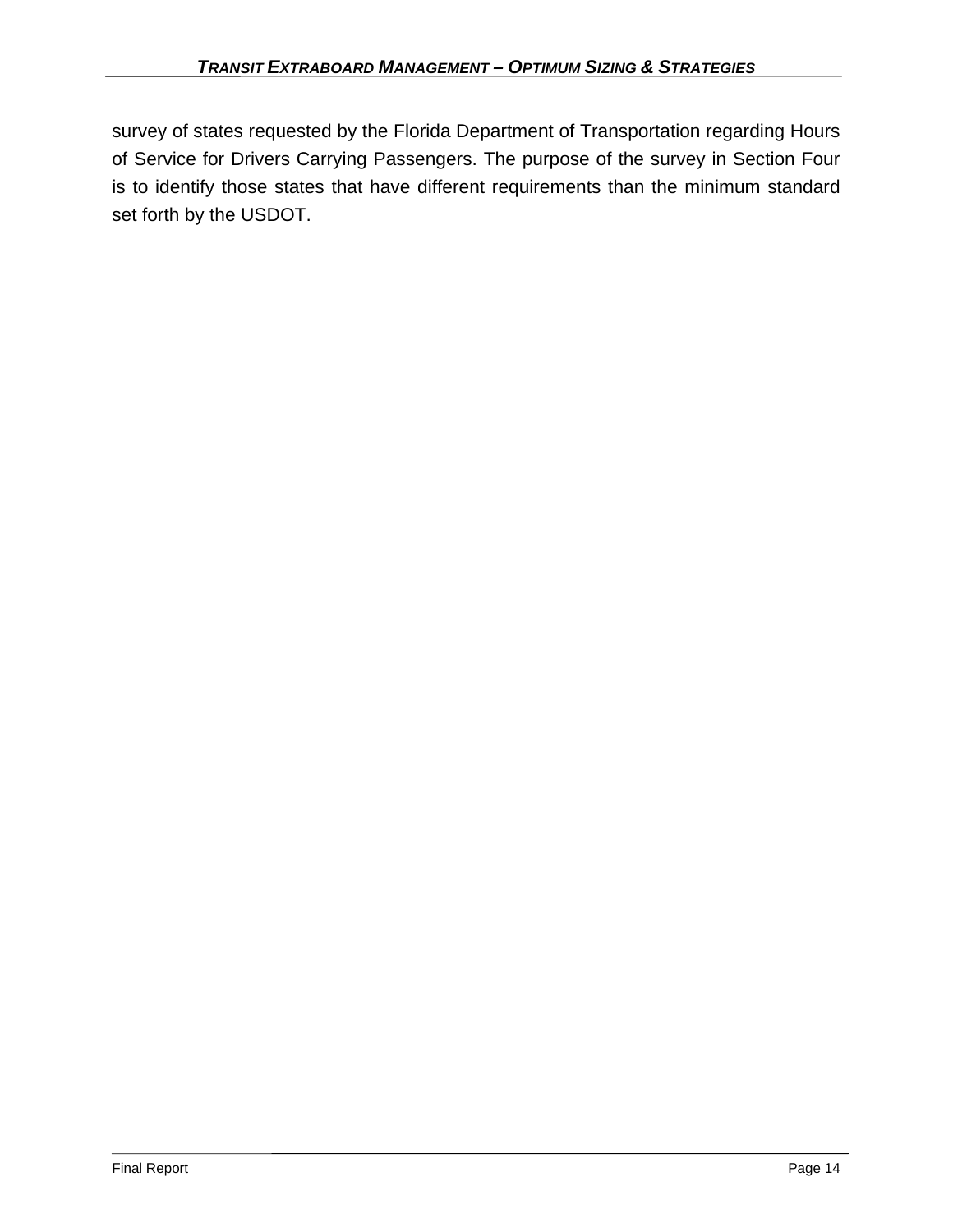survey of states requested by the Florida Department of Transportation regarding Hours of Service for Drivers Carrying Passengers. The purpose of the survey in Section Four is to identify those states that have different requirements than the minimum standard set forth by the USDOT.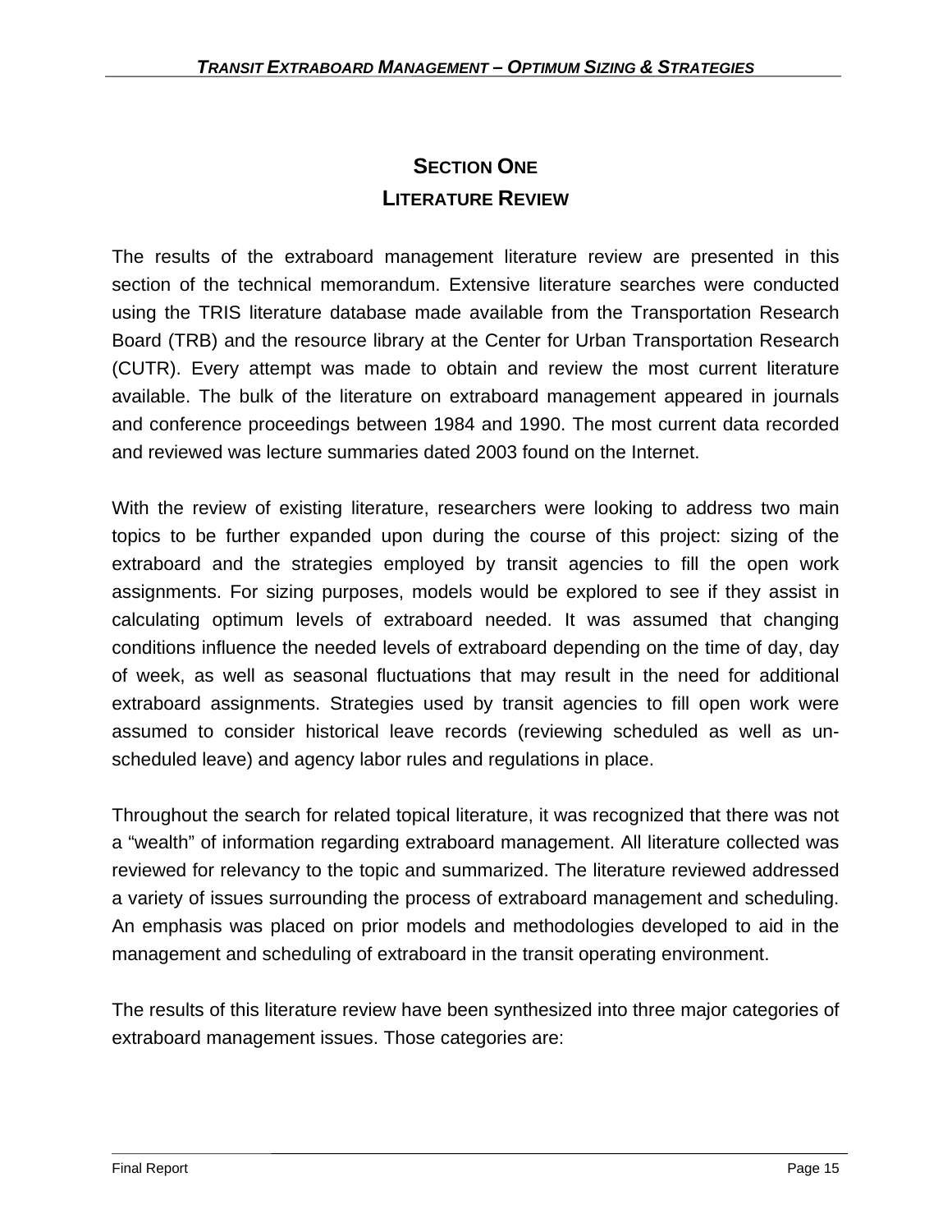# SECTION ONE
## LITERATURE REVIEW

The results of the extraboard management literature review are presented in this section of the technical memorandum. Extensive literature searches were conducted using the TRIS literature database made available from the Transportation Research Board (TRB) and the resource library at the Center for Urban Transportation Research (CUTR). Every attempt was made to obtain and review the most current literature available. The bulk of the literature on extraboard management appeared in journals and conference proceedings between 1984 and 1990. The most current data recorded and reviewed was lecture summaries dated 2003 found on the Internet.

With the review of existing literature, researchers were looking to address two main topics to be further expanded upon during the course of this project: sizing of the extraboard and the strategies employed by transit agencies to fill the open work assignments. For sizing purposes, models would be explored to see if they assist in calculating optimum levels of extraboard needed. It was assumed that changing conditions influence the needed levels of extraboard depending on the time of day, day of week, as well as seasonal fluctuations that may result in the need for additional extraboard assignments. Strategies used by transit agencies to fill open work were assumed to consider historical leave records (reviewing scheduled as well as un-scheduled leave) and agency labor rules and regulations in place.

Throughout the search for related topical literature, it was recognized that there was not a "wealth" of information regarding extraboard management. All literature collected was reviewed for relevancy to the topic and summarized. The literature reviewed addressed a variety of issues surrounding the process of extraboard management and scheduling. An emphasis was placed on prior models and methodologies developed to aid in the management and scheduling of extraboard in the transit operating environment.

The results of this literature review have been synthesized into three major categories of extraboard management issues. Those categories are: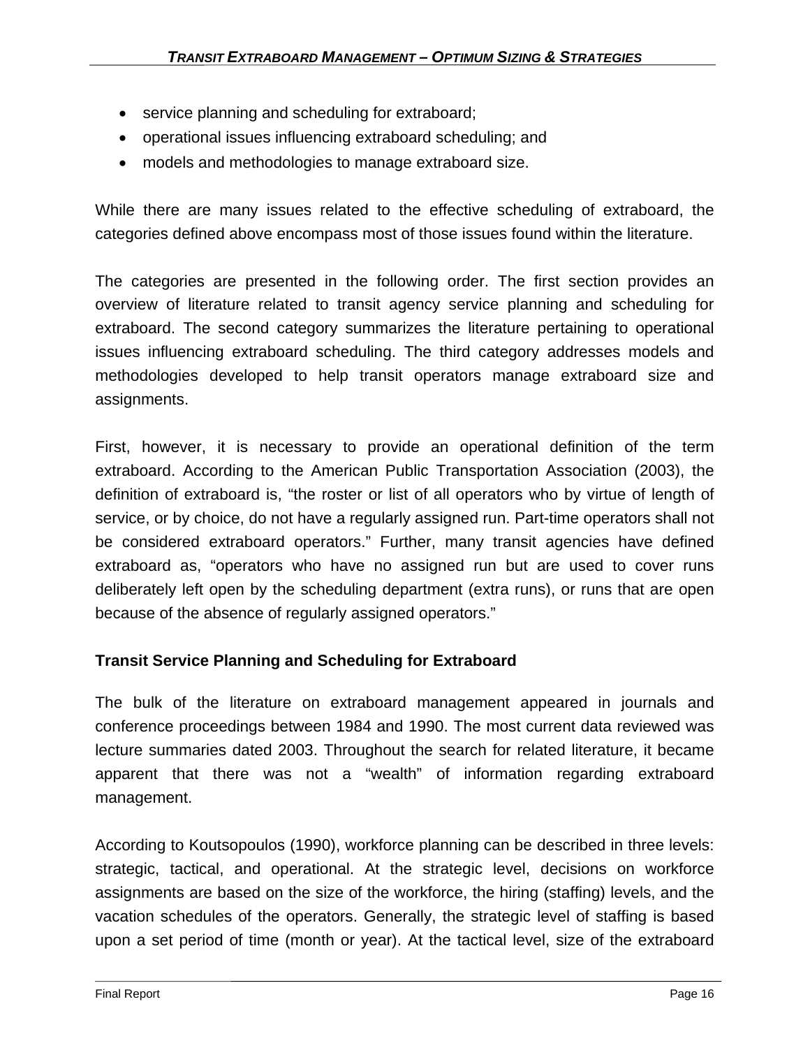- service planning and scheduling for extraboard;
- operational issues influencing extraboard scheduling; and
- models and methodologies to manage extraboard size.

While there are many issues related to the effective scheduling of extraboard, the categories defined above encompass most of those issues found within the literature.

The categories are presented in the following order. The first section provides an overview of literature related to transit agency service planning and scheduling for extraboard. The second category summarizes the literature pertaining to operational issues influencing extraboard scheduling. The third category addresses models and methodologies developed to help transit operators manage extraboard size and assignments.

First, however, it is necessary to provide an operational definition of the term extraboard. According to the American Public Transportation Association (2003), the definition of extraboard is, "the roster or list of all operators who by virtue of length of service, or by choice, do not have a regularly assigned run. Part-time operators shall not be considered extraboard operators." Further, many transit agencies have defined extraboard as, "operators who have no assigned run but are used to cover runs deliberately left open by the scheduling department (extra runs), or runs that are open because of the absence of regularly assigned operators."

## Transit Service Planning and Scheduling for Extraboard

The bulk of the literature on extraboard management appeared in journals and conference proceedings between 1984 and 1990. The most current data reviewed was lecture summaries dated 2003. Throughout the search for related literature, it became apparent that there was not a "wealth" of information regarding extraboard management.

According to Koutsopoulos (1990), workforce planning can be described in three levels: strategic, tactical, and operational. At the strategic level, decisions on workforce assignments are based on the size of the workforce, the hiring (staffing) levels, and the vacation schedules of the operators. Generally, the strategic level of staffing is based upon a set period of time (month or year). At the tactical level, size of the extraboard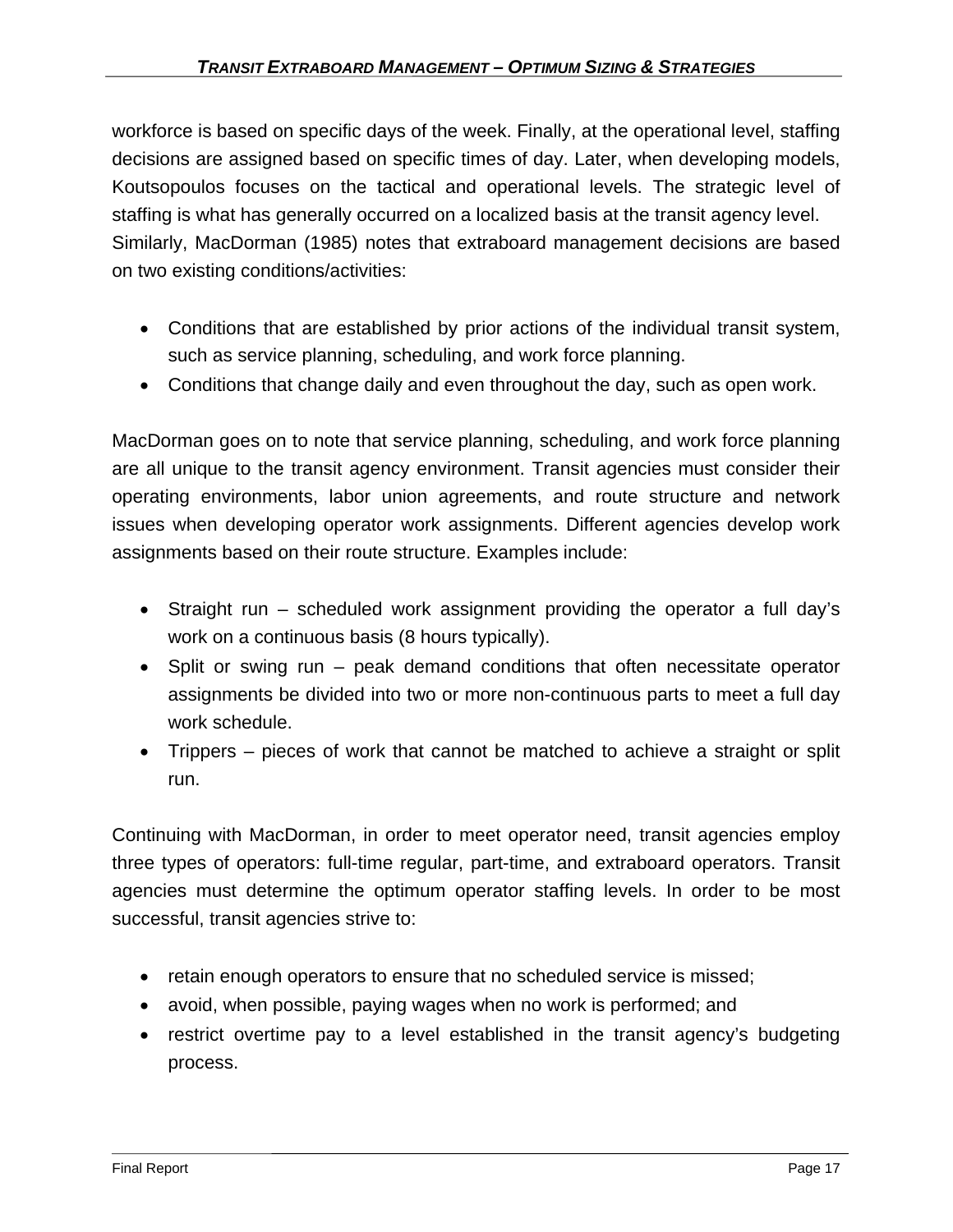workforce is based on specific days of the week. Finally, at the operational level, staffing decisions are assigned based on specific times of day. Later, when developing models, Koutsopoulos focuses on the tactical and operational levels. The strategic level of staffing is what has generally occurred on a localized basis at the transit agency level.
Similarly, MacDorman (1985) notes that extraboard management decisions are based on two existing conditions/activities:

- Conditions that are established by prior actions of the individual transit system, such as service planning, scheduling, and work force planning.
- Conditions that change daily and even throughout the day, such as open work.

MacDorman goes on to note that service planning, scheduling, and work force planning are all unique to the transit agency environment. Transit agencies must consider their operating environments, labor union agreements, and route structure and network issues when developing operator work assignments. Different agencies develop work assignments based on their route structure. Examples include:

- Straight run – scheduled work assignment providing the operator a full day's work on a continuous basis (8 hours typically).
- Split or swing run – peak demand conditions that often necessitate operator assignments be divided into two or more non-continuous parts to meet a full day work schedule.
- Trippers – pieces of work that cannot be matched to achieve a straight or split run.

Continuing with MacDorman, in order to meet operator need, transit agencies employ three types of operators: full-time regular, part-time, and extraboard operators. Transit agencies must determine the optimum operator staffing levels. In order to be most successful, transit agencies strive to:

- retain enough operators to ensure that no scheduled service is missed;
- avoid, when possible, paying wages when no work is performed; and
- restrict overtime pay to a level established in the transit agency's budgeting process.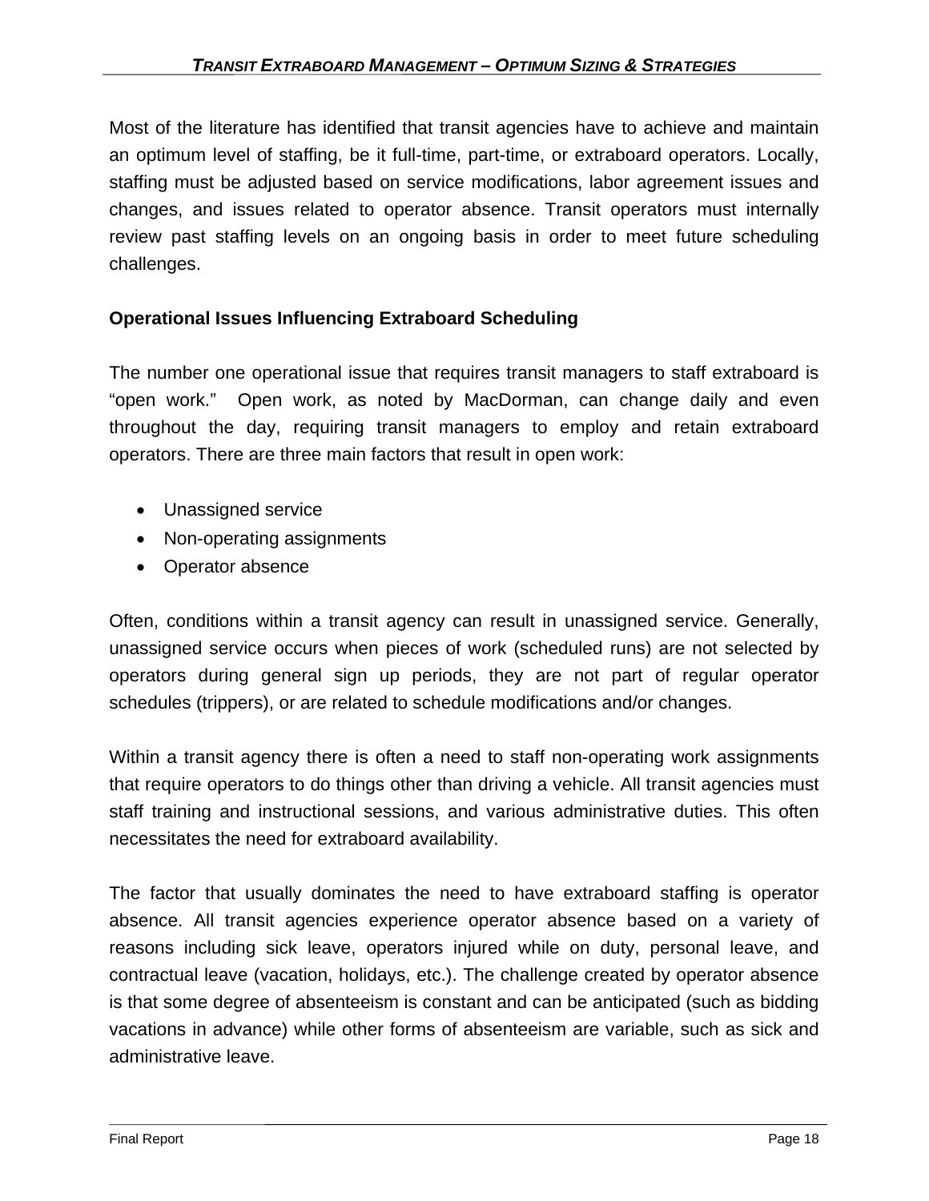Most of the literature has identified that transit agencies have to achieve and maintain an optimum level of staffing, be it full-time, part-time, or extraboard operators. Locally, staffing must be adjusted based on service modifications, labor agreement issues and changes, and issues related to operator absence. Transit operators must internally review past staffing levels on an ongoing basis in order to meet future scheduling challenges.

**Operational Issues Influencing Extraboard Scheduling**

The number one operational issue that requires transit managers to staff extraboard is "open work." Open work, as noted by MacDorman, can change daily and even throughout the day, requiring transit managers to employ and retain extraboard operators. There are three main factors that result in open work:

- Unassigned service
- Non-operating assignments
- Operator absence

Often, conditions within a transit agency can result in unassigned service. Generally, unassigned service occurs when pieces of work (scheduled runs) are not selected by operators during general sign up periods, they are not part of regular operator schedules (trippers), or are related to schedule modifications and/or changes.

Within a transit agency there is often a need to staff non-operating work assignments that require operators to do things other than driving a vehicle. All transit agencies must staff training and instructional sessions, and various administrative duties. This often necessitates the need for extraboard availability.

The factor that usually dominates the need to have extraboard staffing is operator absence. All transit agencies experience operator absence based on a variety of reasons including sick leave, operators injured while on duty, personal leave, and contractual leave (vacation, holidays, etc.). The challenge created by operator absence is that some degree of absenteeism is constant and can be anticipated (such as bidding vacations in advance) while other forms of absenteeism are variable, such as sick and administrative leave.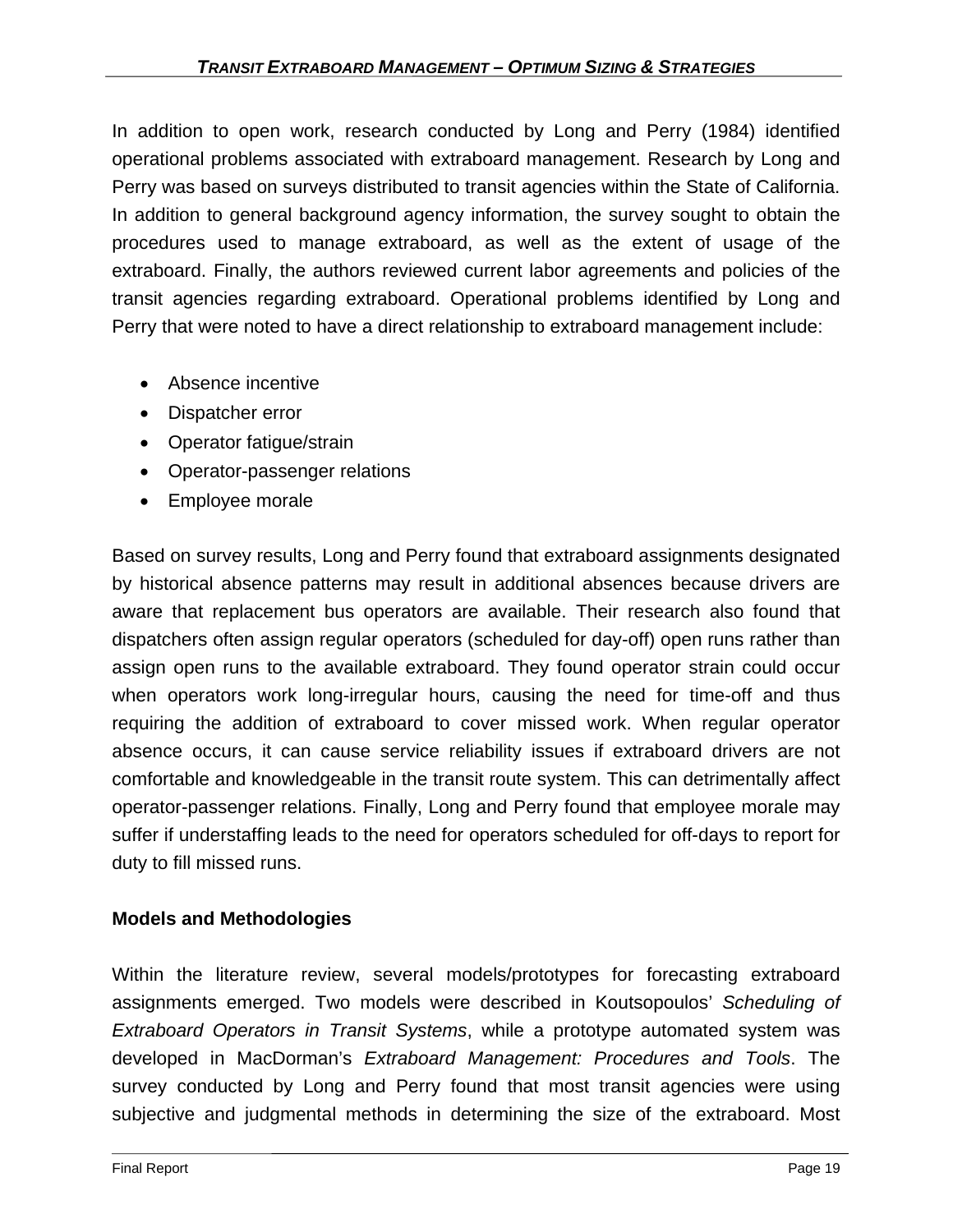In addition to open work, research conducted by Long and Perry (1984) identified operational problems associated with extraboard management. Research by Long and Perry was based on surveys distributed to transit agencies within the State of California. In addition to general background agency information, the survey sought to obtain the procedures used to manage extraboard, as well as the extent of usage of the extraboard. Finally, the authors reviewed current labor agreements and policies of the transit agencies regarding extraboard. Operational problems identified by Long and Perry that were noted to have a direct relationship to extraboard management include:

- Absence incentive
- Dispatcher error
- Operator fatigue/strain
- Operator-passenger relations
- Employee morale

Based on survey results, Long and Perry found that extraboard assignments designated by historical absence patterns may result in additional absences because drivers are aware that replacement bus operators are available. Their research also found that dispatchers often assign regular operators (scheduled for day-off) open runs rather than assign open runs to the available extraboard. They found operator strain could occur when operators work long-irregular hours, causing the need for time-off and thus requiring the addition of extraboard to cover missed work. When regular operator absence occurs, it can cause service reliability issues if extraboard drivers are not comfortable and knowledgeable in the transit route system. This can detrimentally affect operator-passenger relations. Finally, Long and Perry found that employee morale may suffer if understaffing leads to the need for operators scheduled for off-days to report for duty to fill missed runs.

**Models and Methodologies**

Within the literature review, several models/prototypes for forecasting extraboard assignments emerged. Two models were described in Koutsopoulos' *Scheduling of Extraboard Operators in Transit Systems*, while a prototype automated system was developed in MacDorman's *Extraboard Management: Procedures and Tools*. The survey conducted by Long and Perry found that most transit agencies were using subjective and judgmental methods in determining the size of the extraboard. Most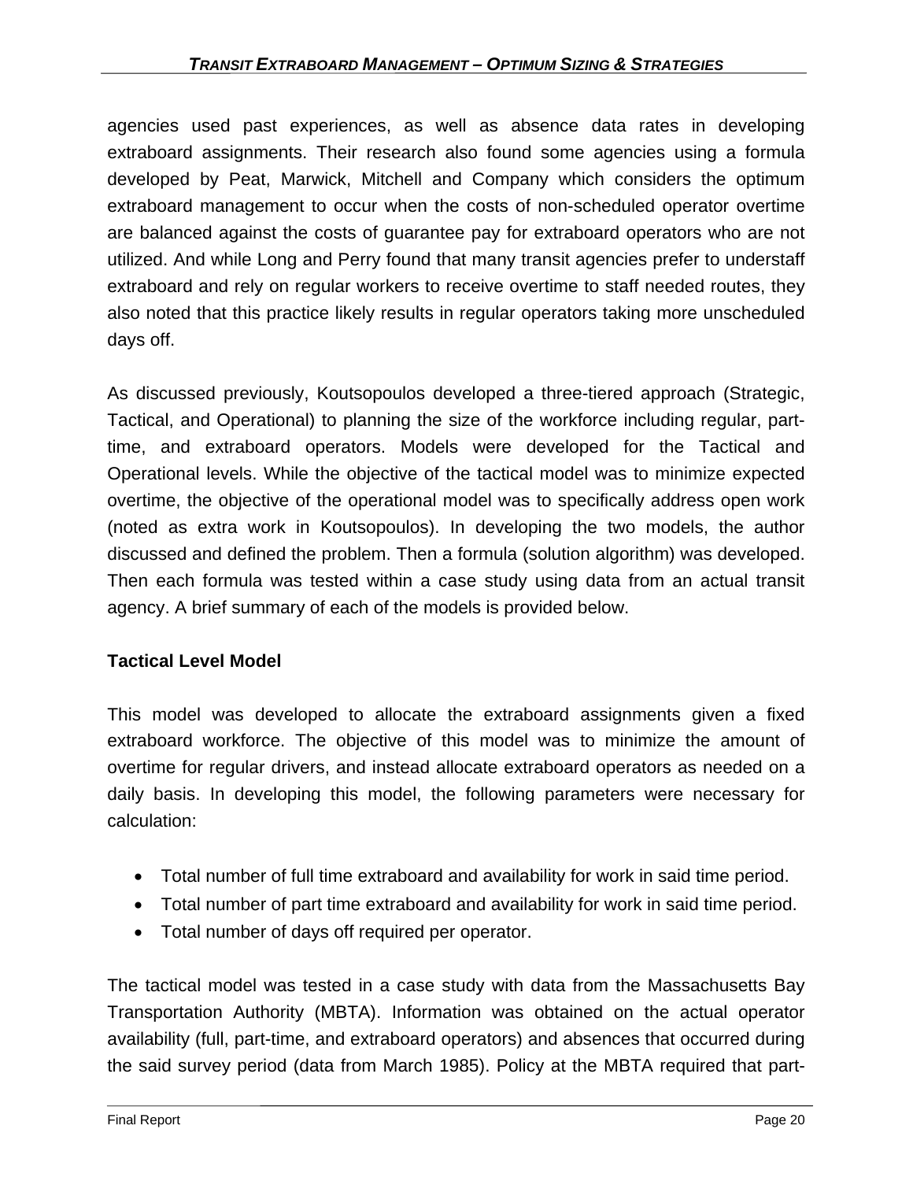agencies used past experiences, as well as absence data rates in developing extraboard assignments. Their research also found some agencies using a formula developed by Peat, Marwick, Mitchell and Company which considers the optimum extraboard management to occur when the costs of non-scheduled operator overtime are balanced against the costs of guarantee pay for extraboard operators who are not utilized. And while Long and Perry found that many transit agencies prefer to understaff extraboard and rely on regular workers to receive overtime to staff needed routes, they also noted that this practice likely results in regular operators taking more unscheduled days off.

As discussed previously, Koutsopoulos developed a three-tiered approach (Strategic, Tactical, and Operational) to planning the size of the workforce including regular, part-time, and extraboard operators. Models were developed for the Tactical and Operational levels. While the objective of the tactical model was to minimize expected overtime, the objective of the operational model was to specifically address open work (noted as extra work in Koutsopoulos). In developing the two models, the author discussed and defined the problem. Then a formula (solution algorithm) was developed. Then each formula was tested within a case study using data from an actual transit agency. A brief summary of each of the models is provided below.

**Tactical Level Model**

This model was developed to allocate the extraboard assignments given a fixed extraboard workforce. The objective of this model was to minimize the amount of overtime for regular drivers, and instead allocate extraboard operators as needed on a daily basis. In developing this model, the following parameters were necessary for calculation:

- Total number of full time extraboard and availability for work in said time period.
- Total number of part time extraboard and availability for work in said time period.
- Total number of days off required per operator.

The tactical model was tested in a case study with data from the Massachusetts Bay Transportation Authority (MBTA). Information was obtained on the actual operator availability (full, part-time, and extraboard operators) and absences that occurred during the said survey period (data from March 1985). Policy at the MBTA required that part-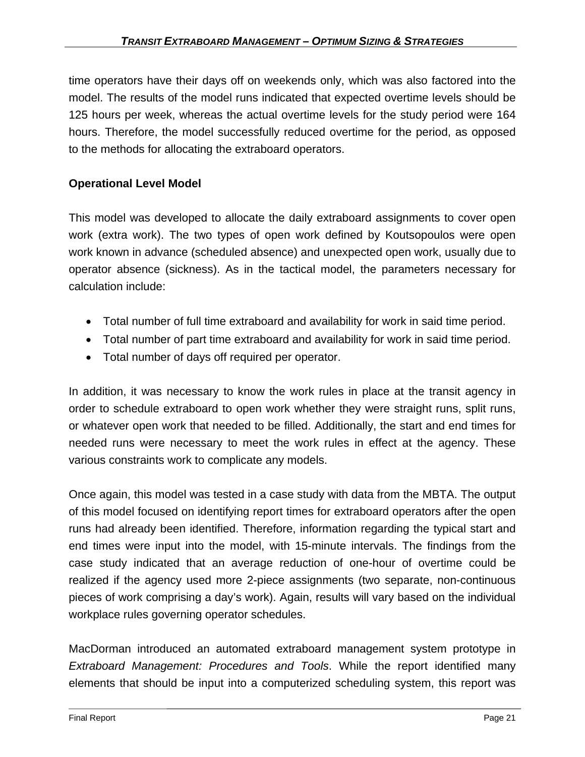time operators have their days off on weekends only, which was also factored into the model. The results of the model runs indicated that expected overtime levels should be 125 hours per week, whereas the actual overtime levels for the study period were 164 hours. Therefore, the model successfully reduced overtime for the period, as opposed to the methods for allocating the extraboard operators.

**Operational Level Model**

This model was developed to allocate the daily extraboard assignments to cover open work (extra work). The two types of open work defined by Koutsopoulos were open work known in advance (scheduled absence) and unexpected open work, usually due to operator absence (sickness). As in the tactical model, the parameters necessary for calculation include:

- Total number of full time extraboard and availability for work in said time period.
- Total number of part time extraboard and availability for work in said time period.
- Total number of days off required per operator.

In addition, it was necessary to know the work rules in place at the transit agency in order to schedule extraboard to open work whether they were straight runs, split runs, or whatever open work that needed to be filled. Additionally, the start and end times for needed runs were necessary to meet the work rules in effect at the agency. These various constraints work to complicate any models.

Once again, this model was tested in a case study with data from the MBTA. The output of this model focused on identifying report times for extraboard operators after the open runs had already been identified. Therefore, information regarding the typical start and end times were input into the model, with 15-minute intervals. The findings from the case study indicated that an average reduction of one-hour of overtime could be realized if the agency used more 2-piece assignments (two separate, non-continuous pieces of work comprising a day's work). Again, results will vary based on the individual workplace rules governing operator schedules.

MacDorman introduced an automated extraboard management system prototype in *Extraboard Management: Procedures and Tools*. While the report identified many elements that should be input into a computerized scheduling system, this report was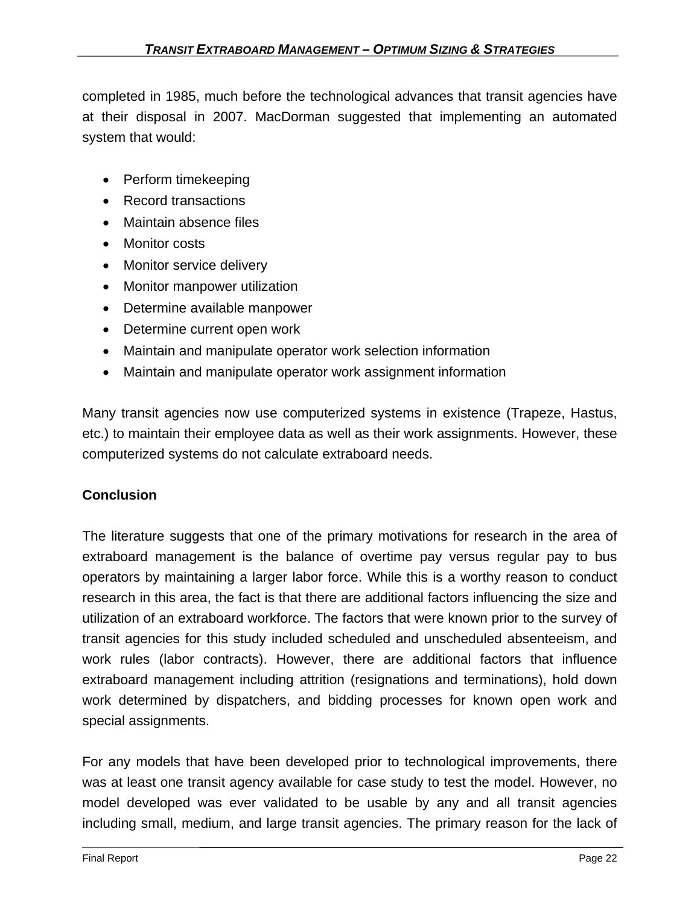completed in 1985, much before the technological advances that transit agencies have at their disposal in 2007. MacDorman suggested that implementing an automated system that would:

- Perform timekeeping
- Record transactions
- Maintain absence files
- Monitor costs
- Monitor service delivery
- Monitor manpower utilization
- Determine available manpower
- Determine current open work
- Maintain and manipulate operator work selection information
- Maintain and manipulate operator work assignment information

Many transit agencies now use computerized systems in existence (Trapeze, Hastus, etc.) to maintain their employee data as well as their work assignments. However, these computerized systems do not calculate extraboard needs.

**Conclusion**

The literature suggests that one of the primary motivations for research in the area of extraboard management is the balance of overtime pay versus regular pay to bus operators by maintaining a larger labor force. While this is a worthy reason to conduct research in this area, the fact is that there are additional factors influencing the size and utilization of an extraboard workforce. The factors that were known prior to the survey of transit agencies for this study included scheduled and unscheduled absenteeism, and work rules (labor contracts). However, there are additional factors that influence extraboard management including attrition (resignations and terminations), hold down work determined by dispatchers, and bidding processes for known open work and special assignments.

For any models that have been developed prior to technological improvements, there was at least one transit agency available for case study to test the model. However, no model developed was ever validated to be usable by any and all transit agencies including small, medium, and large transit agencies. The primary reason for the lack of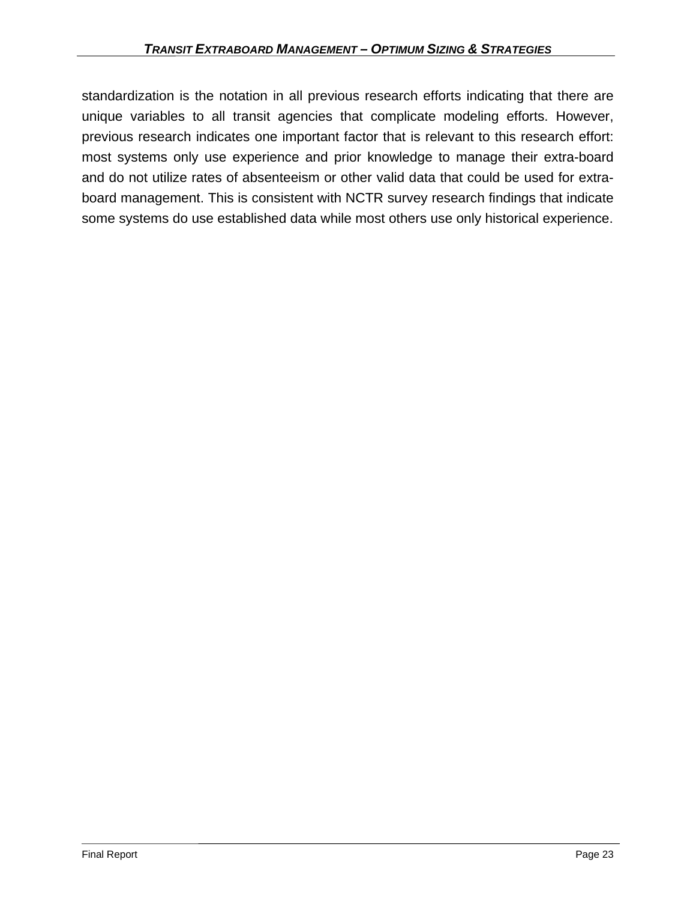standardization is the notation in all previous research efforts indicating that there are unique variables to all transit agencies that complicate modeling efforts. However, previous research indicates one important factor that is relevant to this research effort: most systems only use experience and prior knowledge to manage their extra-board and do not utilize rates of absenteeism or other valid data that could be used for extra-board management. This is consistent with NCTR survey research findings that indicate some systems do use established data while most others use only historical experience.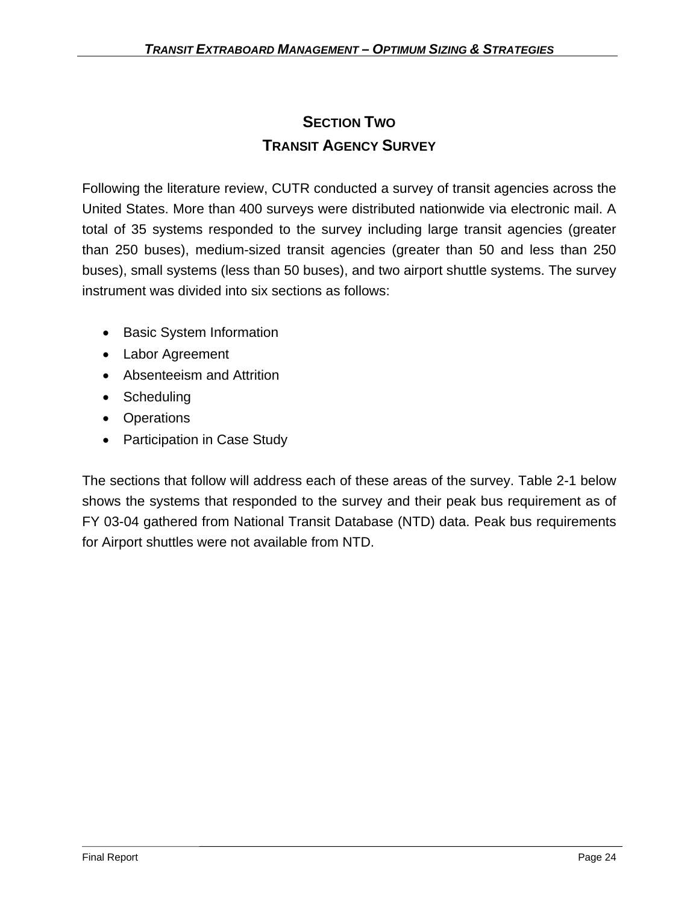# SECTION TWO
## TRANSIT AGENCY SURVEY

Following the literature review, CUTR conducted a survey of transit agencies across the United States. More than 400 surveys were distributed nationwide via electronic mail. A total of 35 systems responded to the survey including large transit agencies (greater than 250 buses), medium-sized transit agencies (greater than 50 and less than 250 buses), small systems (less than 50 buses), and two airport shuttle systems. The survey instrument was divided into six sections as follows:

- Basic System Information
- Labor Agreement
- Absenteeism and Attrition
- Scheduling
- Operations
- Participation in Case Study

The sections that follow will address each of these areas of the survey. Table 2-1 below shows the systems that responded to the survey and their peak bus requirement as of FY 03-04 gathered from National Transit Database (NTD) data. Peak bus requirements for Airport shuttles were not available from NTD.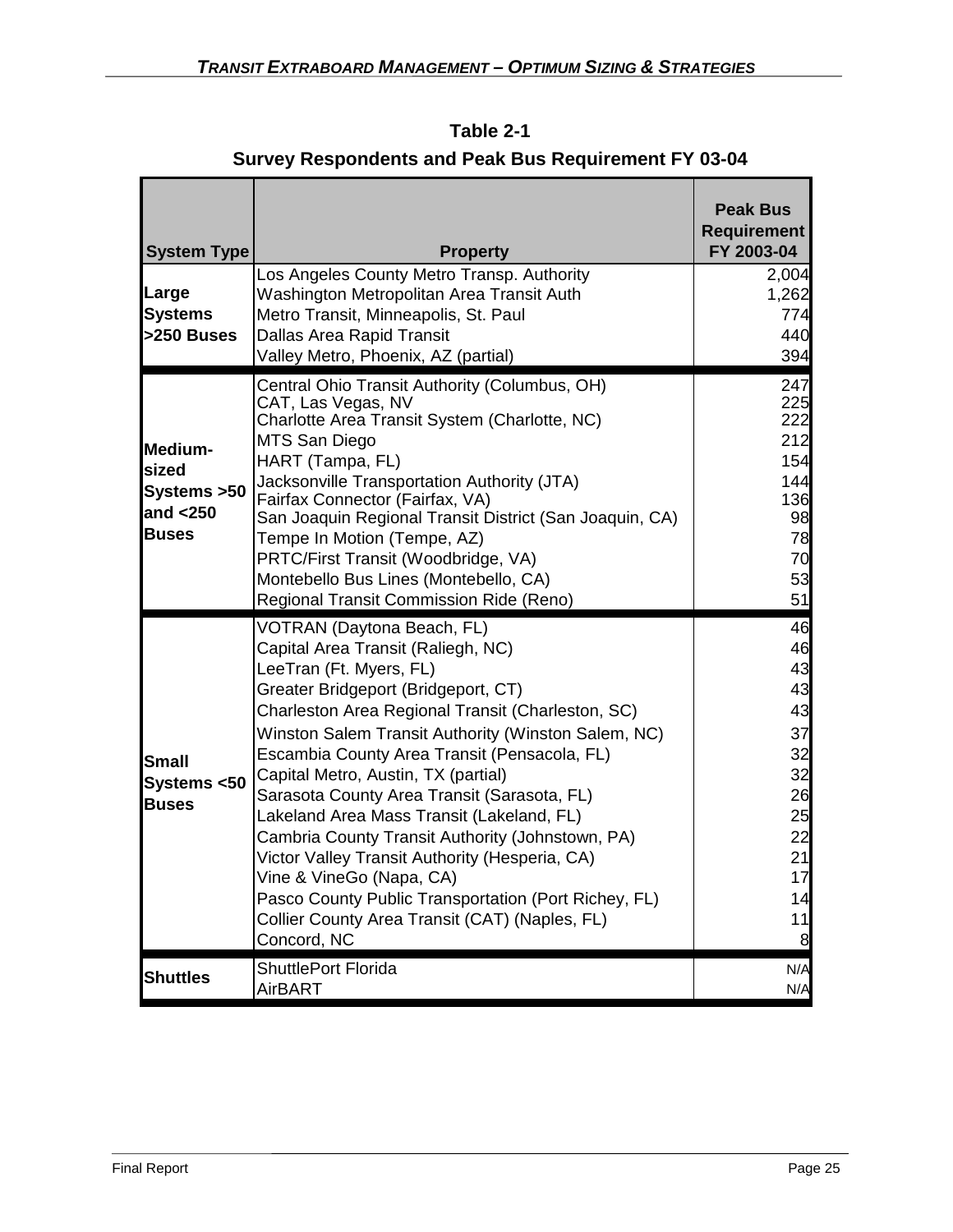**Table 2-1**

**Survey Respondents and Peak Bus Requirement FY 03-04**

| System Type | Property | Peak Bus Requirement FY 2003-04 |
|---|---|---|
| Large Systems >250 Buses | Los Angeles County Metro Transp. Authority | 2,004 |
| | Washington Metropolitan Area Transit Auth | 1,262 |
| | Metro Transit, Minneapolis, St. Paul | 774 |
| | Dallas Area Rapid Transit | 440 |
| | Valley Metro, Phoenix, AZ (partial) | 394 |
| Medium-sized Systems >50 and <250 Buses | Central Ohio Transit Authority (Columbus, OH) | 247 |
| | CAT, Las Vegas, NV | 225 |
| | Charlotte Area Transit System (Charlotte, NC) | 222 |
| | MTS San Diego | 212 |
| | HART (Tampa, FL) | 154 |
| | Jacksonville Transportation Authority (JTA) | 144 |
| | Fairfax Connector (Fairfax, VA) | 136 |
| | San Joaquin Regional Transit District (San Joaquin, CA) | 98 |
| | Tempe In Motion (Tempe, AZ) | 78 |
| | PRTC/First Transit (Woodbridge, VA) | 70 |
| | Montebello Bus Lines (Montebello, CA) | 53 |
| | Regional Transit Commission Ride (Reno) | 51 |
| Small Systems <50 Buses | VOTRAN (Daytona Beach, FL) | 46 |
| | Capital Area Transit (Raliegh, NC) | 46 |
| | LeeTran (Ft. Myers, FL) | 43 |
| | Greater Bridgeport (Bridgeport, CT) | 43 |
| | Charleston Area Regional Transit (Charleston, SC) | 43 |
| | Winston Salem Transit Authority (Winston Salem, NC) | 37 |
| | Escambia County Area Transit (Pensacola, FL) | 32 |
| | Capital Metro, Austin, TX (partial) | 32 |
| | Sarasota County Area Transit (Sarasota, FL) | 26 |
| | Lakeland Area Mass Transit (Lakeland, FL) | 25 |
| | Cambria County Transit Authority (Johnstown, PA) | 22 |
| | Victor Valley Transit Authority (Hesperia, CA) | 21 |
| | Vine & VineGo (Napa, CA) | 17 |
| | Pasco County Public Transportation (Port Richey, FL) | 14 |
| | Collier County Area Transit (CAT) (Naples, FL) | 11 |
| | Concord, NC | 8 |
| Shuttles | ShuttlePort Florida | N/A |
| | AirBART | N/A |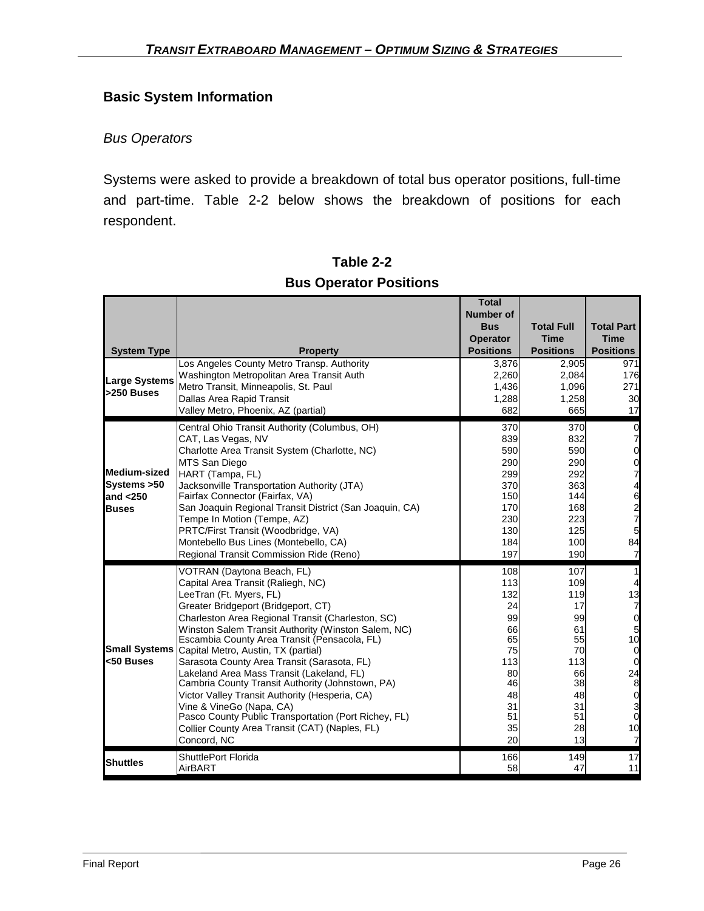## Basic System Information

### *Bus Operators*

Systems were asked to provide a breakdown of total bus operator positions, full-time and part-time. Table 2-2 below shows the breakdown of positions for each respondent.

**Table 2-2**
**Bus Operator Positions**

| System Type | Property | Total Number of Bus Operator Positions | Total Full Time Positions | Total Part Time Positions |
|---|---|---|---|---|
| Large Systems >250 Buses | Los Angeles County Metro Transp. Authority | 3,876 | 2,905 | 971 |
| | Washington Metropolitan Area Transit Auth | 2,260 | 2,084 | 176 |
| | Metro Transit, Minneapolis, St. Paul | 1,436 | 1,096 | 271 |
| | Dallas Area Rapid Transit | 1,288 | 1,258 | 30 |
| | Valley Metro, Phoenix, AZ (partial) | 682 | 665 | 17 |
| Medium-sized Systems >50 and <250 Buses | Central Ohio Transit Authority (Columbus, OH) | 370 | 370 | 0 |
| | CAT, Las Vegas, NV | 839 | 832 | 7 |
| | Charlotte Area Transit System (Charlotte, NC) | 590 | 590 | 0 |
| | MTS San Diego | 290 | 290 | 0 |
| | HART (Tampa, FL) | 299 | 292 | 7 |
| | Jacksonville Transportation Authority (JTA) | 370 | 363 | 4 |
| | Fairfax Connector (Fairfax, VA) | 150 | 144 | 6 |
| | San Joaquin Regional Transit District (San Joaquin, CA) | 170 | 168 | 2 |
| | Tempe In Motion (Tempe, AZ) | 230 | 223 | 7 |
| | PRTC/First Transit (Woodbridge, VA) | 130 | 125 | 5 |
| | Montebello Bus Lines (Montebello, CA) | 184 | 100 | 84 |
| | Regional Transit Commission Ride (Reno) | 197 | 190 | 7 |
| Small Systems <50 Buses | VOTRAN (Daytona Beach, FL) | 108 | 107 | 1 |
| | Capital Area Transit (Raliegh, NC) | 113 | 109 | 4 |
| | LeeTran (Ft. Myers, FL) | 132 | 119 | 13 |
| | Greater Bridgeport (Bridgeport, CT) | 24 | 17 | 7 |
| | Charleston Area Regional Transit (Charleston, SC) | 99 | 99 | 0 |
| | Winston Salem Transit Authority (Winston Salem, NC) | 66 | 61 | 5 |
| | Escambia County Area Transit (Pensacola, FL) | 65 | 55 | 10 |
| | Capital Metro, Austin, TX (partial) | 75 | 70 | 0 |
| | Sarasota County Area Transit (Sarasota, FL) | 113 | 113 | 0 |
| | Lakeland Area Mass Transit (Lakeland, FL) | 80 | 66 | 24 |
| | Cambria County Transit Authority (Johnstown, PA) | 46 | 38 | 8 |
| | Victor Valley Transit Authority (Hesperia, CA) | 48 | 48 | 0 |
| | Vine & VineGo (Napa, CA) | 31 | 31 | 3 |
| | Pasco County Public Transportation (Port Richey, FL) | 51 | 51 | 0 |
| | Collier County Area Transit (CAT) (Naples, FL) | 35 | 28 | 10 |
| | Concord, NC | 20 | 13 | 7 |
| Shuttles | ShuttlePort Florida | 166 | 149 | 17 |
| | AirBART | 58 | 47 | 11 |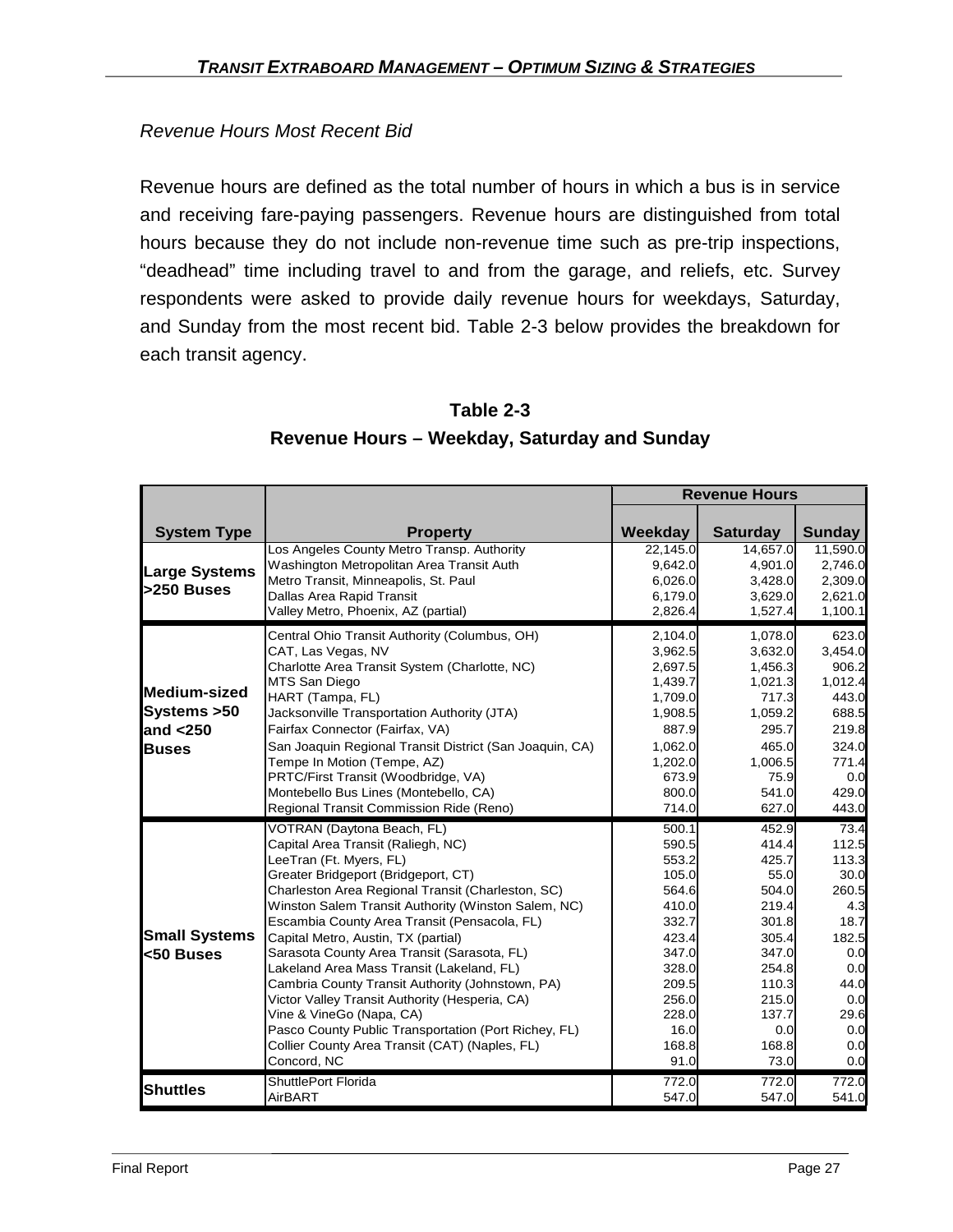*Revenue Hours Most Recent Bid*

Revenue hours are defined as the total number of hours in which a bus is in service and receiving fare-paying passengers. Revenue hours are distinguished from total hours because they do not include non-revenue time such as pre-trip inspections, "deadhead" time including travel to and from the garage, and reliefs, etc. Survey respondents were asked to provide daily revenue hours for weekdays, Saturday, and Sunday from the most recent bid. Table 2-3 below provides the breakdown for each transit agency.

**Table 2-3**
**Revenue Hours – Weekday, Saturday and Sunday**

| System Type | Property | Revenue Hours | | |
|---|---|---|---|---|
| | | Weekday | Saturday | Sunday |
| Large Systems >250 Buses | Los Angeles County Metro Transp. Authority | 22,145.0 | 14,657.0 | 11,590.0 |
| | Washington Metropolitan Area Transit Auth | 9,642.0 | 4,901.0 | 2,746.0 |
| | Metro Transit, Minneapolis, St. Paul | 6,026.0 | 3,428.0 | 2,309.0 |
| | Dallas Area Rapid Transit | 6,179.0 | 3,629.0 | 2,621.0 |
| | Valley Metro, Phoenix, AZ (partial) | 2,826.4 | 1,527.4 | 1,100.1 |
| Medium-sized Systems >50 and <250 Buses | Central Ohio Transit Authority (Columbus, OH) | 2,104.0 | 1,078.0 | 623.0 |
| | CAT, Las Vegas, NV | 3,962.5 | 3,632.0 | 3,454.0 |
| | Charlotte Area Transit System (Charlotte, NC) | 2,697.5 | 1,456.3 | 906.2 |
| | MTS San Diego | 1,439.7 | 1,021.3 | 1,012.4 |
| | HART (Tampa, FL) | 1,709.0 | 717.3 | 443.0 |
| | Jacksonville Transportation Authority (JTA) | 1,908.5 | 1,059.2 | 688.5 |
| | Fairfax Connector (Fairfax, VA) | 887.9 | 295.7 | 219.8 |
| | San Joaquin Regional Transit District (San Joaquin, CA) | 1,062.0 | 465.0 | 324.0 |
| | Tempe In Motion (Tempe, AZ) | 1,202.0 | 1,006.5 | 771.4 |
| | PRTC/First Transit (Woodbridge, VA) | 673.9 | 75.9 | 0.0 |
| | Montebello Bus Lines (Montebello, CA) | 800.0 | 541.0 | 429.0 |
| | Regional Transit Commission Ride (Reno) | 714.0 | 627.0 | 443.0 |
| Small Systems <50 Buses | VOTRAN (Daytona Beach, FL) | 500.1 | 452.9 | 73.4 |
| | Capital Area Transit (Raliegh, NC) | 590.5 | 414.4 | 112.5 |
| | LeeTran (Ft. Myers, FL) | 553.2 | 425.7 | 113.3 |
| | Greater Bridgeport (Bridgeport, CT) | 105.0 | 55.0 | 30.0 |
| | Charleston Area Regional Transit (Charleston, SC) | 564.6 | 504.0 | 260.5 |
| | Winston Salem Transit Authority (Winston Salem, NC) | 410.0 | 219.4 | 4.3 |
| | Escambia County Area Transit (Pensacola, FL) | 332.7 | 301.8 | 18.7 |
| | Capital Metro, Austin, TX (partial) | 423.4 | 305.4 | 182.5 |
| | Sarasota County Area Transit (Sarasota, FL) | 347.0 | 347.0 | 0.0 |
| | Lakeland Area Mass Transit (Lakeland, FL) | 328.0 | 254.8 | 0.0 |
| | Cambria County Transit Authority (Johnstown, PA) | 209.5 | 110.3 | 44.0 |
| | Victor Valley Transit Authority (Hesperia, CA) | 256.0 | 215.0 | 0.0 |
| | Vine & VineGo (Napa, CA) | 228.0 | 137.7 | 29.6 |
| | Pasco County Public Transportation (Port Richey, FL) | 16.0 | 0.0 | 0.0 |
| | Collier County Area Transit (CAT) (Naples, FL) | 168.8 | 168.8 | 0.0 |
| | Concord, NC | 91.0 | 73.0 | 0.0 |
| Shuttles | ShuttlePort Florida | 772.0 | 772.0 | 772.0 |
| | AirBART | 547.0 | 547.0 | 541.0 |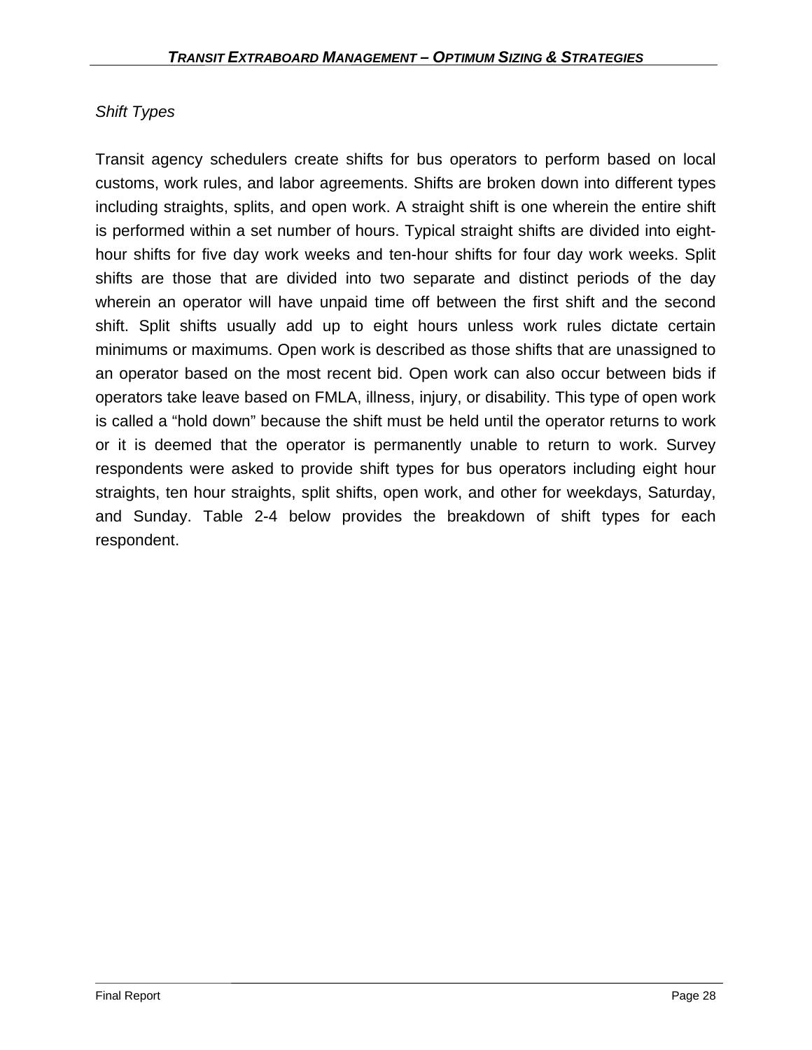*Shift Types*

Transit agency schedulers create shifts for bus operators to perform based on local customs, work rules, and labor agreements. Shifts are broken down into different types including straights, splits, and open work. A straight shift is one wherein the entire shift is performed within a set number of hours. Typical straight shifts are divided into eight-hour shifts for five day work weeks and ten-hour shifts for four day work weeks. Split shifts are those that are divided into two separate and distinct periods of the day wherein an operator will have unpaid time off between the first shift and the second shift. Split shifts usually add up to eight hours unless work rules dictate certain minimums or maximums. Open work is described as those shifts that are unassigned to an operator based on the most recent bid. Open work can also occur between bids if operators take leave based on FMLA, illness, injury, or disability. This type of open work is called a "hold down" because the shift must be held until the operator returns to work or it is deemed that the operator is permanently unable to return to work. Survey respondents were asked to provide shift types for bus operators including eight hour straights, ten hour straights, split shifts, open work, and other for weekdays, Saturday, and Sunday. Table 2-4 below provides the breakdown of shift types for each respondent.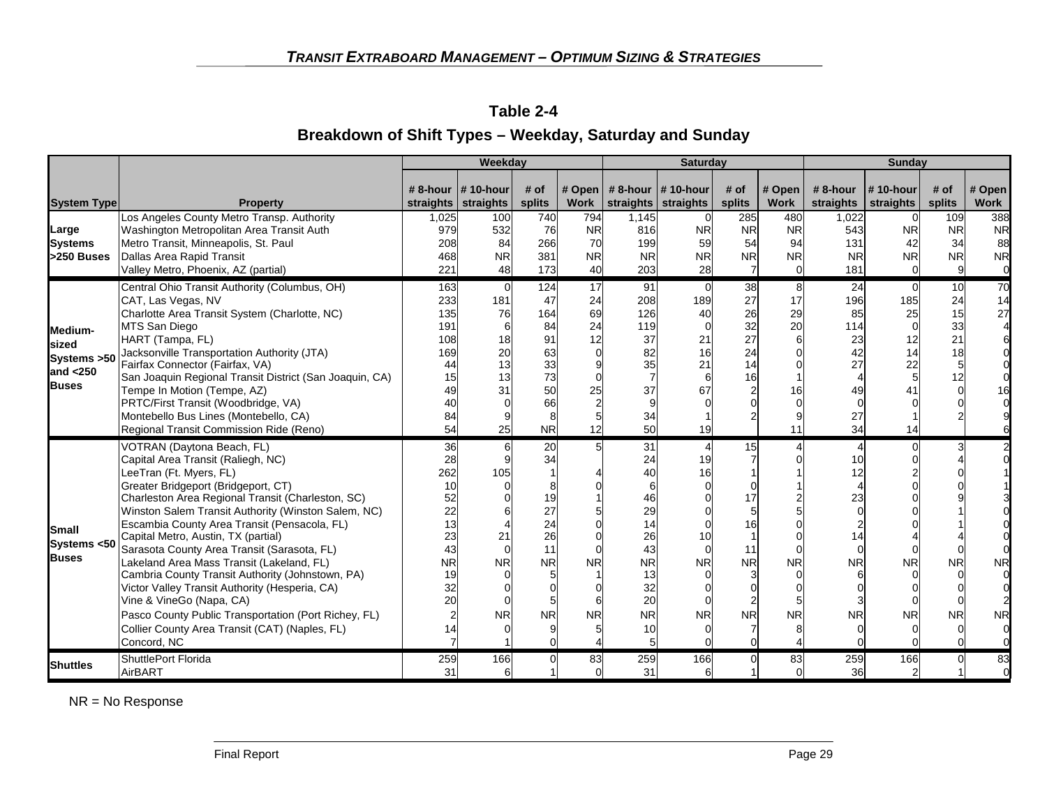## Table 2-4

### Breakdown of Shift Types – Weekday, Saturday and Sunday

| System Type | Property | Weekday | | | | Saturday | | | | Sunday | | | |
|---|---|---|---|---|---|---|---|---|---|---|---|---|---|
| | | # 8-hour straights | # 10-hour straights | # of splits | # Open Work | # 8-hour straights | # 10-hour straights | # of splits | # Open Work | # 8-hour straights | # 10-hour straights | # of splits | # Open Work |
| Large Systems >250 Buses | Los Angeles County Metro Transp. Authority | 1,025 | 100 | 740 | 794 | 1,145 | 0 | 285 | 480 | 1,022 | 0 | 109 | 388 |
| | Washington Metropolitan Area Transit Auth | 979 | 532 | 76 | NR | 816 | NR | NR | NR | 543 | NR | NR | NR |
| | Metro Transit, Minneapolis, St. Paul | 208 | 84 | 266 | 70 | 199 | 59 | 54 | 94 | 131 | 42 | 34 | 88 |
| | Dallas Area Rapid Transit | 468 | NR | 381 | NR | NR | NR | NR | NR | NR | NR | NR | NR |
| | Valley Metro, Phoenix, AZ (partial) | 221 | 48 | 173 | 40 | 203 | 28 | 7 | 0 | 181 | 0 | 9 | 0 |
| Medium-sized Systems >50 and <250 Buses | Central Ohio Transit Authority (Columbus, OH) | 163 | 0 | 124 | 17 | 91 | 0 | 38 | 8 | 24 | 0 | 10 | 70 |
| | CAT, Las Vegas, NV | 233 | 181 | 47 | 24 | 208 | 189 | 27 | 17 | 196 | 185 | 24 | 14 |
| | Charlotte Area Transit System (Charlotte, NC) | 135 | 76 | 164 | 69 | 126 | 40 | 26 | 29 | 85 | 25 | 15 | 27 |
| | MTS San Diego | 191 | 6 | 84 | 24 | 119 | 0 | 32 | 20 | 114 | 0 | 33 | 4 |
| | HART (Tampa, FL) | 108 | 18 | 91 | 12 | 37 | 21 | 27 | 6 | 23 | 12 | 21 | 6 |
| | Jacksonville Transportation Authority (JTA) | 169 | 20 | 63 | 0 | 82 | 16 | 24 | 0 | 42 | 14 | 18 | 0 |
| | Fairfax Connector (Fairfax, VA) | 44 | 13 | 33 | 9 | 35 | 21 | 14 | 0 | 27 | 22 | 5 | 0 |
| | San Joaquin Regional Transit District (San Joaquin, CA) | 15 | 13 | 73 | 0 | 7 | 6 | 16 | 1 | 4 | 5 | 12 | 0 |
| | Tempe In Motion (Tempe, AZ) | 49 | 31 | 50 | 25 | 37 | 67 | 2 | 16 | 49 | 41 | 0 | 16 |
| | PRTC/First Transit (Woodbridge, VA) | 40 | 0 | 66 | 2 | 9 | 0 | 0 | 0 | 0 | 0 | 0 | 0 |
| | Montebello Bus Lines (Montebello, CA) | 84 | 9 | 8 | 5 | 34 | 1 | 2 | 9 | 27 | 1 | 2 | 9 |
| | Regional Transit Commission Ride (Reno) | 54 | 25 | NR | 12 | 50 | 19 | | 11 | 34 | 14 | | 6 |
| Small Systems <50 Buses | VOTRAN (Daytona Beach, FL) | 36 | 6 | 20 | 5 | 31 | 4 | 15 | 4 | 4 | 0 | 3 | 2 |
| | Capital Area Transit (Raliegh, NC) | 28 | 9 | 34 | | 24 | 19 | 7 | 0 | 10 | 0 | 4 | 0 |
| | LeeTran (Ft. Myers, FL) | 262 | 105 | 1 | 4 | 40 | 16 | 1 | 1 | 12 | 2 | 0 | 1 |
| | Greater Bridgeport (Bridgeport, CT) | 10 | 0 | 8 | 0 | 6 | 0 | 0 | 1 | 4 | 0 | 0 | 1 |
| | Charleston Area Regional Transit (Charleston, SC) | 52 | 0 | 19 | 1 | 46 | 0 | 17 | 2 | 23 | 0 | 9 | 3 |
| | Winston Salem Transit Authority (Winston Salem, NC) | 22 | 6 | 27 | 5 | 29 | 0 | 5 | 5 | 0 | 0 | 1 | 0 |
| | Escambia County Area Transit (Pensacola, FL) | 13 | 4 | 24 | 0 | 14 | 0 | 16 | 0 | 2 | 0 | 1 | 0 |
| | Capital Metro, Austin, TX (partial) | 23 | 21 | 26 | 0 | 26 | 10 | 1 | 0 | 14 | 4 | 4 | 0 |
| | Sarasota County Area Transit (Sarasota, FL) | 43 | 0 | 11 | 0 | 43 | 0 | 11 | 0 | 0 | 0 | 0 | 0 |
| | Lakeland Area Mass Transit (Lakeland, FL) | NR | NR | NR | NR | NR | NR | NR | NR | NR | NR | NR | NR |
| | Cambria County Transit Authority (Johnstown, PA) | 19 | 0 | 5 | 1 | 13 | 0 | 3 | 0 | 6 | 0 | 0 | 0 |
| | Victor Valley Transit Authority (Hesperia, CA) | 32 | 0 | 0 | 0 | 32 | 0 | 0 | 0 | 0 | 0 | 0 | 0 |
| | Vine & VineGo (Napa, CA) | 20 | 0 | 5 | 6 | 20 | 0 | 2 | 5 | 3 | 0 | 0 | 2 |
| | Pasco County Public Transportation (Port Richey, FL) | 2 | NR | NR | NR | NR | NR | NR | NR | NR | NR | NR | NR |
| | Collier County Area Transit (CAT) (Naples, FL) | 14 | 0 | 9 | 5 | 10 | 0 | 7 | 8 | 0 | 0 | 0 | 0 |
| | Concord, NC | 7 | 1 | 0 | 4 | 5 | 0 | 0 | 4 | 0 | 0 | 0 | 0 |
| Shuttles | ShuttlePort Florida | 259 | 166 | 0 | 83 | 259 | 166 | 0 | 83 | 259 | 166 | 0 | 83 |
| | AirBART | 31 | 6 | 1 | 0 | 31 | 6 | 1 | 0 | 36 | 2 | 1 | 0 |

NR = No Response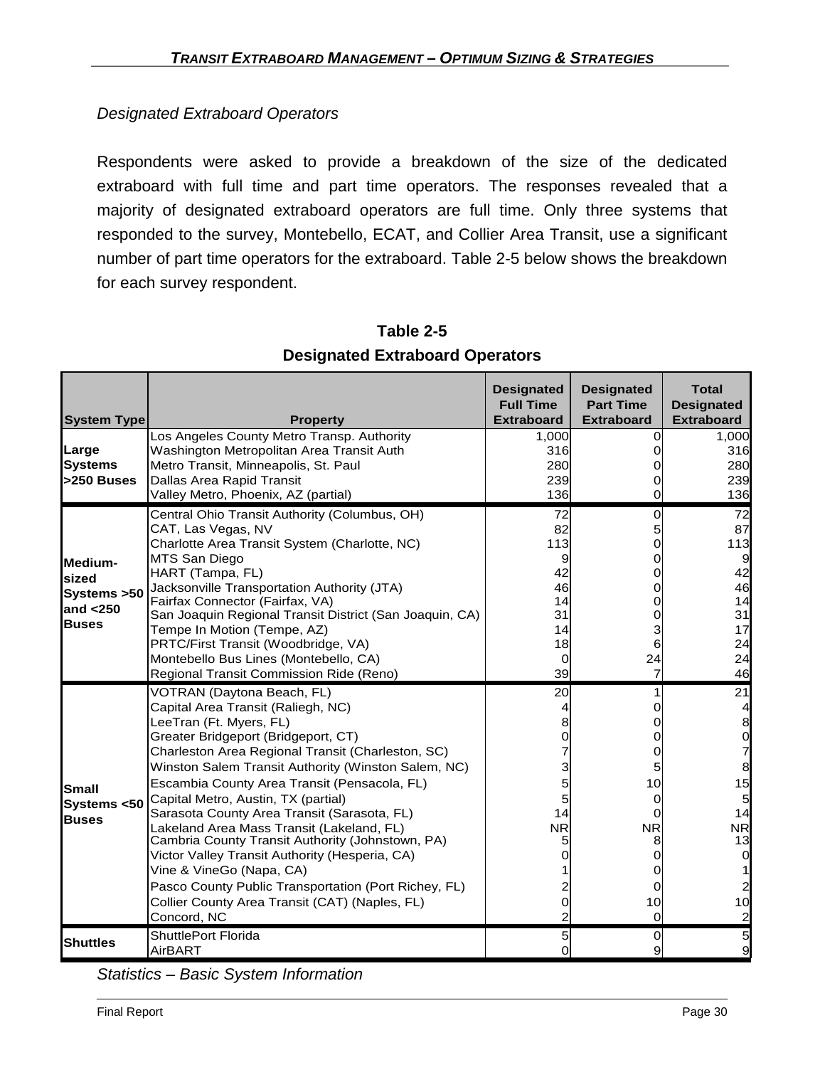*Designated Extraboard Operators*

Respondents were asked to provide a breakdown of the size of the dedicated extraboard with full time and part time operators. The responses revealed that a majority of designated extraboard operators are full time. Only three systems that responded to the survey, Montebello, ECAT, and Collier Area Transit, use a significant number of part time operators for the extraboard. Table 2-5 below shows the breakdown for each survey respondent.

**Table 2-5**

**Designated Extraboard Operators**

| System Type | Property | Designated Full Time Extraboard | Designated Part Time Extraboard | Total Designated Extraboard |
|---|---|---|---|---|
| Large Systems >250 Buses | Los Angeles County Metro Transp. Authority | 1,000 | 0 | 1,000 |
| | Washington Metropolitan Area Transit Auth | 316 | 0 | 316 |
| | Metro Transit, Minneapolis, St. Paul | 280 | 0 | 280 |
| | Dallas Area Rapid Transit | 239 | 0 | 239 |
| | Valley Metro, Phoenix, AZ (partial) | 136 | 0 | 136 |
| Medium-sized Systems >50 and <250 Buses | Central Ohio Transit Authority (Columbus, OH) | 72 | 0 | 72 |
| | CAT, Las Vegas, NV | 82 | 5 | 87 |
| | Charlotte Area Transit System (Charlotte, NC) | 113 | 0 | 113 |
| | MTS San Diego | 9 | 0 | 9 |
| | HART (Tampa, FL) | 42 | 0 | 42 |
| | Jacksonville Transportation Authority (JTA) | 46 | 0 | 46 |
| | Fairfax Connector (Fairfax, VA) | 14 | 0 | 14 |
| | San Joaquin Regional Transit District (San Joaquin, CA) | 31 | 0 | 31 |
| | Tempe In Motion (Tempe, AZ) | 14 | 3 | 17 |
| | PRTC/First Transit (Woodbridge, VA) | 18 | 6 | 24 |
| | Montebello Bus Lines (Montebello, CA) | 0 | 24 | 24 |
| | Regional Transit Commission Ride (Reno) | 39 | 7 | 46 |
| Small Systems <50 Buses | VOTRAN (Daytona Beach, FL) | 20 | 1 | 21 |
| | Capital Area Transit (Raliegh, NC) | 4 | 0 | 4 |
| | LeeTran (Ft. Myers, FL) | 8 | 0 | 8 |
| | Greater Bridgeport (Bridgeport, CT) | 0 | 0 | 0 |
| | Charleston Area Regional Transit (Charleston, SC) | 7 | 0 | 7 |
| | Winston Salem Transit Authority (Winston Salem, NC) | 3 | 5 | 8 |
| | Escambia County Area Transit (Pensacola, FL) | 5 | 10 | 15 |
| | Capital Metro, Austin, TX (partial) | 5 | 0 | 5 |
| | Sarasota County Area Transit (Sarasota, FL) | 14 | 0 | 14 |
| | Lakeland Area Mass Transit (Lakeland, FL) | NR | NR | NR |
| | Cambria County Transit Authority (Johnstown, PA) | 5 | 8 | 13 |
| | Victor Valley Transit Authority (Hesperia, CA) | 0 | 0 | 0 |
| | Vine & VineGo (Napa, CA) | 1 | 0 | 1 |
| | Pasco County Public Transportation (Port Richey, FL) | 2 | 0 | 2 |
| | Collier County Area Transit (CAT) (Naples, FL) | 0 | 10 | 10 |
| | Concord, NC | 2 | 0 | 2 |
| Shuttles | ShuttlePort Florida | 5 | 0 | 5 |
| | AirBART | 0 | 9 | 9 |

*Statistics – Basic System Information*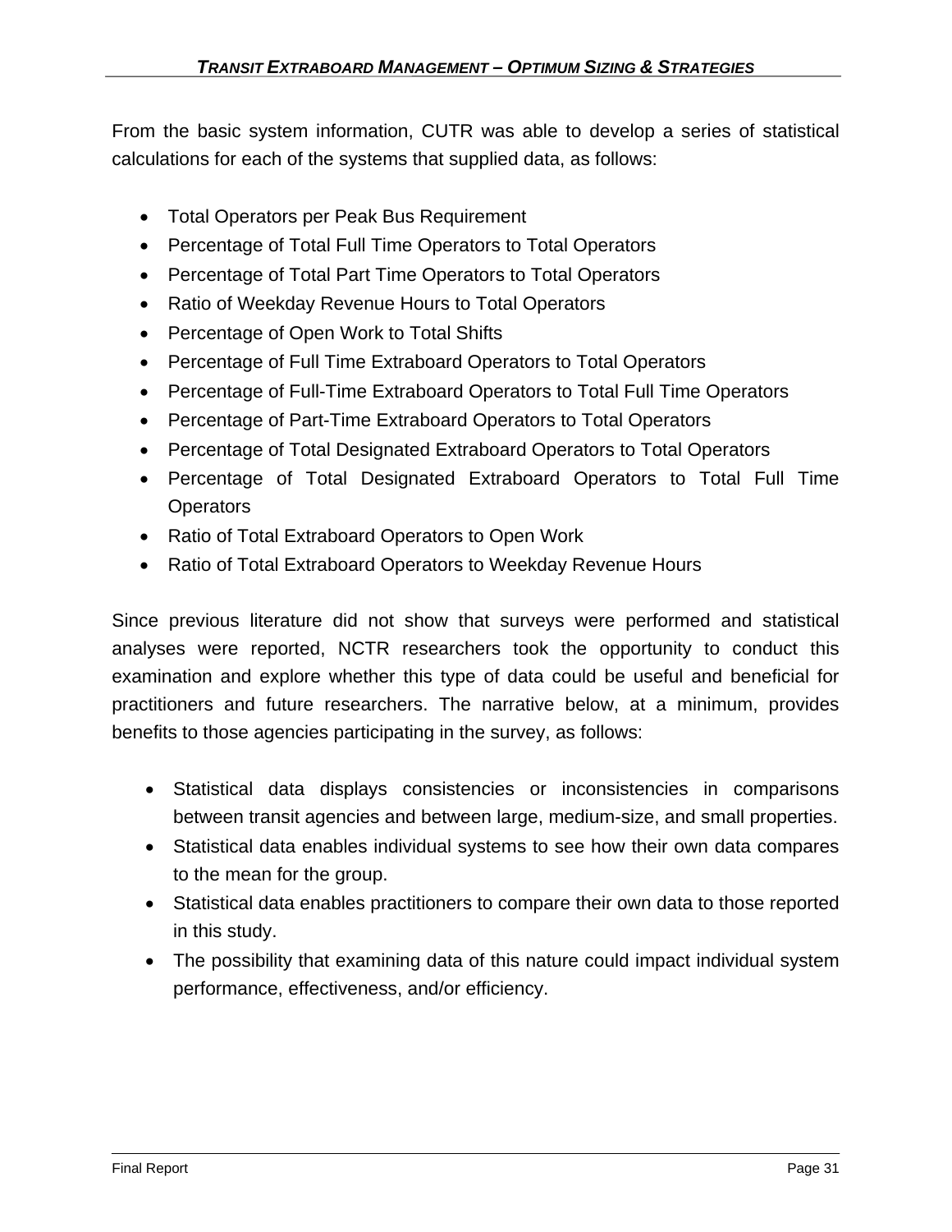From the basic system information, CUTR was able to develop a series of statistical calculations for each of the systems that supplied data, as follows:

- Total Operators per Peak Bus Requirement
- Percentage of Total Full Time Operators to Total Operators
- Percentage of Total Part Time Operators to Total Operators
- Ratio of Weekday Revenue Hours to Total Operators
- Percentage of Open Work to Total Shifts
- Percentage of Full Time Extraboard Operators to Total Operators
- Percentage of Full-Time Extraboard Operators to Total Full Time Operators
- Percentage of Part-Time Extraboard Operators to Total Operators
- Percentage of Total Designated Extraboard Operators to Total Operators
- Percentage of Total Designated Extraboard Operators to Total Full Time Operators
- Ratio of Total Extraboard Operators to Open Work
- Ratio of Total Extraboard Operators to Weekday Revenue Hours

Since previous literature did not show that surveys were performed and statistical analyses were reported, NCTR researchers took the opportunity to conduct this examination and explore whether this type of data could be useful and beneficial for practitioners and future researchers. The narrative below, at a minimum, provides benefits to those agencies participating in the survey, as follows:

- Statistical data displays consistencies or inconsistencies in comparisons between transit agencies and between large, medium-size, and small properties.
- Statistical data enables individual systems to see how their own data compares to the mean for the group.
- Statistical data enables practitioners to compare their own data to those reported in this study.
- The possibility that examining data of this nature could impact individual system performance, effectiveness, and/or efficiency.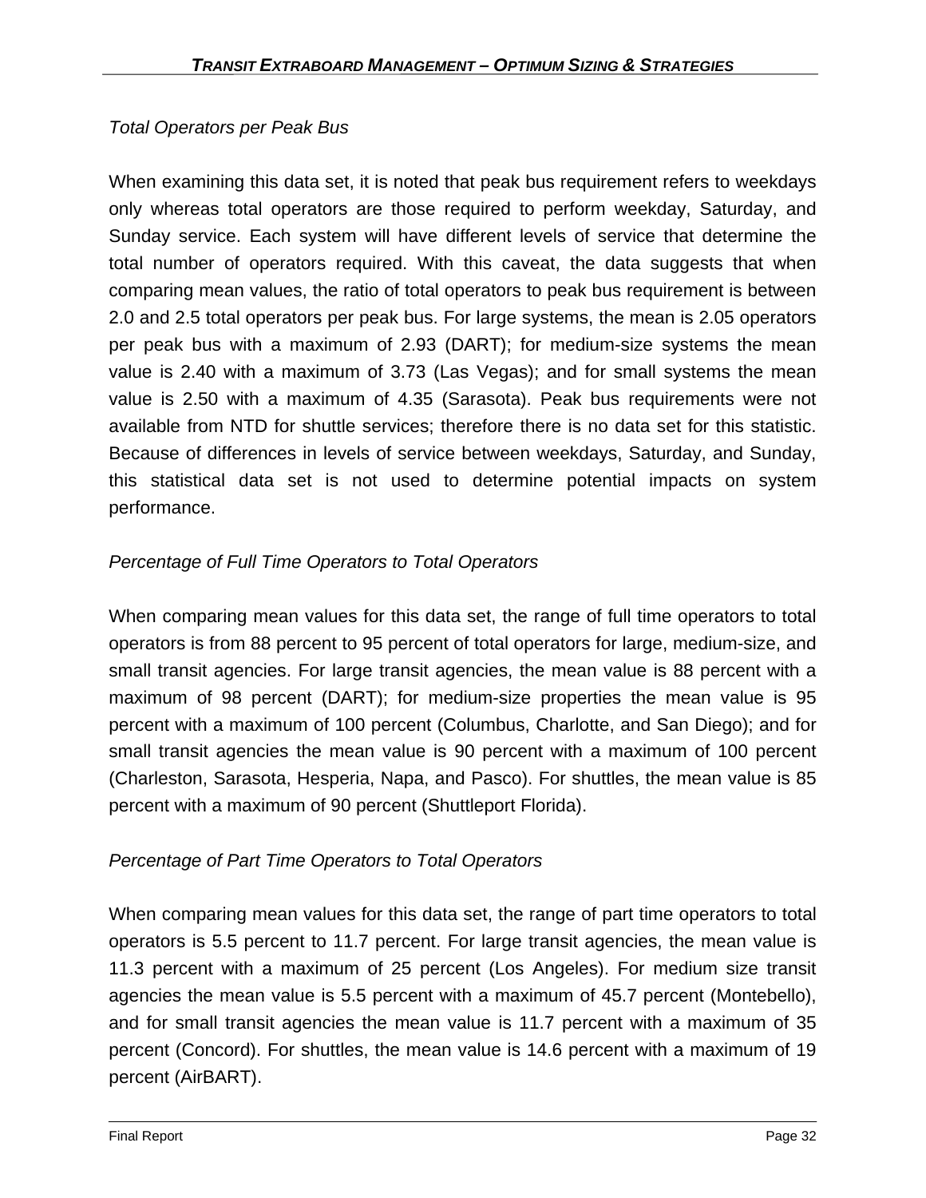*Total Operators per Peak Bus*

When examining this data set, it is noted that peak bus requirement refers to weekdays only whereas total operators are those required to perform weekday, Saturday, and Sunday service. Each system will have different levels of service that determine the total number of operators required. With this caveat, the data suggests that when comparing mean values, the ratio of total operators to peak bus requirement is between 2.0 and 2.5 total operators per peak bus. For large systems, the mean is 2.05 operators per peak bus with a maximum of 2.93 (DART); for medium-size systems the mean value is 2.40 with a maximum of 3.73 (Las Vegas); and for small systems the mean value is 2.50 with a maximum of 4.35 (Sarasota). Peak bus requirements were not available from NTD for shuttle services; therefore there is no data set for this statistic. Because of differences in levels of service between weekdays, Saturday, and Sunday, this statistical data set is not used to determine potential impacts on system performance.

*Percentage of Full Time Operators to Total Operators*

When comparing mean values for this data set, the range of full time operators to total operators is from 88 percent to 95 percent of total operators for large, medium-size, and small transit agencies. For large transit agencies, the mean value is 88 percent with a maximum of 98 percent (DART); for medium-size properties the mean value is 95 percent with a maximum of 100 percent (Columbus, Charlotte, and San Diego); and for small transit agencies the mean value is 90 percent with a maximum of 100 percent (Charleston, Sarasota, Hesperia, Napa, and Pasco). For shuttles, the mean value is 85 percent with a maximum of 90 percent (Shuttleport Florida).

*Percentage of Part Time Operators to Total Operators*

When comparing mean values for this data set, the range of part time operators to total operators is 5.5 percent to 11.7 percent. For large transit agencies, the mean value is 11.3 percent with a maximum of 25 percent (Los Angeles). For medium size transit agencies the mean value is 5.5 percent with a maximum of 45.7 percent (Montebello), and for small transit agencies the mean value is 11.7 percent with a maximum of 35 percent (Concord). For shuttles, the mean value is 14.6 percent with a maximum of 19 percent (AirBART).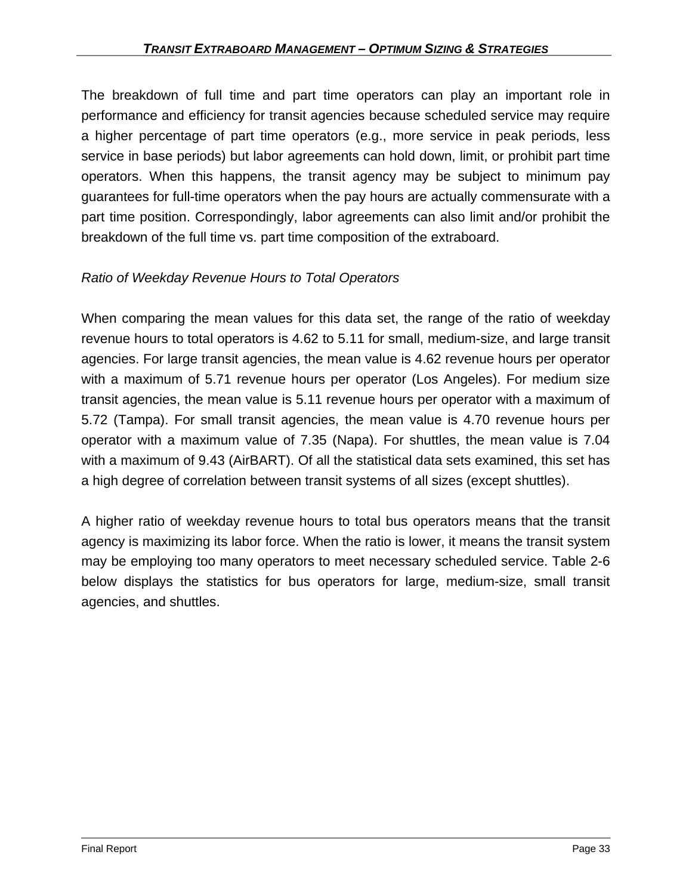The breakdown of full time and part time operators can play an important role in performance and efficiency for transit agencies because scheduled service may require a higher percentage of part time operators (e.g., more service in peak periods, less service in base periods) but labor agreements can hold down, limit, or prohibit part time operators. When this happens, the transit agency may be subject to minimum pay guarantees for full-time operators when the pay hours are actually commensurate with a part time position. Correspondingly, labor agreements can also limit and/or prohibit the breakdown of the full time vs. part time composition of the extraboard.

*Ratio of Weekday Revenue Hours to Total Operators*

When comparing the mean values for this data set, the range of the ratio of weekday revenue hours to total operators is 4.62 to 5.11 for small, medium-size, and large transit agencies. For large transit agencies, the mean value is 4.62 revenue hours per operator with a maximum of 5.71 revenue hours per operator (Los Angeles). For medium size transit agencies, the mean value is 5.11 revenue hours per operator with a maximum of 5.72 (Tampa). For small transit agencies, the mean value is 4.70 revenue hours per operator with a maximum value of 7.35 (Napa). For shuttles, the mean value is 7.04 with a maximum of 9.43 (AirBART). Of all the statistical data sets examined, this set has a high degree of correlation between transit systems of all sizes (except shuttles).

A higher ratio of weekday revenue hours to total bus operators means that the transit agency is maximizing its labor force. When the ratio is lower, it means the transit system may be employing too many operators to meet necessary scheduled service. Table 2-6 below displays the statistics for bus operators for large, medium-size, small transit agencies, and shuttles.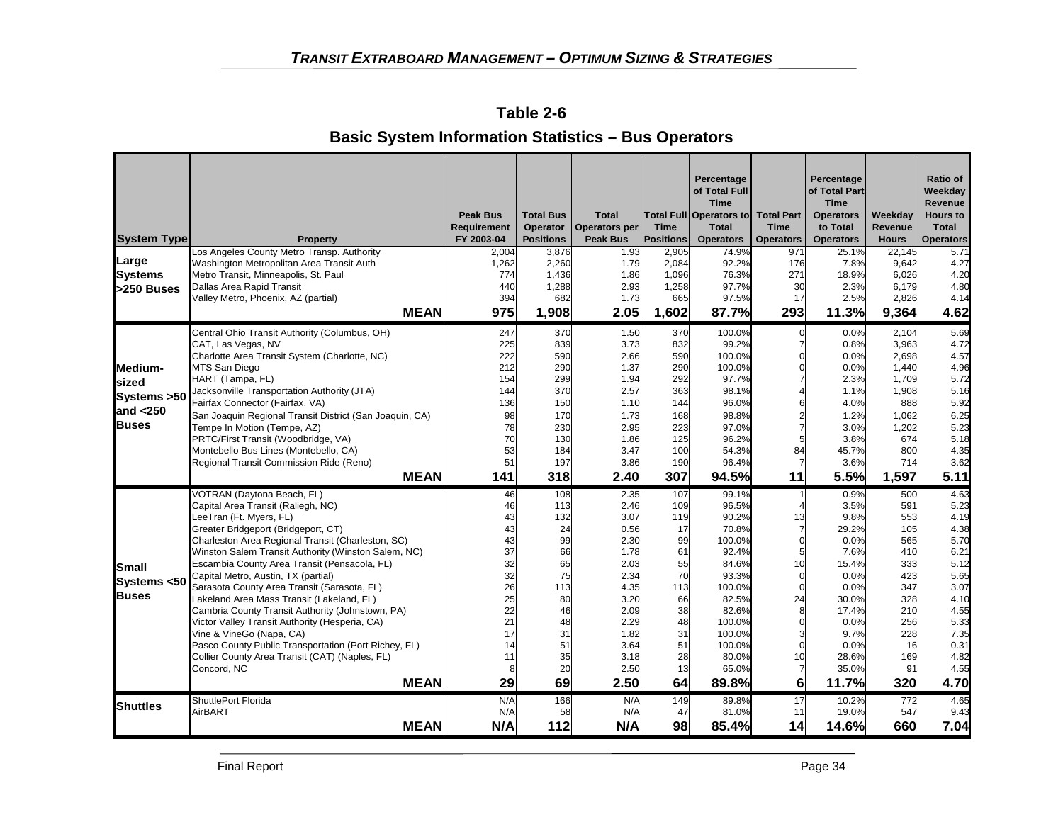## Table 2-6

### Basic System Information Statistics – Bus Operators

| System Type | Property | Peak Bus Requirement FY 2003-04 | Total Bus Operator Positions | Total Operators per Peak Bus | Total Full Time Positions | Percentage of Total Full Time Operators to Total Operators | Total Part Time Operators | Percentage of Total Part Time Operators to Total Operators | Weekday Revenue Hours | Ratio of Weekday Revenue Hours to Total Operators |
|---|---|---|---|---|---|---|---|---|---|---|
| Large Systems >250 Buses | Los Angeles County Metro Transp. Authority | 2,004 | 3,876 | 1.93 | 2,905 | 74.9% | 971 | 25.1% | 22,145 | 5.71 |
| | Washington Metropolitan Area Transit Auth | 1,262 | 2,260 | 1.79 | 2,084 | 92.2% | 176 | 7.8% | 9,642 | 4.27 |
| | Metro Transit, Minneapolis, St. Paul | 774 | 1,436 | 1.86 | 1,096 | 76.3% | 271 | 18.9% | 6,026 | 4.20 |
| | Dallas Area Rapid Transit | 440 | 1,288 | 2.93 | 1,258 | 97.7% | 30 | 2.3% | 6,179 | 4.80 |
| | Valley Metro, Phoenix, AZ (partial) | 394 | 682 | 1.73 | 665 | 97.5% | 17 | 2.5% | 2,826 | 4.14 |
| | **MEAN** | **975** | **1,908** | **2.05** | **1,602** | **87.7%** | **293** | **11.3%** | **9,364** | **4.62** |
| Medium-sized Systems >50 and <250 Buses | Central Ohio Transit Authority (Columbus, OH) | 247 | 370 | 1.50 | 370 | 100.0% | 0 | 0.0% | 2,104 | 5.69 |
| | CAT, Las Vegas, NV | 225 | 839 | 3.73 | 832 | 99.2% | 7 | 0.8% | 3,963 | 4.72 |
| | Charlotte Area Transit System (Charlotte, NC) | 222 | 590 | 2.66 | 590 | 100.0% | 0 | 0.0% | 2,698 | 4.57 |
| | MTS San Diego | 212 | 290 | 1.37 | 290 | 100.0% | 0 | 0.0% | 1,440 | 4.96 |
| | HART (Tampa, FL) | 154 | 299 | 1.94 | 292 | 97.7% | 7 | 2.3% | 1,709 | 5.72 |
| | Jacksonville Transportation Authority (JTA) | 144 | 370 | 2.57 | 363 | 98.1% | 4 | 1.1% | 1,908 | 5.16 |
| | Fairfax Connector (Fairfax, VA) | 136 | 150 | 1.10 | 144 | 96.0% | 6 | 4.0% | 888 | 5.92 |
| | San Joaquin Regional Transit District (San Joaquin, CA) | 98 | 170 | 1.73 | 168 | 98.8% | 2 | 1.2% | 1,062 | 6.25 |
| | Tempe In Motion (Tempe, AZ) | 78 | 230 | 2.95 | 223 | 97.0% | 7 | 3.0% | 1,202 | 5.23 |
| | PRTC/First Transit (Woodbridge, VA) | 70 | 130 | 1.86 | 125 | 96.2% | 5 | 3.8% | 674 | 5.18 |
| | Montebello Bus Lines (Montebello, CA) | 53 | 184 | 3.47 | 100 | 54.3% | 84 | 45.7% | 800 | 4.35 |
| | Regional Transit Commission Ride (Reno) | 51 | 197 | 3.86 | 190 | 96.4% | 7 | 3.6% | 714 | 3.62 |
| | **MEAN** | **141** | **318** | **2.40** | **307** | **94.5%** | **11** | **5.5%** | **1,597** | **5.11** |
| Small Systems <50 Buses | VOTRAN (Daytona Beach, FL) | 46 | 108 | 2.35 | 107 | 99.1% | 1 | 0.9% | 500 | 4.63 |
| | Capital Area Transit (Raliegh, NC) | 46 | 113 | 2.46 | 109 | 96.5% | 4 | 3.5% | 591 | 5.23 |
| | LeeTran (Ft. Myers, FL) | 43 | 132 | 3.07 | 119 | 90.2% | 13 | 9.8% | 553 | 4.19 |
| | Greater Bridgeport (Bridgeport, CT) | 43 | 24 | 0.56 | 17 | 70.8% | 7 | 29.2% | 105 | 4.38 |
| | Charleston Area Regional Transit (Charleston, SC) | 43 | 99 | 2.30 | 99 | 100.0% | 0 | 0.0% | 565 | 5.70 |
| | Winston Salem Transit Authority (Winston Salem, NC) | 37 | 66 | 1.78 | 61 | 92.4% | 5 | 7.6% | 410 | 6.21 |
| | Escambia County Area Transit (Pensacola, FL) | 32 | 65 | 2.03 | 55 | 84.6% | 10 | 15.4% | 333 | 5.12 |
| | Capital Metro, Austin, TX (partial) | 32 | 75 | 2.34 | 70 | 93.3% | 0 | 0.0% | 423 | 5.65 |
| | Sarasota County Area Transit (Sarasota, FL) | 26 | 113 | 4.35 | 113 | 100.0% | 0 | 0.0% | 347 | 3.07 |
| | Lakeland Area Mass Transit (Lakeland, FL) | 25 | 80 | 3.20 | 66 | 82.5% | 24 | 30.0% | 328 | 4.10 |
| | Cambria County Transit Authority (Johnstown, PA) | 22 | 46 | 2.09 | 38 | 82.6% | 8 | 17.4% | 210 | 4.55 |
| | Victor Valley Transit Authority (Hesperia, CA) | 21 | 48 | 2.29 | 48 | 100.0% | 0 | 0.0% | 256 | 5.33 |
| | Vine & VineGo (Napa, CA) | 17 | 31 | 1.82 | 31 | 100.0% | 3 | 9.7% | 228 | 7.35 |
| | Pasco County Public Transportation (Port Richey, FL) | 14 | 51 | 3.64 | 51 | 100.0% | 0 | 0.0% | 16 | 0.31 |
| | Collier County Area Transit (CAT) (Naples, FL) | 11 | 35 | 3.18 | 28 | 80.0% | 10 | 28.6% | 169 | 4.82 |
| | Concord, NC | 8 | 20 | 2.50 | 13 | 65.0% | 7 | 35.0% | 91 | 4.55 |
| | **MEAN** | **29** | **69** | **2.50** | **64** | **89.8%** | **6** | **11.7%** | **320** | **4.70** |
| Shuttles | ShuttlePort Florida | N/A | 166 | N/A | 149 | 89.8% | 17 | 10.2% | 772 | 4.65 |
| | AirBART | N/A | 58 | N/A | 47 | 81.0% | 11 | 19.0% | 547 | 9.43 |
| | **MEAN** | **N/A** | **112** | **N/A** | **98** | **85.4%** | **14** | **14.6%** | **660** | **7.04** |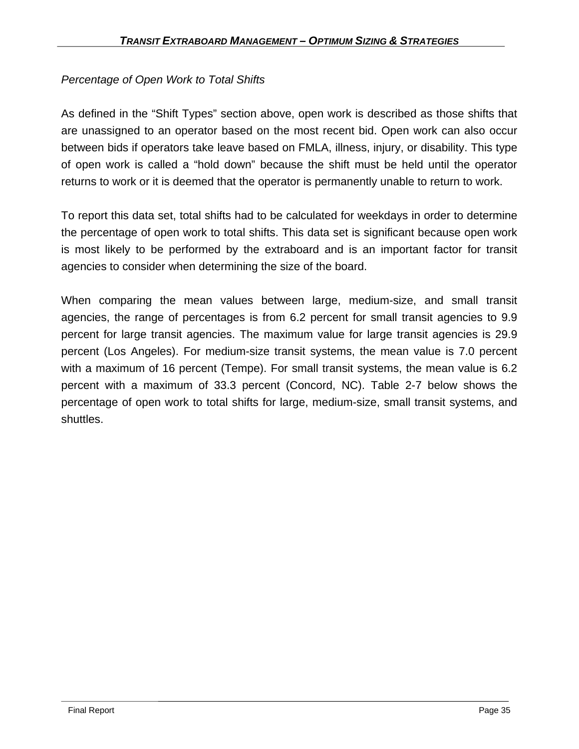*Percentage of Open Work to Total Shifts*

As defined in the "Shift Types" section above, open work is described as those shifts that are unassigned to an operator based on the most recent bid. Open work can also occur between bids if operators take leave based on FMLA, illness, injury, or disability. This type of open work is called a "hold down" because the shift must be held until the operator returns to work or it is deemed that the operator is permanently unable to return to work.

To report this data set, total shifts had to be calculated for weekdays in order to determine the percentage of open work to total shifts. This data set is significant because open work is most likely to be performed by the extraboard and is an important factor for transit agencies to consider when determining the size of the board.

When comparing the mean values between large, medium-size, and small transit agencies, the range of percentages is from 6.2 percent for small transit agencies to 9.9 percent for large transit agencies. The maximum value for large transit agencies is 29.9 percent (Los Angeles). For medium-size transit systems, the mean value is 7.0 percent with a maximum of 16 percent (Tempe). For small transit systems, the mean value is 6.2 percent with a maximum of 33.3 percent (Concord, NC). Table 2-7 below shows the percentage of open work to total shifts for large, medium-size, small transit systems, and shuttles.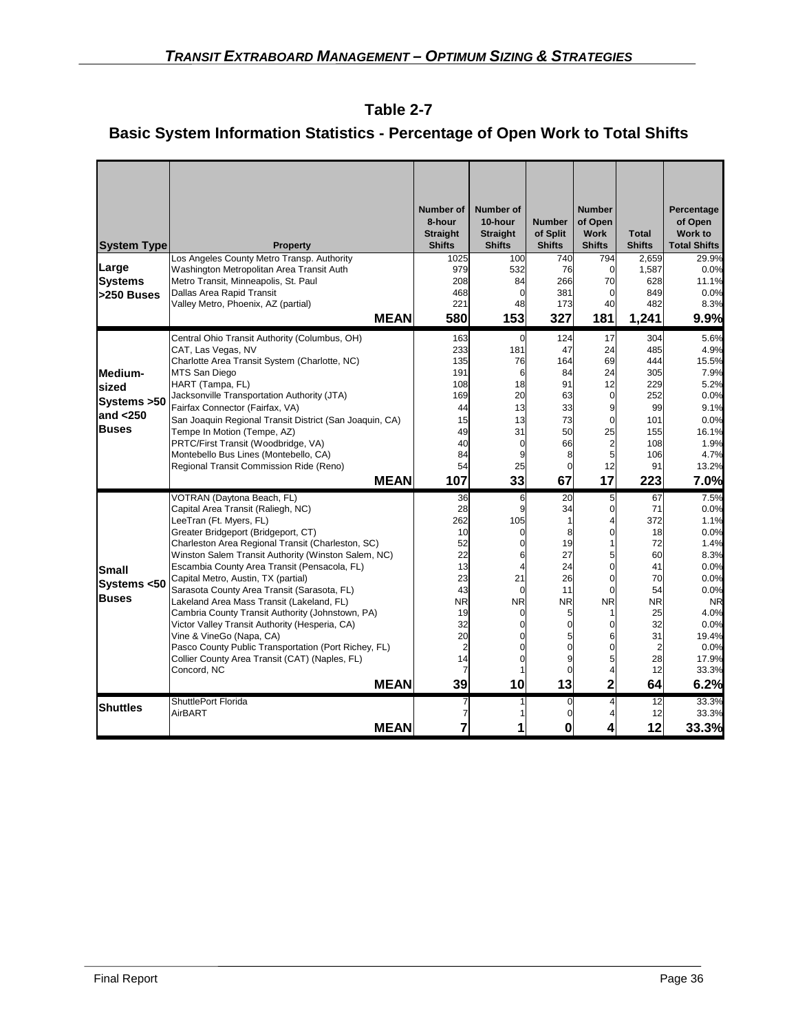## Table 2-7

## Basic System Information Statistics - Percentage of Open Work to Total Shifts

| System Type | Property | Number of 8-hour Straight Shifts | Number of 10-hour Straight Shifts | Number of Split Shifts | Number of Open Work Shifts | Total Shifts | Percentage of Open Work to Total Shifts |
|---|---|---|---|---|---|---|---|
| Large Systems >250 Buses | Los Angeles County Metro Transp. Authority | 1025 | 100 | 740 | 794 | 2,659 | 29.9% |
| | Washington Metropolitan Area Transit Auth | 979 | 532 | 76 | 0 | 1,587 | 0.0% |
| | Metro Transit, Minneapolis, St. Paul | 208 | 84 | 266 | 70 | 628 | 11.1% |
| | Dallas Area Rapid Transit | 468 | 0 | 381 | 0 | 849 | 0.0% |
| | Valley Metro, Phoenix, AZ (partial) | 221 | 48 | 173 | 40 | 482 | 8.3% |
| | **MEAN** | **580** | **153** | **327** | **181** | **1,241** | **9.9%** |
| Medium-sized Systems >50 and <250 Buses | Central Ohio Transit Authority (Columbus, OH) | 163 | 0 | 124 | 17 | 304 | 5.6% |
| | CAT, Las Vegas, NV | 233 | 181 | 47 | 24 | 485 | 4.9% |
| | Charlotte Area Transit System (Charlotte, NC) | 135 | 76 | 164 | 69 | 444 | 15.5% |
| | MTS San Diego | 191 | 6 | 84 | 24 | 305 | 7.9% |
| | HART (Tampa, FL) | 108 | 18 | 91 | 12 | 229 | 5.2% |
| | Jacksonville Transportation Authority (JTA) | 169 | 20 | 63 | 0 | 252 | 0.0% |
| | Fairfax Connector (Fairfax, VA) | 44 | 13 | 33 | 9 | 99 | 9.1% |
| | San Joaquin Regional Transit District (San Joaquin, CA) | 15 | 13 | 73 | 0 | 101 | 0.0% |
| | Tempe In Motion (Tempe, AZ) | 49 | 31 | 50 | 25 | 155 | 16.1% |
| | PRTC/First Transit (Woodbridge, VA) | 40 | 0 | 66 | 2 | 108 | 1.9% |
| | Montebello Bus Lines (Montebello, CA) | 84 | 9 | 8 | 5 | 106 | 4.7% |
| | Regional Transit Commission Ride (Reno) | 54 | 25 | 0 | 12 | 91 | 13.2% |
| | **MEAN** | **107** | **33** | **67** | **17** | **223** | **7.0%** |
| Small Systems <50 Buses | VOTRAN (Daytona Beach, FL) | 36 | 6 | 20 | 5 | 67 | 7.5% |
| | Capital Area Transit (Raliegh, NC) | 28 | 9 | 34 | 0 | 71 | 0.0% |
| | LeeTran (Ft. Myers, FL) | 262 | 105 | 1 | 4 | 372 | 1.1% |
| | Greater Bridgeport (Bridgeport, CT) | 10 | 0 | 8 | 0 | 18 | 0.0% |
| | Charleston Area Regional Transit (Charleston, SC) | 52 | 0 | 19 | 1 | 72 | 1.4% |
| | Winston Salem Transit Authority (Winston Salem, NC) | 22 | 6 | 27 | 5 | 60 | 8.3% |
| | Escambia County Area Transit (Pensacola, FL) | 13 | 4 | 24 | 0 | 41 | 0.0% |
| | Capital Metro, Austin, TX (partial) | 23 | 21 | 26 | 0 | 70 | 0.0% |
| | Sarasota County Area Transit (Sarasota, FL) | 43 | 0 | 11 | 0 | 54 | 0.0% |
| | Lakeland Area Mass Transit (Lakeland, FL) | NR | NR | NR | NR | NR | NR |
| | Cambria County Transit Authority (Johnstown, PA) | 19 | 0 | 5 | 1 | 25 | 4.0% |
| | Victor Valley Transit Authority (Hesperia, CA) | 32 | 0 | 0 | 0 | 32 | 0.0% |
| | Vine & VineGo (Napa, CA) | 20 | 0 | 5 | 6 | 31 | 19.4% |
| | Pasco County Public Transportation (Port Richey, FL) | 2 | 0 | 0 | 0 | 2 | 0.0% |
| | Collier County Area Transit (CAT) (Naples, FL) | 14 | 0 | 9 | 5 | 28 | 17.9% |
| | Concord, NC | 7 | 1 | 0 | 4 | 12 | 33.3% |
| | **MEAN** | **39** | **10** | **13** | **2** | **64** | **6.2%** |
| Shuttles | ShuttlePort Florida | 7 | 1 | 0 | 4 | 12 | 33.3% |
| | AirBART | 7 | 1 | 0 | 4 | 12 | 33.3% |
| | **MEAN** | **7** | **1** | **0** | **4** | **12** | **33.3%** |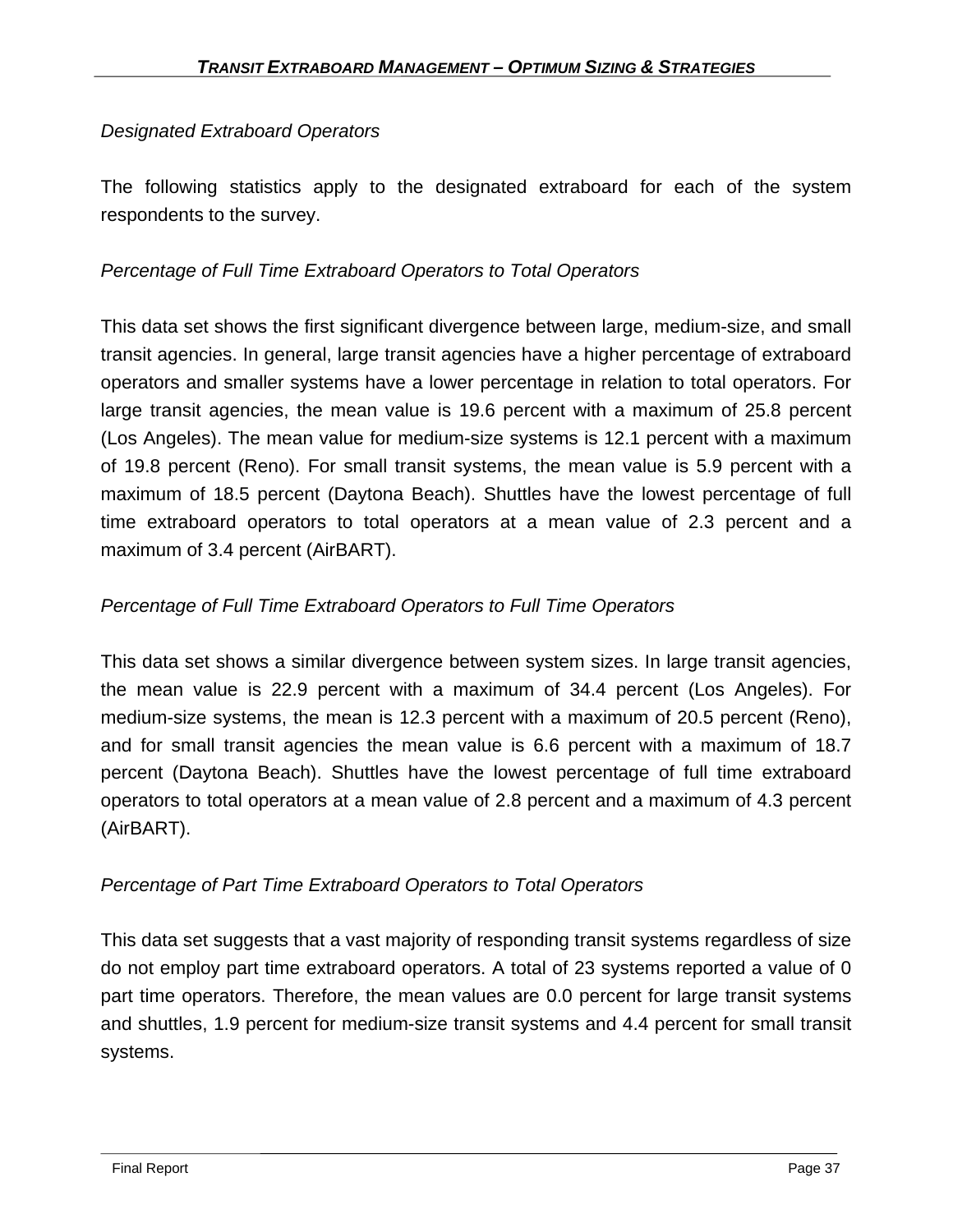*Designated Extraboard Operators*

The following statistics apply to the designated extraboard for each of the system respondents to the survey.

*Percentage of Full Time Extraboard Operators to Total Operators*

This data set shows the first significant divergence between large, medium-size, and small transit agencies. In general, large transit agencies have a higher percentage of extraboard operators and smaller systems have a lower percentage in relation to total operators. For large transit agencies, the mean value is 19.6 percent with a maximum of 25.8 percent (Los Angeles). The mean value for medium-size systems is 12.1 percent with a maximum of 19.8 percent (Reno). For small transit systems, the mean value is 5.9 percent with a maximum of 18.5 percent (Daytona Beach). Shuttles have the lowest percentage of full time extraboard operators to total operators at a mean value of 2.3 percent and a maximum of 3.4 percent (AirBART).

*Percentage of Full Time Extraboard Operators to Full Time Operators*

This data set shows a similar divergence between system sizes. In large transit agencies, the mean value is 22.9 percent with a maximum of 34.4 percent (Los Angeles). For medium-size systems, the mean is 12.3 percent with a maximum of 20.5 percent (Reno), and for small transit agencies the mean value is 6.6 percent with a maximum of 18.7 percent (Daytona Beach). Shuttles have the lowest percentage of full time extraboard operators to total operators at a mean value of 2.8 percent and a maximum of 4.3 percent (AirBART).

*Percentage of Part Time Extraboard Operators to Total Operators*

This data set suggests that a vast majority of responding transit systems regardless of size do not employ part time extraboard operators. A total of 23 systems reported a value of 0 part time operators. Therefore, the mean values are 0.0 percent for large transit systems and shuttles, 1.9 percent for medium-size transit systems and 4.4 percent for small transit systems.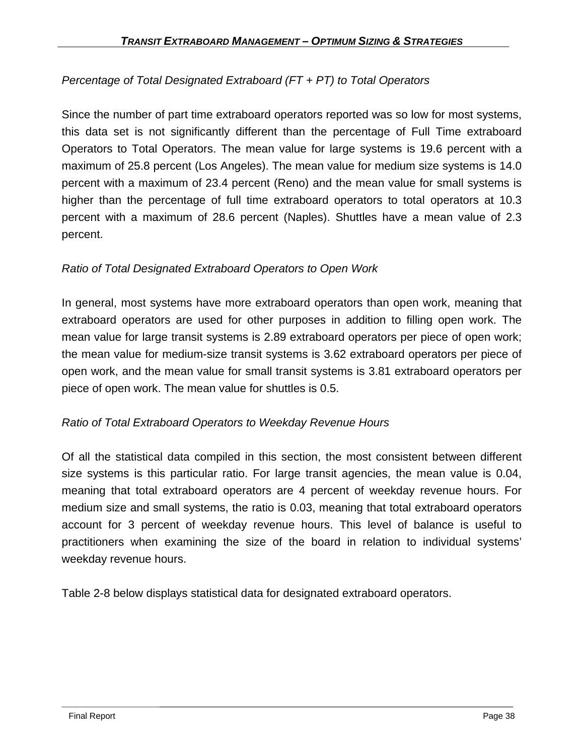*Percentage of Total Designated Extraboard (FT + PT) to Total Operators*

Since the number of part time extraboard operators reported was so low for most systems, this data set is not significantly different than the percentage of Full Time extraboard Operators to Total Operators. The mean value for large systems is 19.6 percent with a maximum of 25.8 percent (Los Angeles). The mean value for medium size systems is 14.0 percent with a maximum of 23.4 percent (Reno) and the mean value for small systems is higher than the percentage of full time extraboard operators to total operators at 10.3 percent with a maximum of 28.6 percent (Naples). Shuttles have a mean value of 2.3 percent.

*Ratio of Total Designated Extraboard Operators to Open Work*

In general, most systems have more extraboard operators than open work, meaning that extraboard operators are used for other purposes in addition to filling open work. The mean value for large transit systems is 2.89 extraboard operators per piece of open work; the mean value for medium-size transit systems is 3.62 extraboard operators per piece of open work, and the mean value for small transit systems is 3.81 extraboard operators per piece of open work. The mean value for shuttles is 0.5.

*Ratio of Total Extraboard Operators to Weekday Revenue Hours*

Of all the statistical data compiled in this section, the most consistent between different size systems is this particular ratio. For large transit agencies, the mean value is 0.04, meaning that total extraboard operators are 4 percent of weekday revenue hours. For medium size and small systems, the ratio is 0.03, meaning that total extraboard operators account for 3 percent of weekday revenue hours. This level of balance is useful to practitioners when examining the size of the board in relation to individual systems' weekday revenue hours.

Table 2-8 below displays statistical data for designated extraboard operators.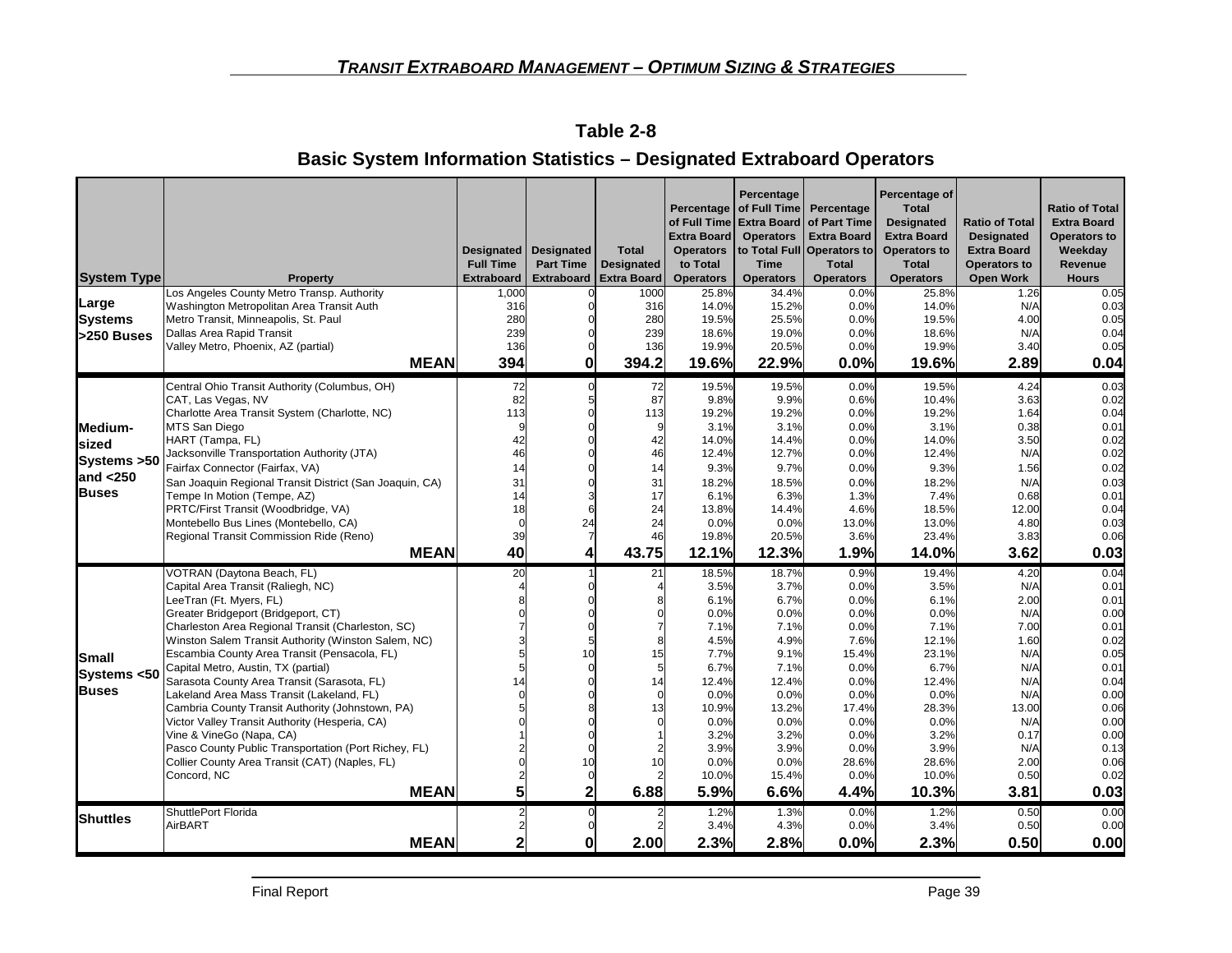**Table 2-8**

**Basic System Information Statistics – Designated Extraboard Operators**

| System Type | Property | Designated Full Time Extraboard | Designated Part Time Extraboard | Total Designated Extra Board | Percentage of Full Time Extra Board Operators to Total Operators | Percentage of Full Time Extra Board Operators to Total Full Time Operators | Percentage of Part Time Extra Board Operators to Total Operators | Percentage of Total Designated Extra Board Operators to Total Operators | Ratio of Total Designated Extra Board Operators to Open Work | Ratio of Total Extra Board Operators to Weekday Revenue Hours |
|---|---|---|---|---|---|---|---|---|---|---|
| Large Systems >250 Buses | Los Angeles County Metro Transp. Authority | 1,000 | 0 | 1000 | 25.8% | 34.4% | 0.0% | 25.8% | 1.26 | 0.05 |
| | Washington Metropolitan Area Transit Auth | 316 | 0 | 316 | 14.0% | 15.2% | 0.0% | 14.0% | N/A | 0.03 |
| | Metro Transit, Minneapolis, St. Paul | 280 | 0 | 280 | 19.5% | 25.5% | 0.0% | 19.5% | 4.00 | 0.05 |
| | Dallas Area Rapid Transit | 239 | 0 | 239 | 18.6% | 19.0% | 0.0% | 18.6% | N/A | 0.04 |
| | Valley Metro, Phoenix, AZ (partial) | 136 | 0 | 136 | 19.9% | 20.5% | 0.0% | 19.9% | 3.40 | 0.05 |
| | **MEAN** | **394** | **0** | **394.2** | **19.6%** | **22.9%** | **0.0%** | **19.6%** | **2.89** | **0.04** |
| Medium-sized Systems >50 and <250 Buses | Central Ohio Transit Authority (Columbus, OH) | 72 | 0 | 72 | 19.5% | 19.5% | 0.0% | 19.5% | 4.24 | 0.03 |
| | CAT, Las Vegas, NV | 82 | 5 | 87 | 9.8% | 9.9% | 0.6% | 10.4% | 3.63 | 0.02 |
| | Charlotte Area Transit System (Charlotte, NC) | 113 | 0 | 113 | 19.2% | 19.2% | 0.0% | 19.2% | 1.64 | 0.04 |
| | MTS San Diego | 9 | 0 | 9 | 3.1% | 3.1% | 0.0% | 3.1% | 0.38 | 0.01 |
| | HART (Tampa, FL) | 42 | 0 | 42 | 14.0% | 14.4% | 0.0% | 14.0% | 3.50 | 0.02 |
| | Jacksonville Transportation Authority (JTA) | 46 | 0 | 46 | 12.4% | 12.7% | 0.0% | 12.4% | N/A | 0.02 |
| | Fairfax Connector (Fairfax, VA) | 14 | 0 | 14 | 9.3% | 9.7% | 0.0% | 9.3% | 1.56 | 0.02 |
| | San Joaquin Regional Transit District (San Joaquin, CA) | 31 | 0 | 31 | 18.2% | 18.5% | 0.0% | 18.2% | N/A | 0.03 |
| | Tempe In Motion (Tempe, AZ) | 14 | 3 | 17 | 6.1% | 6.3% | 1.3% | 7.4% | 0.68 | 0.01 |
| | PRTC/First Transit (Woodbridge, VA) | 18 | 6 | 24 | 13.8% | 14.4% | 4.6% | 18.5% | 12.00 | 0.04 |
| | Montebello Bus Lines (Montebello, CA) | 0 | 24 | 24 | 0.0% | 0.0% | 13.0% | 13.0% | 4.80 | 0.03 |
| | Regional Transit Commission Ride (Reno) | 39 | 7 | 46 | 19.8% | 20.5% | 3.6% | 23.4% | 3.83 | 0.06 |
| | **MEAN** | **40** | **4** | **43.75** | **12.1%** | **12.3%** | **1.9%** | **14.0%** | **3.62** | **0.03** |
| Small Systems <50 Buses | VOTRAN (Daytona Beach, FL) | 20 | 1 | 21 | 18.5% | 18.7% | 0.9% | 19.4% | 4.20 | 0.04 |
| | Capital Area Transit (Raliegh, NC) | 4 | 0 | 4 | 3.5% | 3.7% | 0.0% | 3.5% | N/A | 0.01 |
| | LeeTran (Ft. Myers, FL) | 8 | 0 | 8 | 6.1% | 6.7% | 0.0% | 6.1% | 2.00 | 0.01 |
| | Greater Bridgeport (Bridgeport, CT) | 0 | 0 | 0 | 0.0% | 0.0% | 0.0% | 0.0% | N/A | 0.00 |
| | Charleston Area Regional Transit (Charleston, SC) | 7 | 0 | 7 | 7.1% | 7.1% | 0.0% | 7.1% | 7.00 | 0.01 |
| | Winston Salem Transit Authority (Winston Salem, NC) | 3 | 5 | 8 | 4.5% | 4.9% | 7.6% | 12.1% | 1.60 | 0.02 |
| | Escambia County Area Transit (Pensacola, FL) | 5 | 10 | 15 | 7.7% | 9.1% | 15.4% | 23.1% | N/A | 0.05 |
| | Capital Metro, Austin, TX (partial) | 5 | 0 | 5 | 6.7% | 7.1% | 0.0% | 6.7% | N/A | 0.01 |
| | Sarasota County Area Transit (Sarasota, FL) | 14 | 0 | 14 | 12.4% | 12.4% | 0.0% | 12.4% | N/A | 0.04 |
| | Lakeland Area Mass Transit (Lakeland, FL) | 0 | 0 | 0 | 0.0% | 0.0% | 0.0% | 0.0% | N/A | 0.00 |
| | Cambria County Transit Authority (Johnstown, PA) | 5 | 8 | 13 | 10.9% | 13.2% | 17.4% | 28.3% | 13.00 | 0.06 |
| | Victor Valley Transit Authority (Hesperia, CA) | 0 | 0 | 0 | 0.0% | 0.0% | 0.0% | 0.0% | N/A | 0.00 |
| | Vine & VineGo (Napa, CA) | 1 | 0 | 1 | 3.2% | 3.2% | 0.0% | 3.2% | 0.17 | 0.00 |
| | Pasco County Public Transportation (Port Richey, FL) | 2 | 0 | 2 | 3.9% | 3.9% | 0.0% | 3.9% | N/A | 0.13 |
| | Collier County Area Transit (CAT) (Naples, FL) | 0 | 10 | 10 | 0.0% | 0.0% | 28.6% | 28.6% | 2.00 | 0.06 |
| | Concord, NC | 2 | 0 | 2 | 10.0% | 15.4% | 0.0% | 10.0% | 0.50 | 0.02 |
| | **MEAN** | **5** | **2** | **6.88** | **5.9%** | **6.6%** | **4.4%** | **10.3%** | **3.81** | **0.03** |
| Shuttles | ShuttlePort Florida | 2 | 0 | 2 | 1.2% | 1.3% | 0.0% | 1.2% | 0.50 | 0.00 |
| | AirBART | 2 | 0 | 2 | 3.4% | 4.3% | 0.0% | 3.4% | 0.50 | 0.00 |
| | **MEAN** | **2** | **0** | **2.00** | **2.3%** | **2.8%** | **0.0%** | **2.3%** | **0.50** | **0.00** |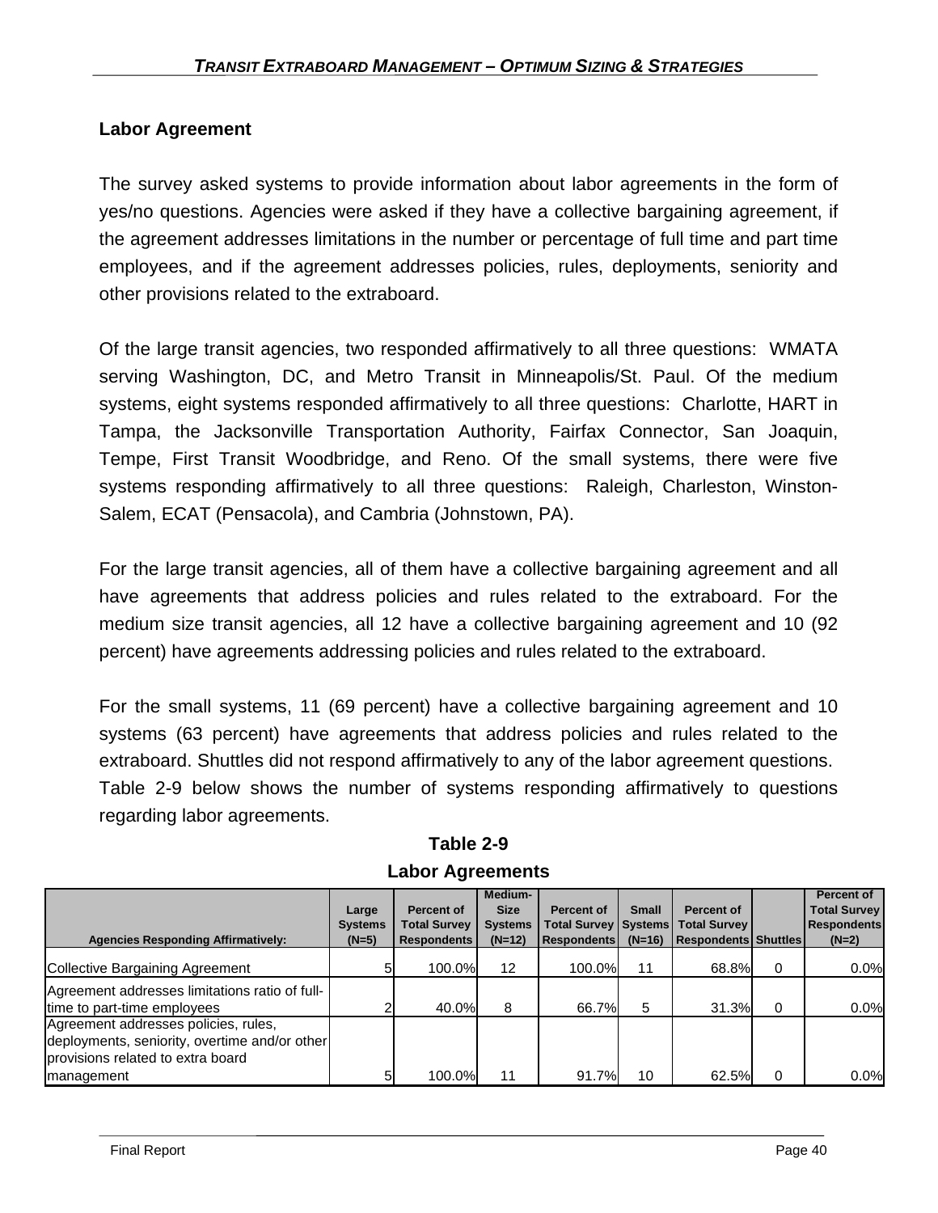### Labor Agreement

The survey asked systems to provide information about labor agreements in the form of yes/no questions. Agencies were asked if they have a collective bargaining agreement, if the agreement addresses limitations in the number or percentage of full time and part time employees, and if the agreement addresses policies, rules, deployments, seniority and other provisions related to the extraboard.

Of the large transit agencies, two responded affirmatively to all three questions: WMATA serving Washington, DC, and Metro Transit in Minneapolis/St. Paul. Of the medium systems, eight systems responded affirmatively to all three questions: Charlotte, HART in Tampa, the Jacksonville Transportation Authority, Fairfax Connector, San Joaquin, Tempe, First Transit Woodbridge, and Reno. Of the small systems, there were five systems responding affirmatively to all three questions: Raleigh, Charleston, Winston-Salem, ECAT (Pensacola), and Cambria (Johnstown, PA).

For the large transit agencies, all of them have a collective bargaining agreement and all have agreements that address policies and rules related to the extraboard. For the medium size transit agencies, all 12 have a collective bargaining agreement and 10 (92 percent) have agreements addressing policies and rules related to the extraboard.

For the small systems, 11 (69 percent) have a collective bargaining agreement and 10 systems (63 percent) have agreements that address policies and rules related to the extraboard. Shuttles did not respond affirmatively to any of the labor agreement questions. Table 2-9 below shows the number of systems responding affirmatively to questions regarding labor agreements.

**Table 2-9**
**Labor Agreements**

| Agencies Responding Affirmatively: | Large Systems (N=5) | Percent of Total Survey Respondents | Medium-Size Systems (N=12) | Percent of Total Survey Respondents | Small Systems (N=16) | Percent of Total Survey Respondents | Shuttles | Percent of Total Survey Respondents (N=2) |
|---|---|---|---|---|---|---|---|---|
| Collective Bargaining Agreement | 5 | 100.0% | 12 | 100.0% | 11 | 68.8% | 0 | 0.0% |
| Agreement addresses limitations ratio of full-time to part-time employees | 2 | 40.0% | 8 | 66.7% | 5 | 31.3% | 0 | 0.0% |
| Agreement addresses policies, rules, deployments, seniority, overtime and/or other provisions related to extra board management | 5 | 100.0% | 11 | 91.7% | 10 | 62.5% | 0 | 0.0% |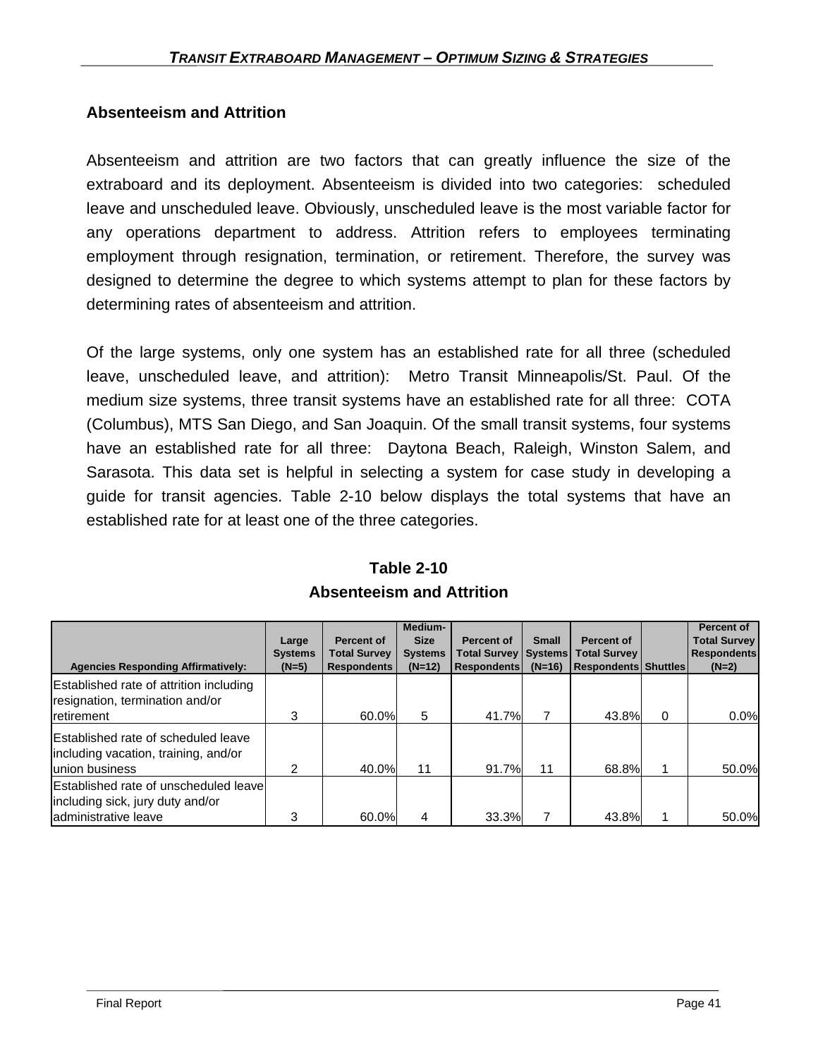## Absenteeism and Attrition

Absenteeism and attrition are two factors that can greatly influence the size of the extraboard and its deployment. Absenteeism is divided into two categories: scheduled leave and unscheduled leave. Obviously, unscheduled leave is the most variable factor for any operations department to address. Attrition refers to employees terminating employment through resignation, termination, or retirement. Therefore, the survey was designed to determine the degree to which systems attempt to plan for these factors by determining rates of absenteeism and attrition.

Of the large systems, only one system has an established rate for all three (scheduled leave, unscheduled leave, and attrition): Metro Transit Minneapolis/St. Paul. Of the medium size systems, three transit systems have an established rate for all three: COTA (Columbus), MTS San Diego, and San Joaquin. Of the small transit systems, four systems have an established rate for all three: Daytona Beach, Raleigh, Winston Salem, and Sarasota. This data set is helpful in selecting a system for case study in developing a guide for transit agencies. Table 2-10 below displays the total systems that have an established rate for at least one of the three categories.

**Table 2-10**
**Absenteeism and Attrition**

| Agencies Responding Affirmatively: | Large Systems (N=5) | Percent of Total Survey Respondents | Medium-Size Systems (N=12) | Percent of Total Survey Respondents | Small Systems (N=16) | Percent of Total Survey Respondents | Shuttles | Percent of Total Survey Respondents (N=2) |
|---|---|---|---|---|---|---|---|---|
| Established rate of attrition including resignation, termination and/or retirement | 3 | 60.0% | 5 | 41.7% | 7 | 43.8% | 0 | 0.0% |
| Established rate of scheduled leave including vacation, training, and/or union business | 2 | 40.0% | 11 | 91.7% | 11 | 68.8% | 1 | 50.0% |
| Established rate of unscheduled leave including sick, jury duty and/or administrative leave | 3 | 60.0% | 4 | 33.3% | 7 | 43.8% | 1 | 50.0% |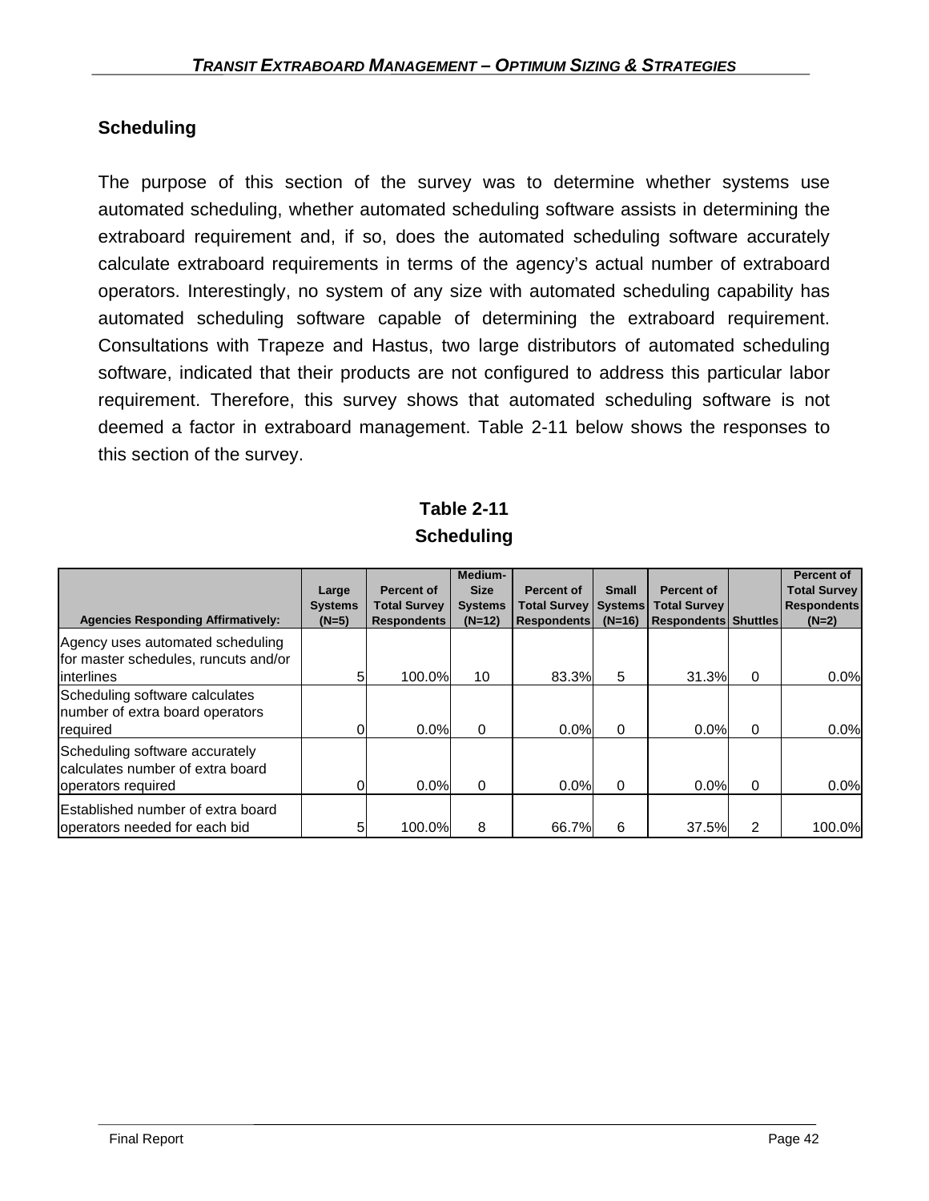## Scheduling

The purpose of this section of the survey was to determine whether systems use automated scheduling, whether automated scheduling software assists in determining the extraboard requirement and, if so, does the automated scheduling software accurately calculate extraboard requirements in terms of the agency's actual number of extraboard operators. Interestingly, no system of any size with automated scheduling capability has automated scheduling software capable of determining the extraboard requirement. Consultations with Trapeze and Hastus, two large distributors of automated scheduling software, indicated that their products are not configured to address this particular labor requirement. Therefore, this survey shows that automated scheduling software is not deemed a factor in extraboard management. Table 2-11 below shows the responses to this section of the survey.

**Table 2-11**
**Scheduling**

| Agencies Responding Affirmatively: | Large Systems (N=5) | Percent of Total Survey Respondents | Medium-Size Systems (N=12) | Percent of Total Survey Respondents | Small Systems (N=16) | Percent of Total Survey Respondents | Shuttles | Percent of Total Survey Respondents (N=2) |
|---|---|---|---|---|---|---|---|---|
| Agency uses automated scheduling for master schedules, runcuts and/or interlines | 5 | 100.0% | 10 | 83.3% | 5 | 31.3% | 0 | 0.0% |
| Scheduling software calculates number of extra board operators required | 0 | 0.0% | 0 | 0.0% | 0 | 0.0% | 0 | 0.0% |
| Scheduling software accurately calculates number of extra board operators required | 0 | 0.0% | 0 | 0.0% | 0 | 0.0% | 0 | 0.0% |
| Established number of extra board operators needed for each bid | 5 | 100.0% | 8 | 66.7% | 6 | 37.5% | 2 | 100.0% |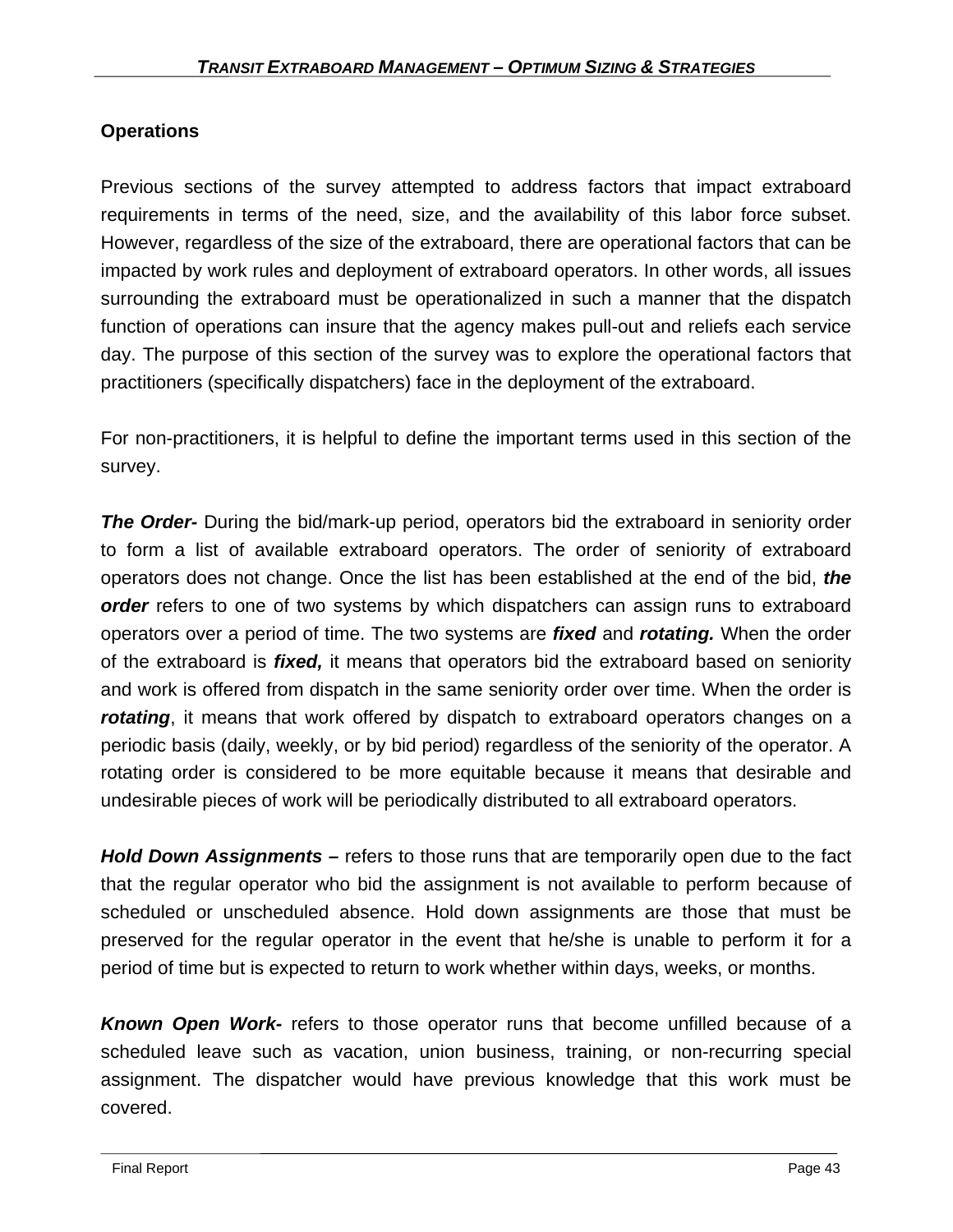### Operations

Previous sections of the survey attempted to address factors that impact extraboard requirements in terms of the need, size, and the availability of this labor force subset. However, regardless of the size of the extraboard, there are operational factors that can be impacted by work rules and deployment of extraboard operators. In other words, all issues surrounding the extraboard must be operationalized in such a manner that the dispatch function of operations can insure that the agency makes pull-out and reliefs each service day. The purpose of this section of the survey was to explore the operational factors that practitioners (specifically dispatchers) face in the deployment of the extraboard.

For non-practitioners, it is helpful to define the important terms used in this section of the survey.

***The Order-*** During the bid/mark-up period, operators bid the extraboard in seniority order to form a list of available extraboard operators. The order of seniority of extraboard operators does not change. Once the list has been established at the end of the bid, ***the order*** refers to one of two systems by which dispatchers can assign runs to extraboard operators over a period of time. The two systems are ***fixed*** and ***rotating.*** When the order of the extraboard is ***fixed,*** it means that operators bid the extraboard based on seniority and work is offered from dispatch in the same seniority order over time. When the order is ***rotating***, it means that work offered by dispatch to extraboard operators changes on a periodic basis (daily, weekly, or by bid period) regardless of the seniority of the operator. A rotating order is considered to be more equitable because it means that desirable and undesirable pieces of work will be periodically distributed to all extraboard operators.

***Hold Down Assignments –*** refers to those runs that are temporarily open due to the fact that the regular operator who bid the assignment is not available to perform because of scheduled or unscheduled absence. Hold down assignments are those that must be preserved for the regular operator in the event that he/she is unable to perform it for a period of time but is expected to return to work whether within days, weeks, or months.

***Known Open Work-*** refers to those operator runs that become unfilled because of a scheduled leave such as vacation, union business, training, or non-recurring special assignment. The dispatcher would have previous knowledge that this work must be covered.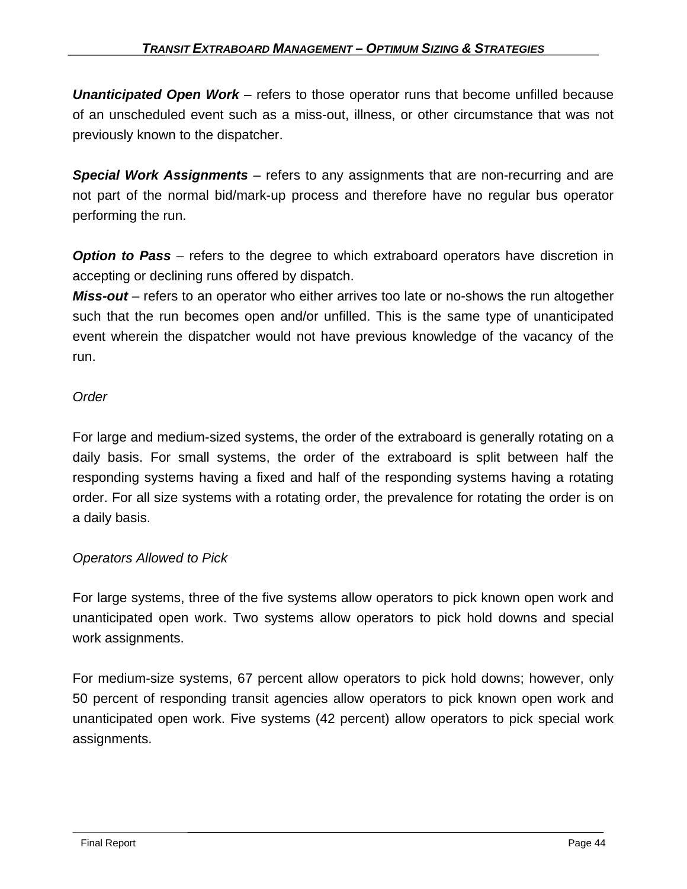***Unanticipated Open Work*** – refers to those operator runs that become unfilled because of an unscheduled event such as a miss-out, illness, or other circumstance that was not previously known to the dispatcher.

***Special Work Assignments*** – refers to any assignments that are non-recurring and are not part of the normal bid/mark-up process and therefore have no regular bus operator performing the run.

***Option to Pass*** – refers to the degree to which extraboard operators have discretion in accepting or declining runs offered by dispatch.

***Miss-out*** – refers to an operator who either arrives too late or no-shows the run altogether such that the run becomes open and/or unfilled. This is the same type of unanticipated event wherein the dispatcher would not have previous knowledge of the vacancy of the run.

*Order*

For large and medium-sized systems, the order of the extraboard is generally rotating on a daily basis. For small systems, the order of the extraboard is split between half the responding systems having a fixed and half of the responding systems having a rotating order. For all size systems with a rotating order, the prevalence for rotating the order is on a daily basis.

*Operators Allowed to Pick*

For large systems, three of the five systems allow operators to pick known open work and unanticipated open work. Two systems allow operators to pick hold downs and special work assignments.

For medium-size systems, 67 percent allow operators to pick hold downs; however, only 50 percent of responding transit agencies allow operators to pick known open work and unanticipated open work. Five systems (42 percent) allow operators to pick special work assignments.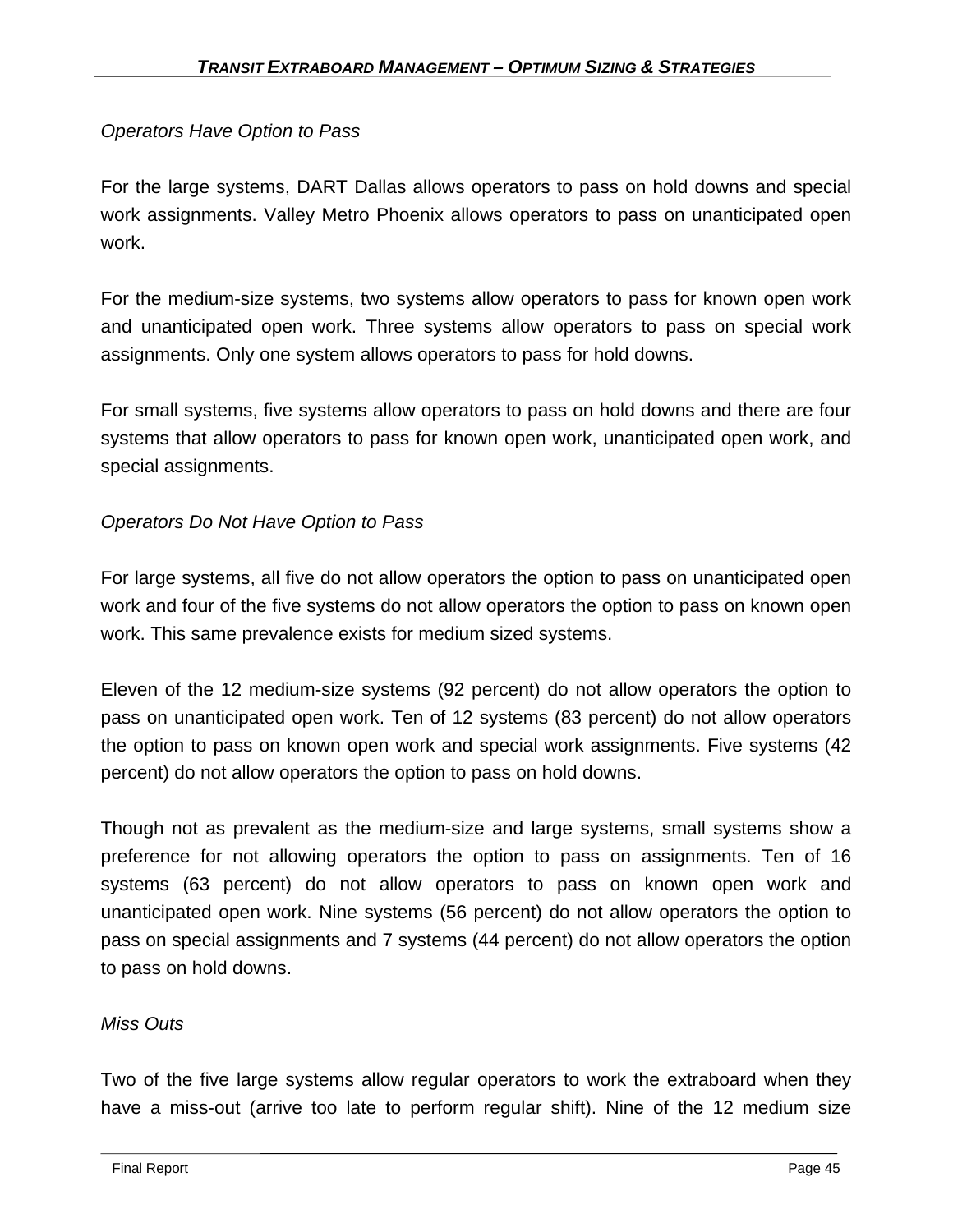*Operators Have Option to Pass*

For the large systems, DART Dallas allows operators to pass on hold downs and special work assignments. Valley Metro Phoenix allows operators to pass on unanticipated open work.

For the medium-size systems, two systems allow operators to pass for known open work and unanticipated open work. Three systems allow operators to pass on special work assignments. Only one system allows operators to pass for hold downs.

For small systems, five systems allow operators to pass on hold downs and there are four systems that allow operators to pass for known open work, unanticipated open work, and special assignments.

*Operators Do Not Have Option to Pass*

For large systems, all five do not allow operators the option to pass on unanticipated open work and four of the five systems do not allow operators the option to pass on known open work. This same prevalence exists for medium sized systems.

Eleven of the 12 medium-size systems (92 percent) do not allow operators the option to pass on unanticipated open work. Ten of 12 systems (83 percent) do not allow operators the option to pass on known open work and special work assignments. Five systems (42 percent) do not allow operators the option to pass on hold downs.

Though not as prevalent as the medium-size and large systems, small systems show a preference for not allowing operators the option to pass on assignments. Ten of 16 systems (63 percent) do not allow operators to pass on known open work and unanticipated open work. Nine systems (56 percent) do not allow operators the option to pass on special assignments and 7 systems (44 percent) do not allow operators the option to pass on hold downs.

*Miss Outs*

Two of the five large systems allow regular operators to work the extraboard when they have a miss-out (arrive too late to perform regular shift). Nine of the 12 medium size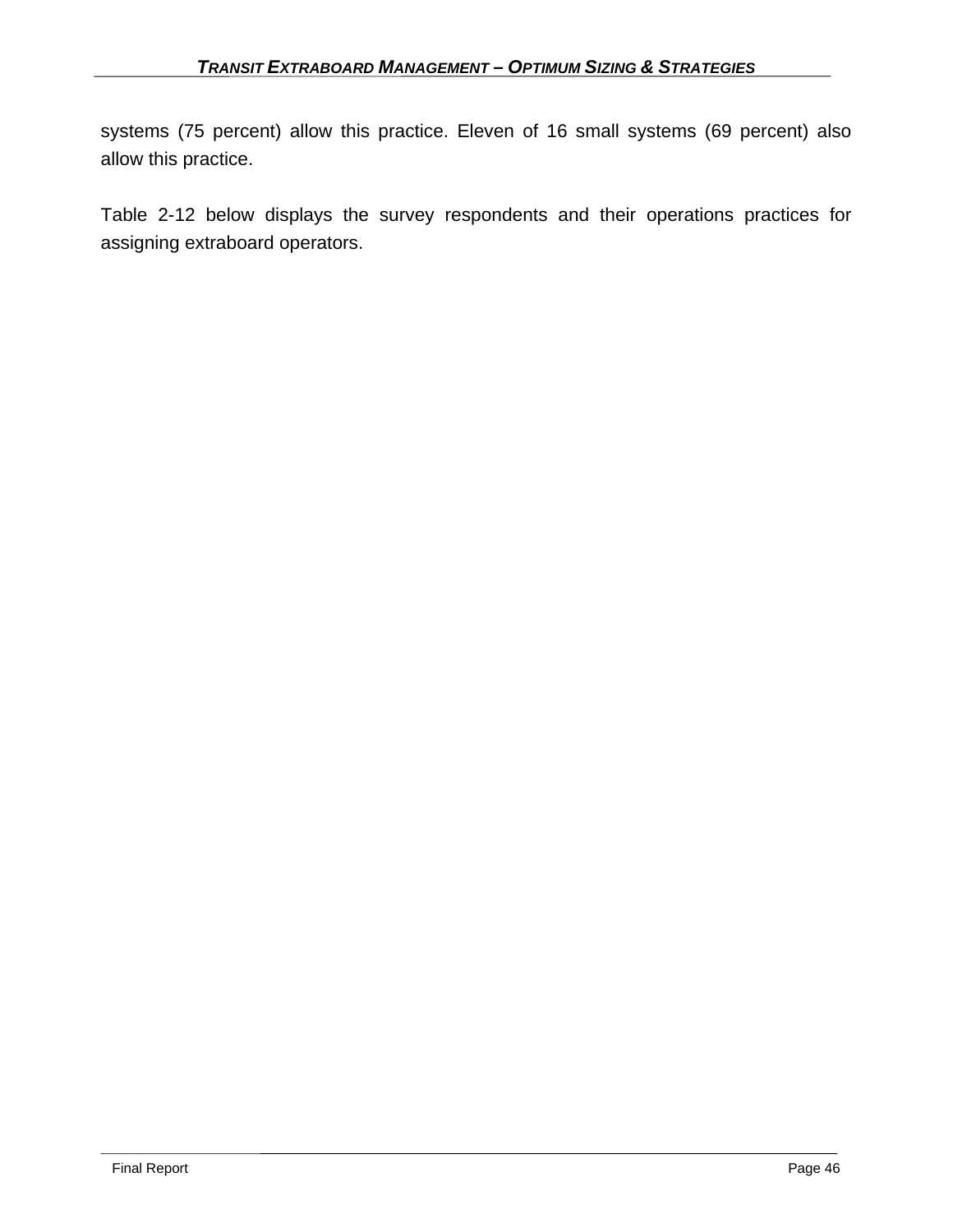systems (75 percent) allow this practice. Eleven of 16 small systems (69 percent) also allow this practice.

Table 2-12 below displays the survey respondents and their operations practices for assigning extraboard operators.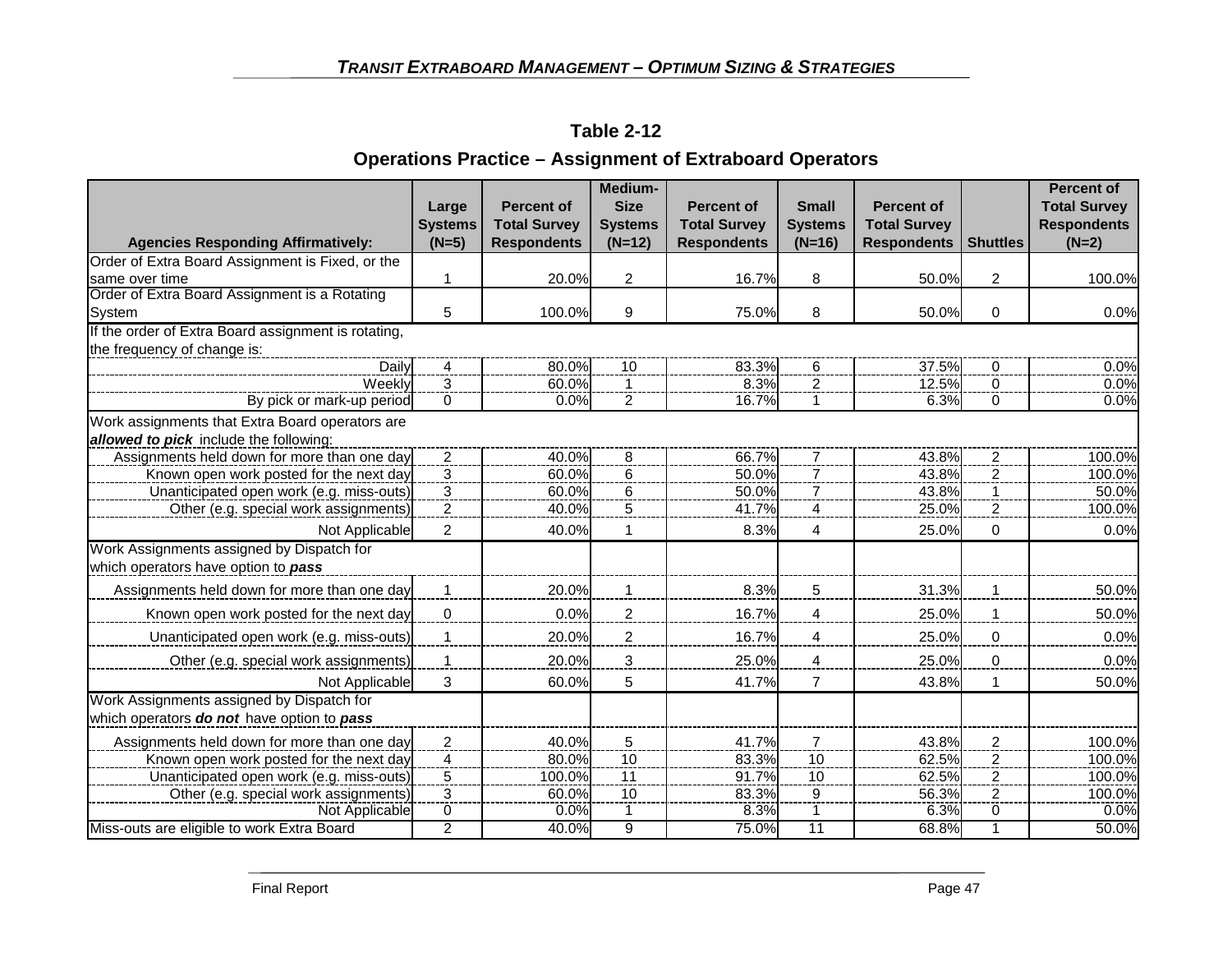## Table 2-12

### Operations Practice – Assignment of Extraboard Operators

| Agencies Responding Affirmatively: | Large Systems (N=5) | Percent of Total Survey Respondents | Medium-Size Systems (N=12) | Percent of Total Survey Respondents | Small Systems (N=16) | Percent of Total Survey Respondents | Shuttles | Percent of Total Survey Respondents (N=2) |
|---|---|---|---|---|---|---|---|---|
| Order of Extra Board Assignment is Fixed, or the same over time | 1 | 20.0% | 2 | 16.7% | 8 | 50.0% | 2 | 100.0% |
| Order of Extra Board Assignment is a Rotating System | 5 | 100.0% | 9 | 75.0% | 8 | 50.0% | 0 | 0.0% |
| If the order of Extra Board assignment is rotating, the frequency of change is: | | | | | | | | |
| Daily | 4 | 80.0% | 10 | 83.3% | 6 | 37.5% | 0 | 0.0% |
| Weekly | 3 | 60.0% | 1 | 8.3% | 2 | 12.5% | 0 | 0.0% |
| By pick or mark-up period | 0 | 0.0% | 2 | 16.7% | 1 | 6.3% | 0 | 0.0% |
| Work assignments that Extra Board operators are ***allowed to pick*** include the following: | | | | | | | | |
| Assignments held down for more than one day | 2 | 40.0% | 8 | 66.7% | 7 | 43.8% | 2 | 100.0% |
| Known open work posted for the next day | 3 | 60.0% | 6 | 50.0% | 7 | 43.8% | 2 | 100.0% |
| Unanticipated open work (e.g. miss-outs) | 3 | 60.0% | 6 | 50.0% | 7 | 43.8% | 1 | 50.0% |
| Other (e.g. special work assignments) | 2 | 40.0% | 5 | 41.7% | 4 | 25.0% | 2 | 100.0% |
| Not Applicable | 2 | 40.0% | 1 | 8.3% | 4 | 25.0% | 0 | 0.0% |
| Work Assignments assigned by Dispatch for which operators have option to ***pass*** | | | | | | | | |
| Assignments held down for more than one day | 1 | 20.0% | 1 | 8.3% | 5 | 31.3% | 1 | 50.0% |
| Known open work posted for the next day | 0 | 0.0% | 2 | 16.7% | 4 | 25.0% | 1 | 50.0% |
| Unanticipated open work (e.g. miss-outs) | 1 | 20.0% | 2 | 16.7% | 4 | 25.0% | 0 | 0.0% |
| Other (e.g. special work assignments) | 1 | 20.0% | 3 | 25.0% | 4 | 25.0% | 0 | 0.0% |
| Not Applicable | 3 | 60.0% | 5 | 41.7% | 7 | 43.8% | 1 | 50.0% |
| Work Assignments assigned by Dispatch for which operators ***do not*** have option to ***pass*** | | | | | | | | |
| Assignments held down for more than one day | 2 | 40.0% | 5 | 41.7% | 7 | 43.8% | 2 | 100.0% |
| Known open work posted for the next day | 4 | 80.0% | 10 | 83.3% | 10 | 62.5% | 2 | 100.0% |
| Unanticipated open work (e.g. miss-outs) | 5 | 100.0% | 11 | 91.7% | 10 | 62.5% | 2 | 100.0% |
| Other (e.g. special work assignments) | 3 | 60.0% | 10 | 83.3% | 9 | 56.3% | 2 | 100.0% |
| Not Applicable | 0 | 0.0% | 1 | 8.3% | 1 | 6.3% | 0 | 0.0% |
| Miss-outs are eligible to work Extra Board | 2 | 40.0% | 9 | 75.0% | 11 | 68.8% | 1 | 50.0% |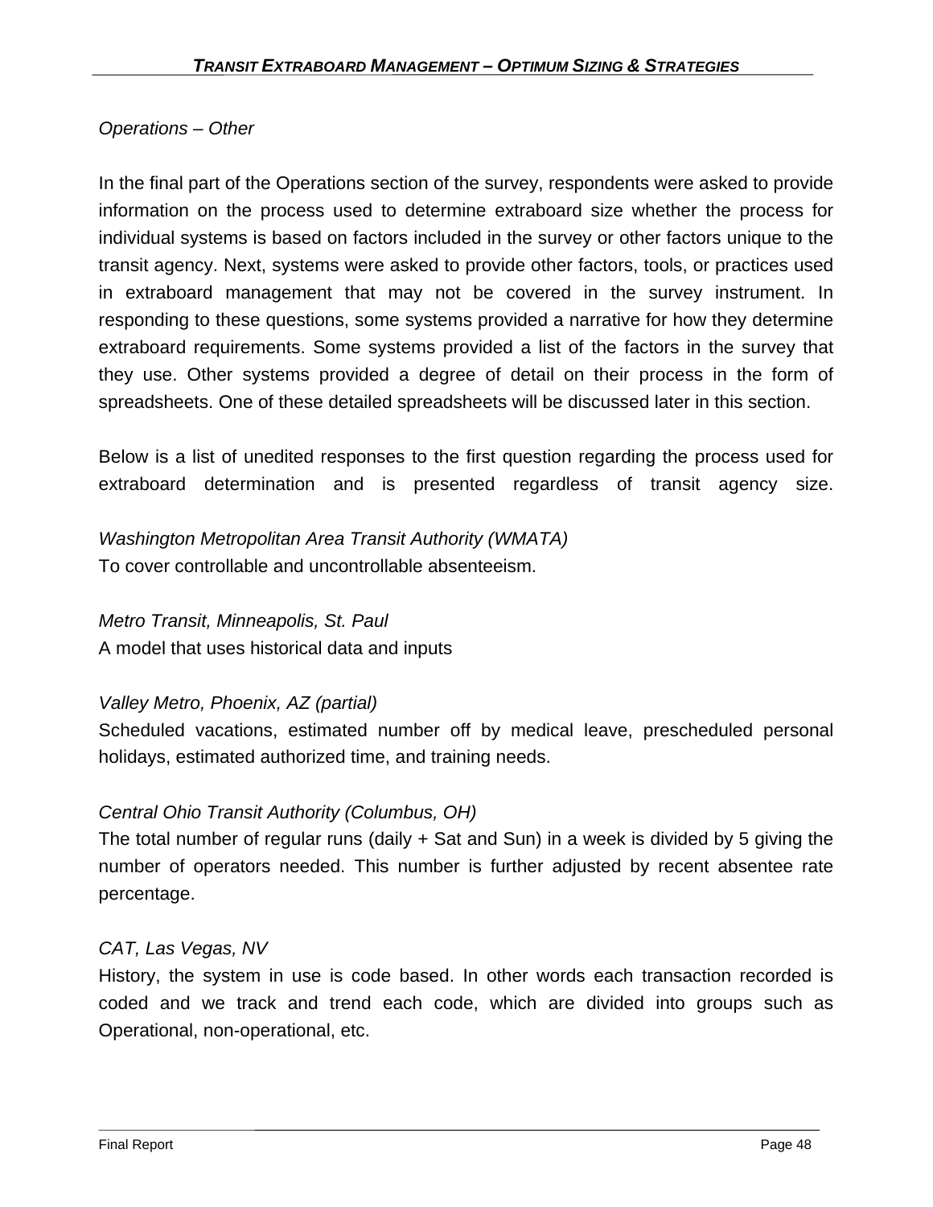*Operations – Other*

In the final part of the Operations section of the survey, respondents were asked to provide information on the process used to determine extraboard size whether the process for individual systems is based on factors included in the survey or other factors unique to the transit agency. Next, systems were asked to provide other factors, tools, or practices used in extraboard management that may not be covered in the survey instrument. In responding to these questions, some systems provided a narrative for how they determine extraboard requirements. Some systems provided a list of the factors in the survey that they use. Other systems provided a degree of detail on their process in the form of spreadsheets. One of these detailed spreadsheets will be discussed later in this section.

Below is a list of unedited responses to the first question regarding the process used for extraboard determination and is presented regardless of transit agency size.

*Washington Metropolitan Area Transit Authority (WMATA)*
To cover controllable and uncontrollable absenteeism.

*Metro Transit, Minneapolis, St. Paul*
A model that uses historical data and inputs

*Valley Metro, Phoenix, AZ (partial)*
Scheduled vacations, estimated number off by medical leave, prescheduled personal holidays, estimated authorized time, and training needs.

*Central Ohio Transit Authority (Columbus, OH)*
The total number of regular runs (daily + Sat and Sun) in a week is divided by 5 giving the number of operators needed. This number is further adjusted by recent absentee rate percentage.

*CAT, Las Vegas, NV*
History, the system in use is code based. In other words each transaction recorded is coded and we track and trend each code, which are divided into groups such as Operational, non-operational, etc.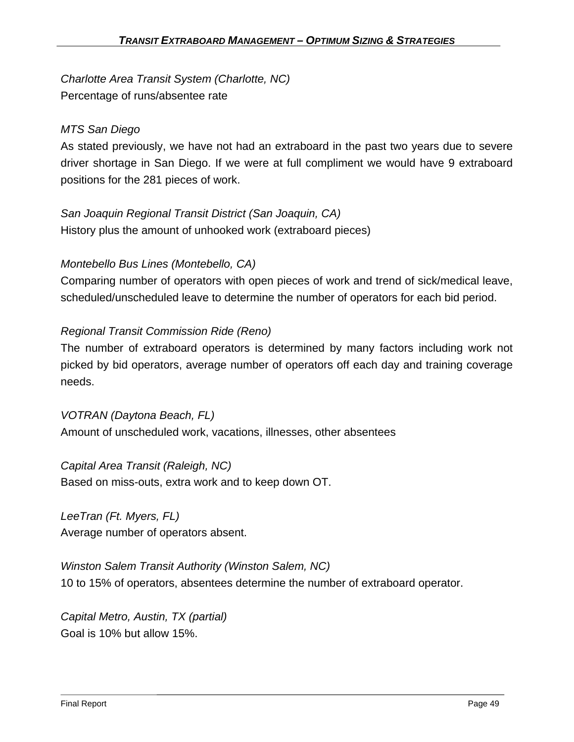*Charlotte Area Transit System (Charlotte, NC)*
Percentage of runs/absentee rate

*MTS San Diego*
As stated previously, we have not had an extraboard in the past two years due to severe driver shortage in San Diego. If we were at full compliment we would have 9 extraboard positions for the 281 pieces of work.

*San Joaquin Regional Transit District (San Joaquin, CA)*
History plus the amount of unhooked work (extraboard pieces)

*Montebello Bus Lines (Montebello, CA)*
Comparing number of operators with open pieces of work and trend of sick/medical leave, scheduled/unscheduled leave to determine the number of operators for each bid period.

*Regional Transit Commission Ride (Reno)*
The number of extraboard operators is determined by many factors including work not picked by bid operators, average number of operators off each day and training coverage needs.

*VOTRAN (Daytona Beach, FL)*
Amount of unscheduled work, vacations, illnesses, other absentees

*Capital Area Transit (Raleigh, NC)*
Based on miss-outs, extra work and to keep down OT.

*LeeTran (Ft. Myers, FL)*
Average number of operators absent.

*Winston Salem Transit Authority (Winston Salem, NC)*
10 to 15% of operators, absentees determine the number of extraboard operator.

*Capital Metro, Austin, TX (partial)*
Goal is 10% but allow 15%.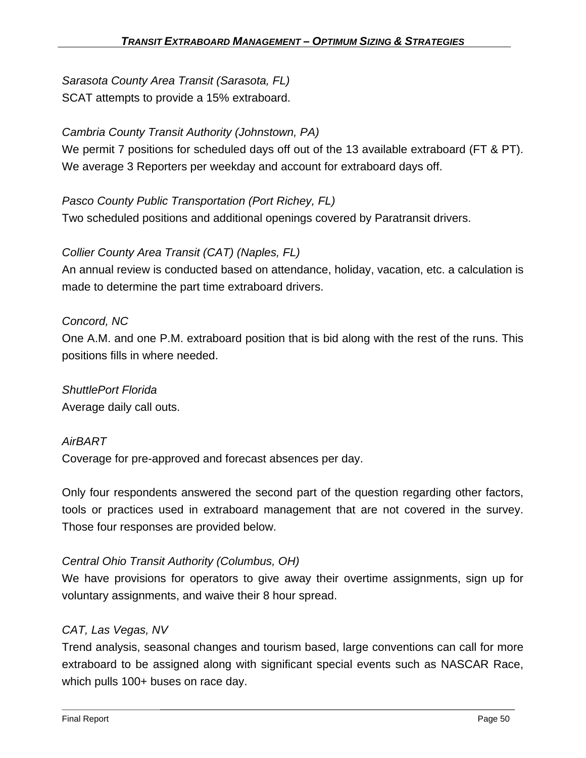*Sarasota County Area Transit (Sarasota, FL)*
SCAT attempts to provide a 15% extraboard.

*Cambria County Transit Authority (Johnstown, PA)*
We permit 7 positions for scheduled days off out of the 13 available extraboard (FT & PT). We average 3 Reporters per weekday and account for extraboard days off.

*Pasco County Public Transportation (Port Richey, FL)*
Two scheduled positions and additional openings covered by Paratransit drivers.

*Collier County Area Transit (CAT) (Naples, FL)*
An annual review is conducted based on attendance, holiday, vacation, etc. a calculation is made to determine the part time extraboard drivers.

*Concord, NC*
One A.M. and one P.M. extraboard position that is bid along with the rest of the runs. This positions fills in where needed.

*ShuttlePort Florida*
Average daily call outs.

*AirBART*
Coverage for pre-approved and forecast absences per day.

Only four respondents answered the second part of the question regarding other factors, tools or practices used in extraboard management that are not covered in the survey. Those four responses are provided below.

*Central Ohio Transit Authority (Columbus, OH)*
We have provisions for operators to give away their overtime assignments, sign up for voluntary assignments, and waive their 8 hour spread.

*CAT, Las Vegas, NV*
Trend analysis, seasonal changes and tourism based, large conventions can call for more extraboard to be assigned along with significant special events such as NASCAR Race, which pulls 100+ buses on race day.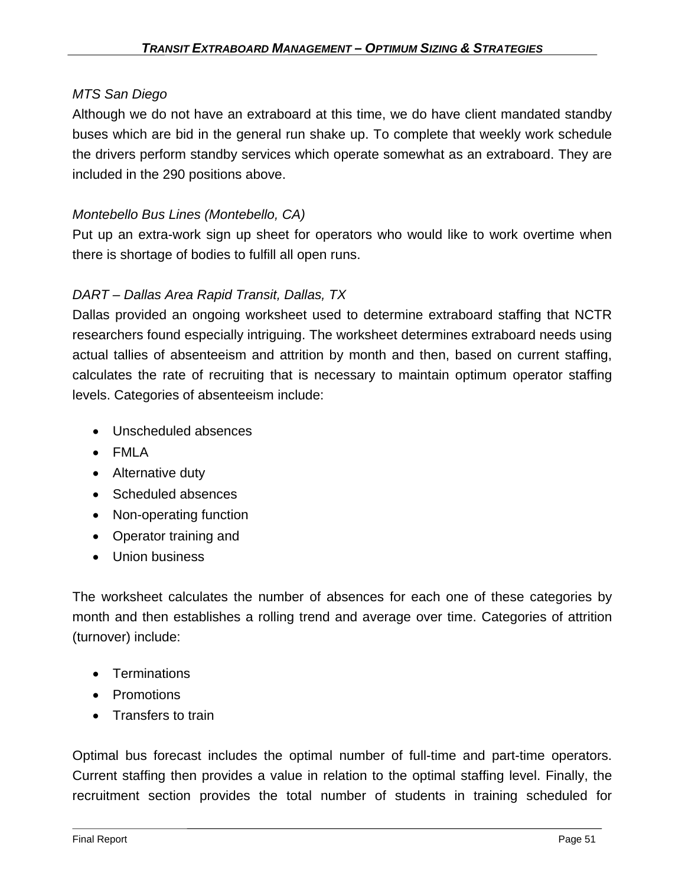*MTS San Diego*

Although we do not have an extraboard at this time, we do have client mandated standby buses which are bid in the general run shake up. To complete that weekly work schedule the drivers perform standby services which operate somewhat as an extraboard. They are included in the 290 positions above.

*Montebello Bus Lines (Montebello, CA)*

Put up an extra-work sign up sheet for operators who would like to work overtime when there is shortage of bodies to fulfill all open runs.

*DART – Dallas Area Rapid Transit, Dallas, TX*

Dallas provided an ongoing worksheet used to determine extraboard staffing that NCTR researchers found especially intriguing. The worksheet determines extraboard needs using actual tallies of absenteeism and attrition by month and then, based on current staffing, calculates the rate of recruiting that is necessary to maintain optimum operator staffing levels. Categories of absenteeism include:

- Unscheduled absences
- FMLA
- Alternative duty
- Scheduled absences
- Non-operating function
- Operator training and
- Union business

The worksheet calculates the number of absences for each one of these categories by month and then establishes a rolling trend and average over time. Categories of attrition (turnover) include:

- Terminations
- Promotions
- Transfers to train

Optimal bus forecast includes the optimal number of full-time and part-time operators. Current staffing then provides a value in relation to the optimal staffing level. Finally, the recruitment section provides the total number of students in training scheduled for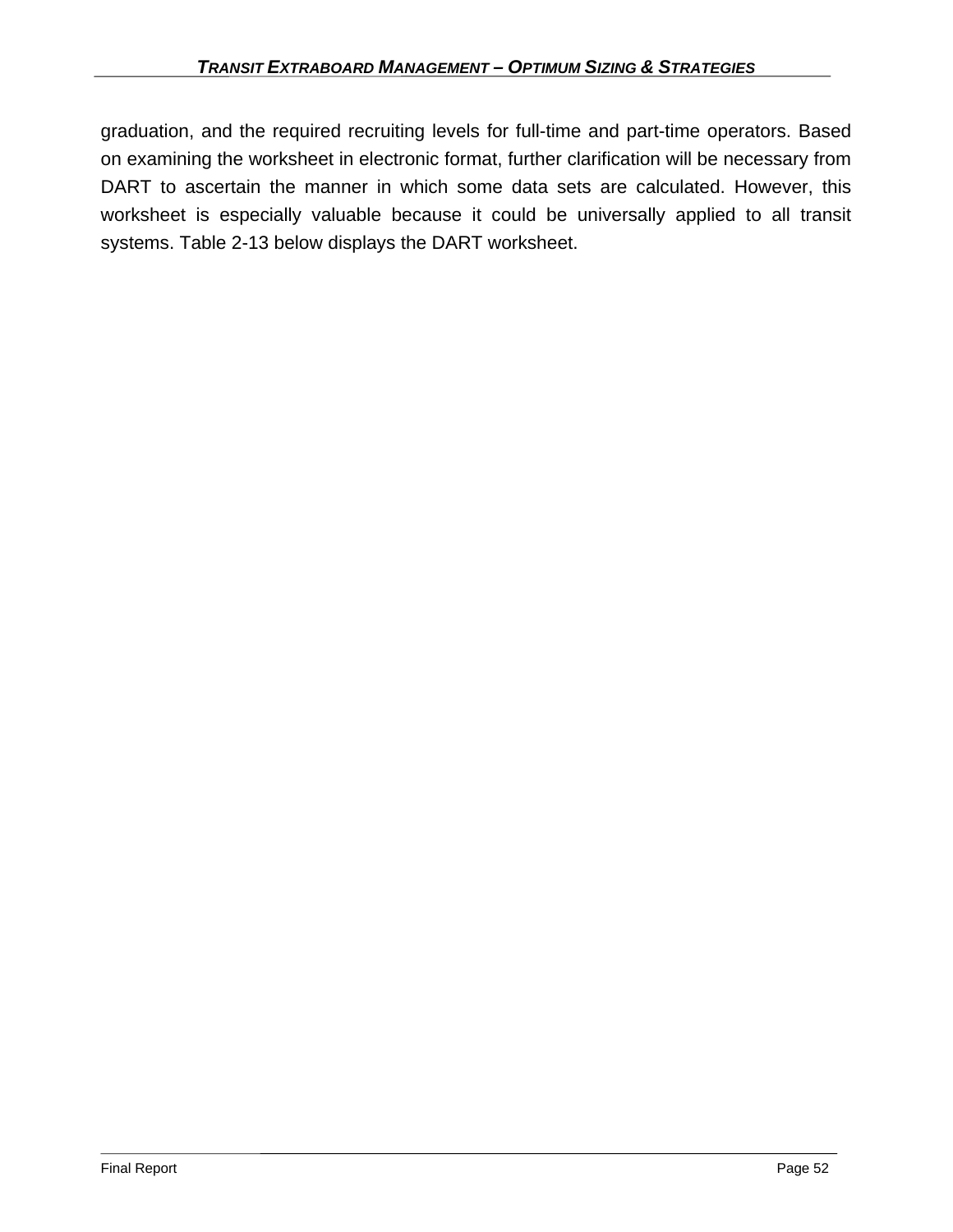graduation, and the required recruiting levels for full-time and part-time operators. Based on examining the worksheet in electronic format, further clarification will be necessary from DART to ascertain the manner in which some data sets are calculated. However, this worksheet is especially valuable because it could be universally applied to all transit systems. Table 2-13 below displays the DART worksheet.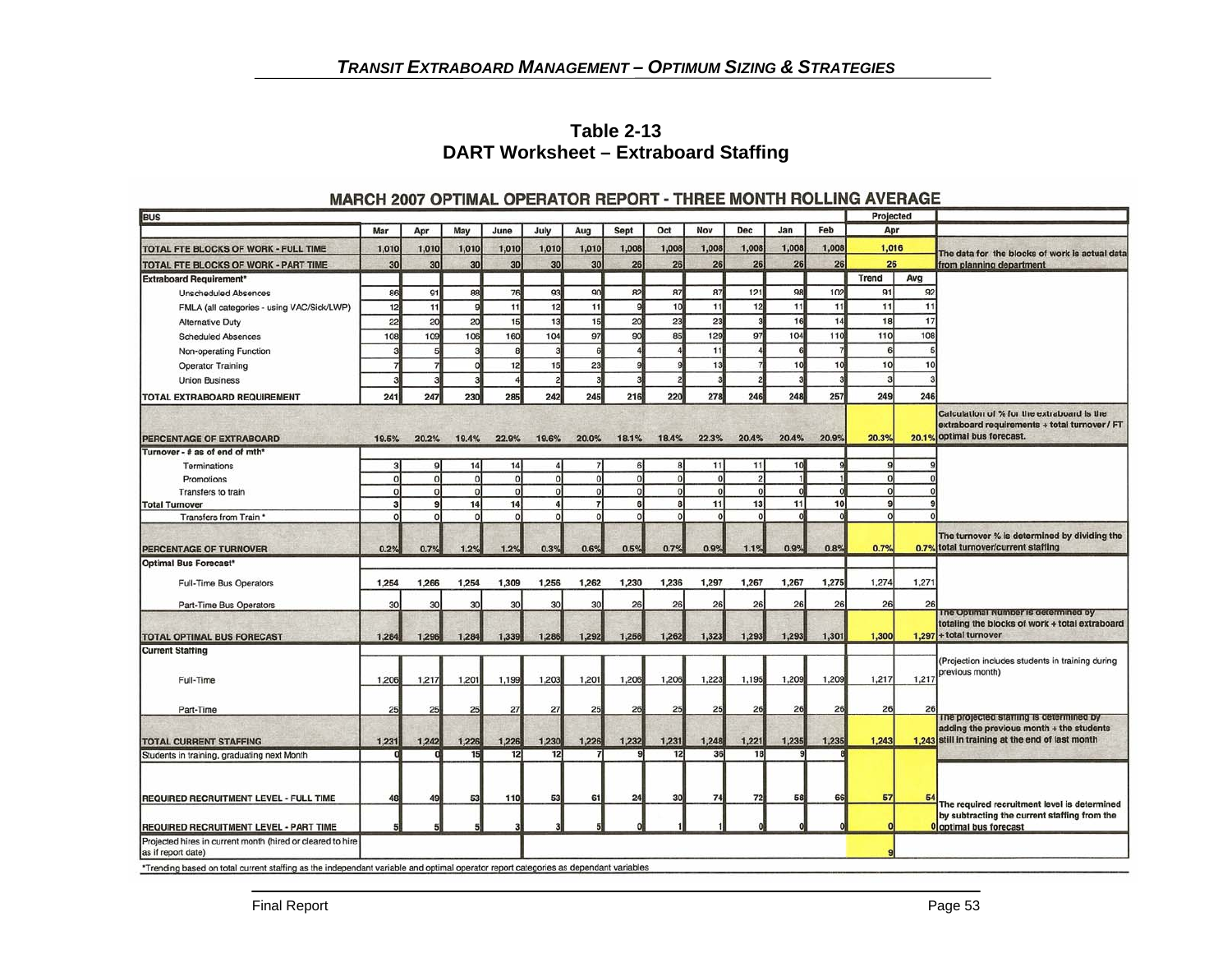**Table 2-13**
**DART Worksheet – Extraboard Staffing**

**MARCH 2007 OPTIMAL OPERATOR REPORT - THREE MONTH ROLLING AVERAGE**

| BUS | Mar | Apr | May | June | July | Aug | Sept | Oct | Nov | Dec | Jan | Feb | Projected Apr | | |
|---|---|---|---|---|---|---|---|---|---|---|---|---|---|---|---|
| TOTAL FTE BLOCKS OF WORK - FULL TIME | 1,010 | 1,010 | 1,010 | 1,010 | 1,010 | 1,010 | 1,008 | 1,008 | 1,008 | 1,008 | 1,008 | 1,008 | 1,016 | | The data for the blocks of work is actual data from planning department |
| TOTAL FTE BLOCKS OF WORK - PART TIME | 30 | 30 | 30 | 30 | 30 | 30 | 26 | 26 | 26 | 26 | 26 | 26 | 26 | | |
| **Extraboard Requirement*** | | | | | | | | | | | | | Trend | Avg | |
| Unscheduled Absences | 86 | 91 | 88 | 76 | 93 | 90 | 82 | 87 | 87 | 121 | 98 | 102 | 91 | 92 | |
| FMLA (all categories - using VAC/Sick/LWP) | 12 | 11 | 9 | 11 | 12 | 11 | 9 | 10 | 11 | 12 | 11 | 11 | 11 | 11 | |
| Alternative Duty | 22 | 20 | 20 | 15 | 13 | 15 | 20 | 23 | 23 | 3 | 16 | 14 | 18 | 17 | |
| Scheduled Absences | 108 | 109 | 106 | 160 | 104 | 97 | 90 | 85 | 129 | 97 | 104 | 110 | 110 | 108 | |
| Non-operating Function | 3 | 5 | 3 | 8 | 3 | 6 | 4 | 4 | 11 | 4 | 6 | 7 | 6 | 5 | |
| Operator Training | 7 | 7 | 0 | 12 | 15 | 23 | 9 | 9 | 13 | 7 | 10 | 10 | 10 | 10 | |
| Union Business | 3 | 3 | 3 | 4 | 2 | 3 | 3 | 2 | 3 | 2 | 3 | 3 | 3 | 3 | |
| TOTAL EXTRABOARD REQUIREMENT | 241 | 247 | 230 | 285 | 242 | 245 | 216 | 220 | 278 | 246 | 248 | 257 | 249 | 246 | |
| PERCENTAGE OF EXTRABOARD | 19.5% | 20.2% | 19.4% | 22.9% | 19.6% | 20.0% | 18.1% | 18.4% | 22.3% | 20.4% | 20.4% | 20.9% | 20.3% | 20.1% | Calculation of % for the extraboard is the extraboard requirements + total turnover / FT optimal bus forecast. |
| **Turnover - # as of end of mth*** | | | | | | | | | | | | | | | |
| Terminations | 3 | 9 | 14 | 14 | 4 | 7 | 6 | 8 | 11 | 11 | 10 | 9 | 9 | 9 | |
| Promotions | 0 | 0 | 0 | 0 | 0 | 0 | 0 | 0 | 0 | 2 | 1 | 1 | 0 | 0 | |
| Transfers to train | 0 | 0 | 0 | 0 | 0 | 0 | 0 | 0 | 0 | 0 | 0 | 0 | 0 | 0 | |
| **Total Turnover** | 3 | 9 | 14 | 14 | 4 | 7 | 6 | 8 | 11 | 13 | 11 | 10 | 9 | 9 | |
| Transfers from Train * | 0 | 0 | 0 | 0 | 0 | 0 | 0 | 0 | 0 | 0 | 0 | 0 | 0 | 0 | |
| PERCENTAGE OF TURNOVER | 0.2% | 0.7% | 1.2% | 1.2% | 0.3% | 0.6% | 0.5% | 0.7% | 0.9% | 1.1% | 0.9% | 0.8% | 0.7% | 0.7% | The turnover % is determined by dividing the total turnover/current staffing |
| **Optimal Bus Forecast*** | | | | | | | | | | | | | | | |
| Full-Time Bus Operators | 1,254 | 1,266 | 1,254 | 1,309 | 1,256 | 1,262 | 1,230 | 1,236 | 1,297 | 1,267 | 1,267 | 1,275 | 1,274 | 1,271 | |
| Part-Time Bus Operators | 30 | 30 | 30 | 30 | 30 | 30 | 26 | 26 | 26 | 26 | 26 | 26 | 26 | 26 | |
| TOTAL OPTIMAL BUS FORECAST | 1,284 | 1,296 | 1,284 | 1,339 | 1,286 | 1,292 | 1,256 | 1,262 | 1,323 | 1,293 | 1,293 | 1,301 | 1,300 | 1,297 | The Optimal Number is determined by totaling the blocks of work + total extraboard + total turnover |
| **Current Staffing** | | | | | | | | | | | | | | | |
| Full-Time | 1,206 | 1,217 | 1,201 | 1,199 | 1,203 | 1,201 | 1,206 | 1,206 | 1,223 | 1,195 | 1,209 | 1,209 | 1,217 | 1,217 | (Projection includes students in training during previous month) |
| Part-Time | 25 | 25 | 25 | 27 | 27 | 25 | 26 | 25 | 25 | 26 | 26 | 26 | 26 | 26 | |
| TOTAL CURRENT STAFFING | 1,231 | 1,242 | 1,226 | 1,226 | 1,230 | 1,226 | 1,232 | 1,231 | 1,248 | 1,221 | 1,235 | 1,235 | 1,243 | 1,243 | The projected staffing is determined by adding the previous month + the students still in training at the end of last month |
| Students in training, graduating next Month | 0 | 0 | 15 | 12 | 12 | 7 | 9 | 12 | 36 | 18 | 9 | 8 | | | |
| REQUIRED RECRUITMENT LEVEL - FULL TIME | 48 | 49 | 53 | 110 | 53 | 61 | 24 | 30 | 74 | 72 | 58 | 66 | 57 | 54 | The required recruitment level is determined by subtracting the current staffing from the optimal bus forecast |
| REQUIRED RECRUITMENT LEVEL - PART TIME | 5 | 5 | 5 | 3 | 3 | 5 | 0 | 1 | 1 | 0 | 0 | 0 | 0 | 0 | |
| Projected hires in current month (hired or cleared to hire as if report date) | | | | | | | | | | | | | 9 | | |

*Trending based on total current staffing as the independant variable and optimal operator report categories as dependant variables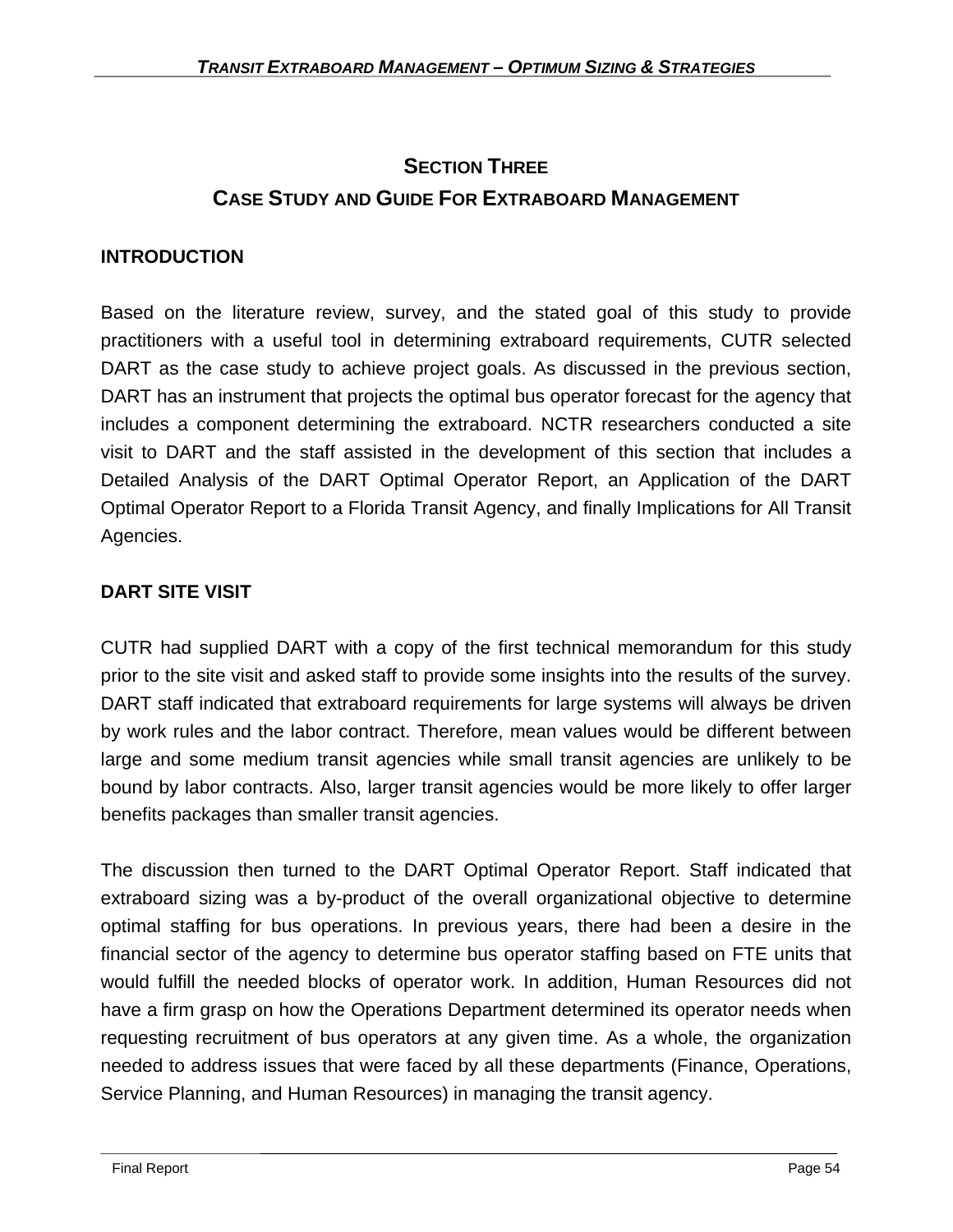# SECTION THREE
# CASE STUDY AND GUIDE FOR EXTRABOARD MANAGEMENT

## INTRODUCTION

Based on the literature review, survey, and the stated goal of this study to provide practitioners with a useful tool in determining extraboard requirements, CUTR selected DART as the case study to achieve project goals. As discussed in the previous section, DART has an instrument that projects the optimal bus operator forecast for the agency that includes a component determining the extraboard. NCTR researchers conducted a site visit to DART and the staff assisted in the development of this section that includes a Detailed Analysis of the DART Optimal Operator Report, an Application of the DART Optimal Operator Report to a Florida Transit Agency, and finally Implications for All Transit Agencies.

## DART SITE VISIT

CUTR had supplied DART with a copy of the first technical memorandum for this study prior to the site visit and asked staff to provide some insights into the results of the survey. DART staff indicated that extraboard requirements for large systems will always be driven by work rules and the labor contract. Therefore, mean values would be different between large and some medium transit agencies while small transit agencies are unlikely to be bound by labor contracts. Also, larger transit agencies would be more likely to offer larger benefits packages than smaller transit agencies.

The discussion then turned to the DART Optimal Operator Report. Staff indicated that extraboard sizing was a by-product of the overall organizational objective to determine optimal staffing for bus operations. In previous years, there had been a desire in the financial sector of the agency to determine bus operator staffing based on FTE units that would fulfill the needed blocks of operator work. In addition, Human Resources did not have a firm grasp on how the Operations Department determined its operator needs when requesting recruitment of bus operators at any given time. As a whole, the organization needed to address issues that were faced by all these departments (Finance, Operations, Service Planning, and Human Resources) in managing the transit agency.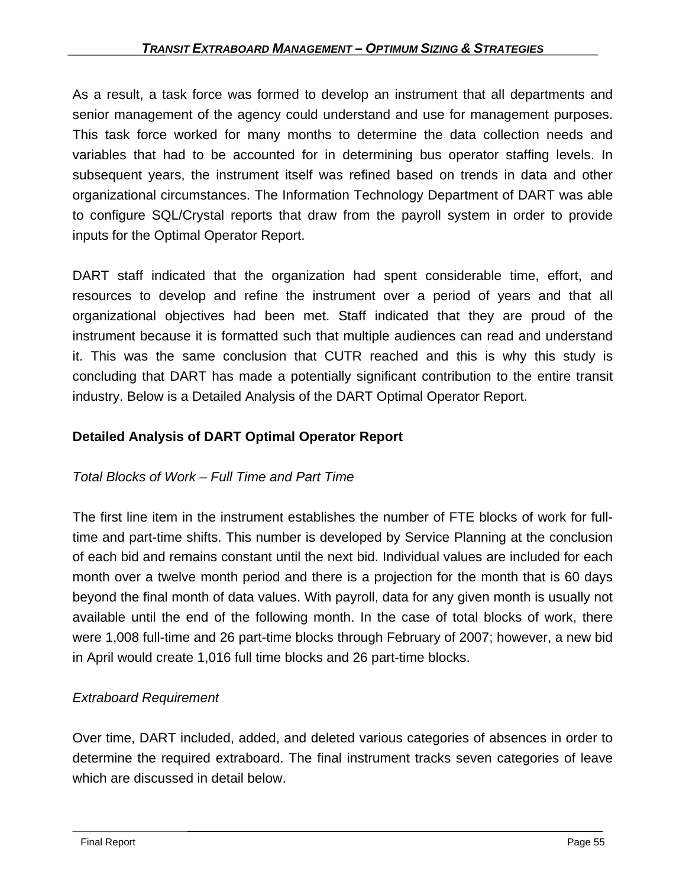As a result, a task force was formed to develop an instrument that all departments and senior management of the agency could understand and use for management purposes. This task force worked for many months to determine the data collection needs and variables that had to be accounted for in determining bus operator staffing levels. In subsequent years, the instrument itself was refined based on trends in data and other organizational circumstances. The Information Technology Department of DART was able to configure SQL/Crystal reports that draw from the payroll system in order to provide inputs for the Optimal Operator Report.

DART staff indicated that the organization had spent considerable time, effort, and resources to develop and refine the instrument over a period of years and that all organizational objectives had been met. Staff indicated that they are proud of the instrument because it is formatted such that multiple audiences can read and understand it. This was the same conclusion that CUTR reached and this is why this study is concluding that DART has made a potentially significant contribution to the entire transit industry. Below is a Detailed Analysis of the DART Optimal Operator Report.

**Detailed Analysis of DART Optimal Operator Report**

*Total Blocks of Work – Full Time and Part Time*

The first line item in the instrument establishes the number of FTE blocks of work for full-time and part-time shifts. This number is developed by Service Planning at the conclusion of each bid and remains constant until the next bid. Individual values are included for each month over a twelve month period and there is a projection for the month that is 60 days beyond the final month of data values. With payroll, data for any given month is usually not available until the end of the following month. In the case of total blocks of work, there were 1,008 full-time and 26 part-time blocks through February of 2007; however, a new bid in April would create 1,016 full time blocks and 26 part-time blocks.

*Extraboard Requirement*

Over time, DART included, added, and deleted various categories of absences in order to determine the required extraboard. The final instrument tracks seven categories of leave which are discussed in detail below.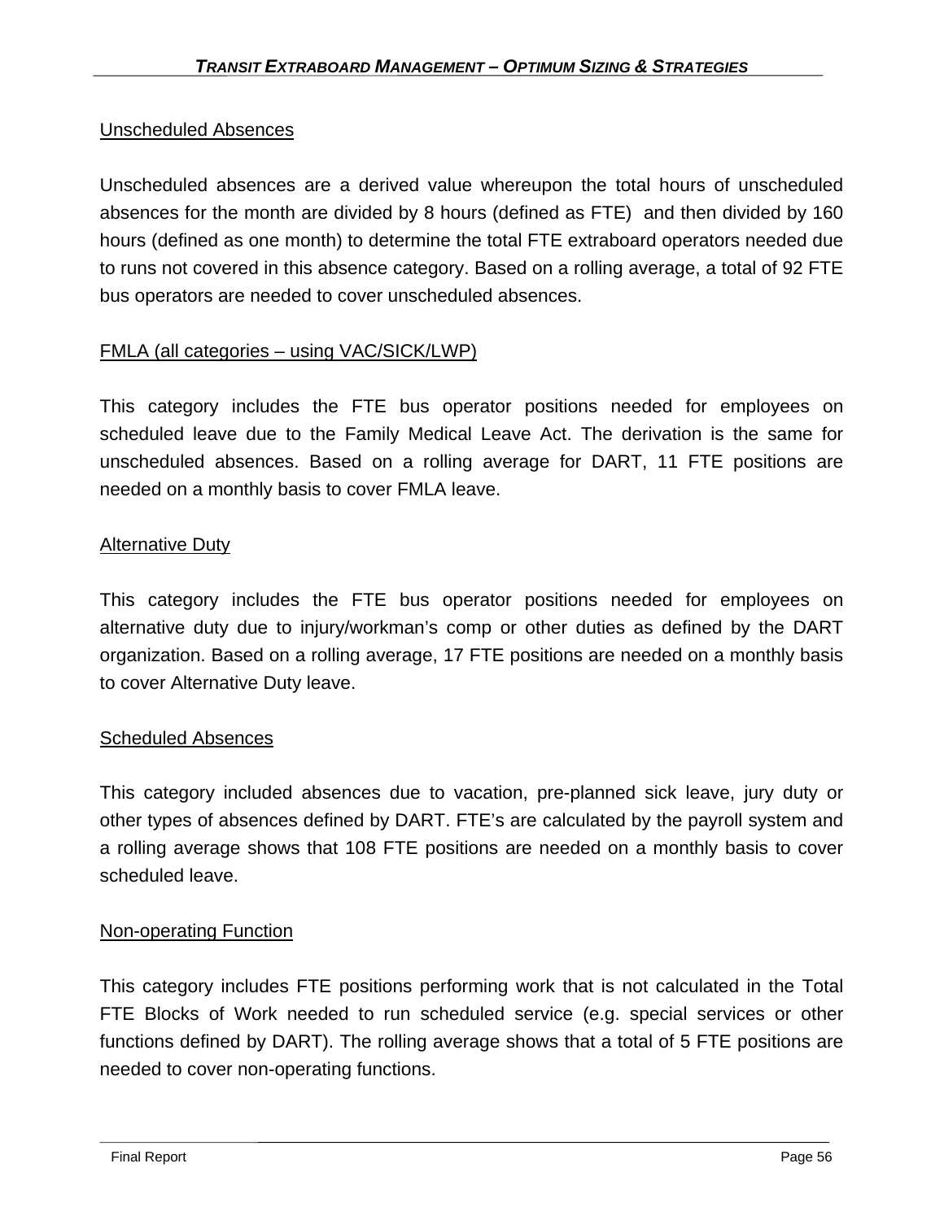## Unscheduled Absences

Unscheduled absences are a derived value whereupon the total hours of unscheduled absences for the month are divided by 8 hours (defined as FTE) and then divided by 160 hours (defined as one month) to determine the total FTE extraboard operators needed due to runs not covered in this absence category. Based on a rolling average, a total of 92 FTE bus operators are needed to cover unscheduled absences.

## FMLA (all categories – using VAC/SICK/LWP)

This category includes the FTE bus operator positions needed for employees on scheduled leave due to the Family Medical Leave Act. The derivation is the same for unscheduled absences. Based on a rolling average for DART, 11 FTE positions are needed on a monthly basis to cover FMLA leave.

## Alternative Duty

This category includes the FTE bus operator positions needed for employees on alternative duty due to injury/workman's comp or other duties as defined by the DART organization. Based on a rolling average, 17 FTE positions are needed on a monthly basis to cover Alternative Duty leave.

## Scheduled Absences

This category included absences due to vacation, pre-planned sick leave, jury duty or other types of absences defined by DART. FTE's are calculated by the payroll system and a rolling average shows that 108 FTE positions are needed on a monthly basis to cover scheduled leave.

## Non-operating Function

This category includes FTE positions performing work that is not calculated in the Total FTE Blocks of Work needed to run scheduled service (e.g. special services or other functions defined by DART). The rolling average shows that a total of 5 FTE positions are needed to cover non-operating functions.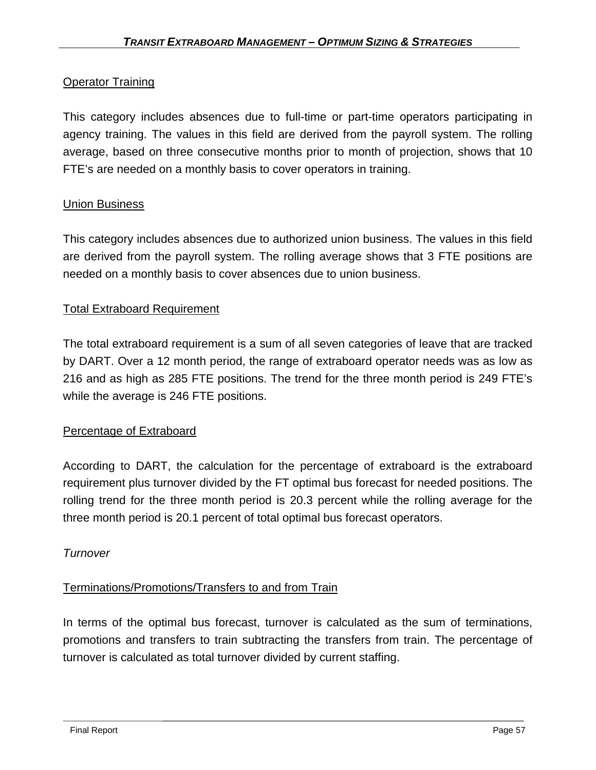Operator Training

This category includes absences due to full-time or part-time operators participating in agency training. The values in this field are derived from the payroll system. The rolling average, based on three consecutive months prior to month of projection, shows that 10 FTE's are needed on a monthly basis to cover operators in training.

Union Business

This category includes absences due to authorized union business. The values in this field are derived from the payroll system. The rolling average shows that 3 FTE positions are needed on a monthly basis to cover absences due to union business.

Total Extraboard Requirement

The total extraboard requirement is a sum of all seven categories of leave that are tracked by DART. Over a 12 month period, the range of extraboard operator needs was as low as 216 and as high as 285 FTE positions. The trend for the three month period is 249 FTE's while the average is 246 FTE positions.

Percentage of Extraboard

According to DART, the calculation for the percentage of extraboard is the extraboard requirement plus turnover divided by the FT optimal bus forecast for needed positions. The rolling trend for the three month period is 20.3 percent while the rolling average for the three month period is 20.1 percent of total optimal bus forecast operators.

*Turnover*

Terminations/Promotions/Transfers to and from Train

In terms of the optimal bus forecast, turnover is calculated as the sum of terminations, promotions and transfers to train subtracting the transfers from train. The percentage of turnover is calculated as total turnover divided by current staffing.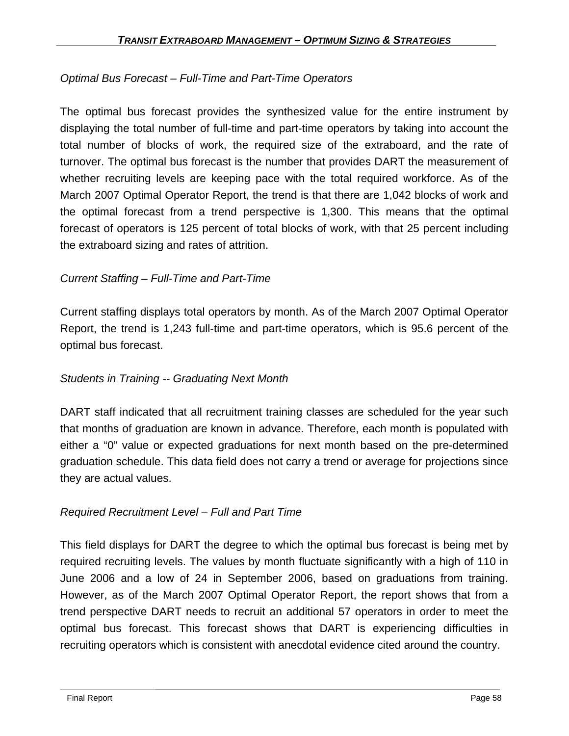*Optimal Bus Forecast – Full-Time and Part-Time Operators*

The optimal bus forecast provides the synthesized value for the entire instrument by displaying the total number of full-time and part-time operators by taking into account the total number of blocks of work, the required size of the extraboard, and the rate of turnover. The optimal bus forecast is the number that provides DART the measurement of whether recruiting levels are keeping pace with the total required workforce. As of the March 2007 Optimal Operator Report, the trend is that there are 1,042 blocks of work and the optimal forecast from a trend perspective is 1,300. This means that the optimal forecast of operators is 125 percent of total blocks of work, with that 25 percent including the extraboard sizing and rates of attrition.

*Current Staffing – Full-Time and Part-Time*

Current staffing displays total operators by month. As of the March 2007 Optimal Operator Report, the trend is 1,243 full-time and part-time operators, which is 95.6 percent of the optimal bus forecast.

*Students in Training -- Graduating Next Month*

DART staff indicated that all recruitment training classes are scheduled for the year such that months of graduation are known in advance. Therefore, each month is populated with either a "0" value or expected graduations for next month based on the pre-determined graduation schedule. This data field does not carry a trend or average for projections since they are actual values.

*Required Recruitment Level – Full and Part Time*

This field displays for DART the degree to which the optimal bus forecast is being met by required recruiting levels. The values by month fluctuate significantly with a high of 110 in June 2006 and a low of 24 in September 2006, based on graduations from training. However, as of the March 2007 Optimal Operator Report, the report shows that from a trend perspective DART needs to recruit an additional 57 operators in order to meet the optimal bus forecast. This forecast shows that DART is experiencing difficulties in recruiting operators which is consistent with anecdotal evidence cited around the country.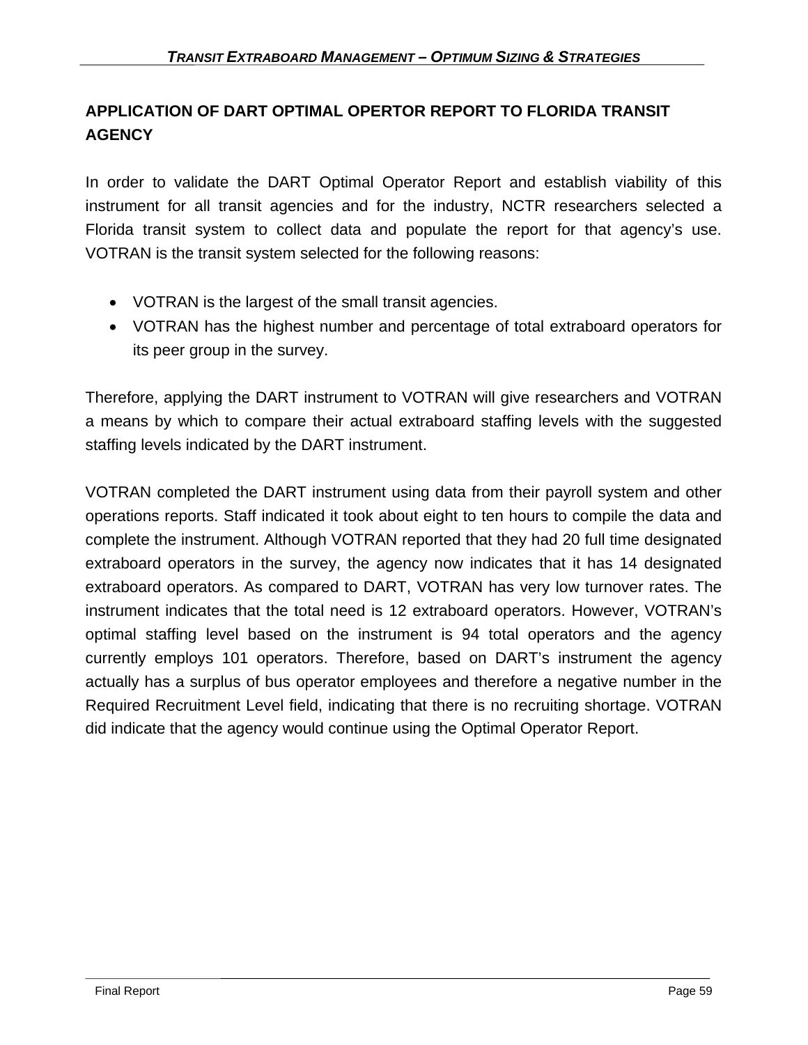## APPLICATION OF DART OPTIMAL OPERTOR REPORT TO FLORIDA TRANSIT AGENCY

In order to validate the DART Optimal Operator Report and establish viability of this instrument for all transit agencies and for the industry, NCTR researchers selected a Florida transit system to collect data and populate the report for that agency's use. VOTRAN is the transit system selected for the following reasons:

- VOTRAN is the largest of the small transit agencies.
- VOTRAN has the highest number and percentage of total extraboard operators for its peer group in the survey.

Therefore, applying the DART instrument to VOTRAN will give researchers and VOTRAN a means by which to compare their actual extraboard staffing levels with the suggested staffing levels indicated by the DART instrument.

VOTRAN completed the DART instrument using data from their payroll system and other operations reports. Staff indicated it took about eight to ten hours to compile the data and complete the instrument. Although VOTRAN reported that they had 20 full time designated extraboard operators in the survey, the agency now indicates that it has 14 designated extraboard operators. As compared to DART, VOTRAN has very low turnover rates. The instrument indicates that the total need is 12 extraboard operators. However, VOTRAN's optimal staffing level based on the instrument is 94 total operators and the agency currently employs 101 operators. Therefore, based on DART's instrument the agency actually has a surplus of bus operator employees and therefore a negative number in the Required Recruitment Level field, indicating that there is no recruiting shortage. VOTRAN did indicate that the agency would continue using the Optimal Operator Report.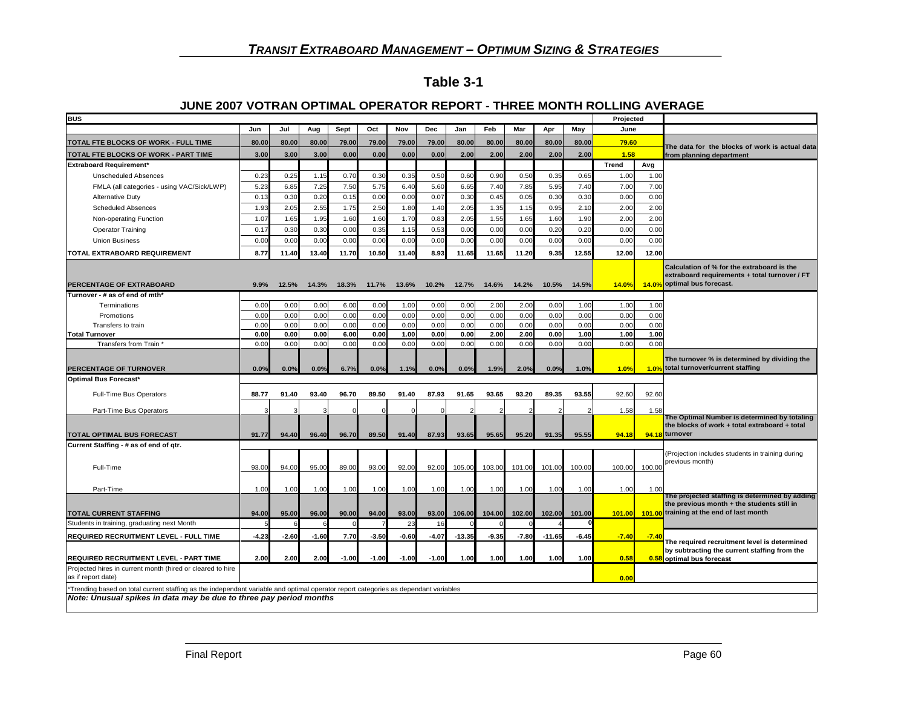## Table 3-1

### JUNE 2007 VOTRAN OPTIMAL OPERATOR REPORT - THREE MONTH ROLLING AVERAGE

| BUS | | | | | | | | | | | | | Projected | | |
|---|---|---|---|---|---|---|---|---|---|---|---|---|---|---|---|
| | Jun | Jul | Aug | Sept | Oct | Nov | Dec | Jan | Feb | Mar | Apr | May | June | | |
| TOTAL FTE BLOCKS OF WORK - FULL TIME | 80.00 | 80.00 | 80.00 | 79.00 | 79.00 | 79.00 | 79.00 | 80.00 | 80.00 | 80.00 | 80.00 | 80.00 | 79.60 | | The data for the blocks of work is actual data from planning department |
| TOTAL FTE BLOCKS OF WORK - PART TIME | 3.00 | 3.00 | 3.00 | 0.00 | 0.00 | 0.00 | 0.00 | 2.00 | 2.00 | 2.00 | 2.00 | 2.00 | 1.58 | | |
| Extraboard Requirement* | | | | | | | | | | | | | Trend | Avg | |
| Unscheduled Absences | 0.23 | 0.25 | 1.15 | 0.70 | 0.30 | 0.35 | 0.50 | 0.60 | 0.90 | 0.50 | 0.35 | 0.65 | 1.00 | 1.00 | |
| FMLA (all categories - using VAC/Sick/LWP) | 5.23 | 6.85 | 7.25 | 7.50 | 5.75 | 6.40 | 5.60 | 6.65 | 7.40 | 7.85 | 5.95 | 7.40 | 7.00 | 7.00 | |
| Alternative Duty | 0.13 | 0.30 | 0.20 | 0.15 | 0.00 | 0.00 | 0.07 | 0.30 | 0.45 | 0.05 | 0.30 | 0.30 | 0.00 | 0.00 | |
| Scheduled Absences | 1.93 | 2.05 | 2.55 | 1.75 | 2.50 | 1.80 | 1.40 | 2.05 | 1.35 | 1.15 | 0.95 | 2.10 | 2.00 | 2.00 | |
| Non-operating Function | 1.07 | 1.65 | 1.95 | 1.60 | 1.60 | 1.70 | 0.83 | 2.05 | 1.55 | 1.65 | 1.60 | 1.90 | 2.00 | 2.00 | |
| Operator Training | 0.17 | 0.30 | 0.30 | 0.00 | 0.35 | 1.15 | 0.53 | 0.00 | 0.00 | 0.00 | 0.20 | 0.20 | 0.00 | 0.00 | |
| Union Business | 0.00 | 0.00 | 0.00 | 0.00 | 0.00 | 0.00 | 0.00 | 0.00 | 0.00 | 0.00 | 0.00 | 0.00 | 0.00 | 0.00 | |
| TOTAL EXTRABOARD REQUIREMENT | 8.77 | 11.40 | 13.40 | 11.70 | 10.50 | 11.40 | 8.93 | 11.65 | 11.65 | 11.20 | 9.35 | 12.55 | 12.00 | 12.00 | |
| PERCENTAGE OF EXTRABOARD | 9.9% | 12.5% | 14.3% | 18.3% | 11.7% | 13.6% | 10.2% | 12.7% | 14.6% | 14.2% | 10.5% | 14.5% | 14.0% | 14.0% | Calculation of % for the extraboard is the extraboard requirements + total turnover / FT optimal bus forecast. |
| Turnover - # as of end of mth* | | | | | | | | | | | | | | | |
| Terminations | 0.00 | 0.00 | 0.00 | 6.00 | 0.00 | 1.00 | 0.00 | 0.00 | 2.00 | 2.00 | 0.00 | 1.00 | 1.00 | 1.00 | |
| Promotions | 0.00 | 0.00 | 0.00 | 0.00 | 0.00 | 0.00 | 0.00 | 0.00 | 0.00 | 0.00 | 0.00 | 0.00 | 0.00 | 0.00 | |
| Transfers to train | 0.00 | 0.00 | 0.00 | 0.00 | 0.00 | 0.00 | 0.00 | 0.00 | 0.00 | 0.00 | 0.00 | 0.00 | 0.00 | 0.00 | |
| Total Turnover | 0.00 | 0.00 | 0.00 | 6.00 | 0.00 | 1.00 | 0.00 | 0.00 | 2.00 | 2.00 | 0.00 | 1.00 | 1.00 | 1.00 | |
| Transfers from Train * | 0.00 | 0.00 | 0.00 | 0.00 | 0.00 | 0.00 | 0.00 | 0.00 | 0.00 | 0.00 | 0.00 | 0.00 | 0.00 | 0.00 | |
| PERCENTAGE OF TURNOVER | 0.0% | 0.0% | 0.0% | 6.7% | 0.0% | 1.1% | 0.0% | 0.0% | 1.9% | 2.0% | 0.0% | 1.0% | 1.0% | 1.0% | The turnover % is determined by dividing the total turnover/current staffing |
| Optimal Bus Forecast* | | | | | | | | | | | | | | | |
| Full-Time Bus Operators | 88.77 | 91.40 | 93.40 | 96.70 | 89.50 | 91.40 | 87.93 | 91.65 | 93.65 | 93.20 | 89.35 | 93.55 | 92.60 | 92.60 | |
| Part-Time Bus Operators | 3 | 3 | 3 | 0 | 0 | 0 | 0 | 2 | 2 | 2 | 2 | 2 | 1.58 | 1.58 | |
| TOTAL OPTIMAL BUS FORECAST | 91.77 | 94.40 | 96.40 | 96.70 | 89.50 | 91.40 | 87.93 | 93.65 | 95.65 | 95.20 | 91.35 | 95.55 | 94.18 | 94.18 | The Optimal Number is determined by totaling the blocks of work + total extraboard + total turnover |
| Current Staffing - # as of end of qtr. | | | | | | | | | | | | | | | |
| Full-Time | 93.00 | 94.00 | 95.00 | 89.00 | 93.00 | 92.00 | 92.00 | 105.00 | 103.00 | 101.00 | 101.00 | 100.00 | 100.00 | 100.00 | (Projection includes students in training during previous month) |
| Part-Time | 1.00 | 1.00 | 1.00 | 1.00 | 1.00 | 1.00 | 1.00 | 1.00 | 1.00 | 1.00 | 1.00 | 1.00 | 1.00 | 1.00 | |
| TOTAL CURRENT STAFFING | 94.00 | 95.00 | 96.00 | 90.00 | 94.00 | 93.00 | 93.00 | 106.00 | 104.00 | 102.00 | 102.00 | 101.00 | 101.00 | 101.00 | The projected staffing is determined by adding the previous month + the students still in training at the end of last month |
| Students in training, graduating next Month | 5 | 6 | 6 | 0 | 7 | 23 | 16 | 0 | 0 | 0 | 4 | 0 | | | |
| REQUIRED RECRUITMENT LEVEL - FULL TIME | -4.23 | -2.60 | -1.60 | 7.70 | -3.50 | -0.60 | -4.07 | -13.35 | -9.35 | -7.80 | -11.65 | -6.45 | -7.40 | -7.40 | The required recruitment level is determined by subtracting the current staffing from the optimal bus forecast |
| REQUIRED RECRUITMENT LEVEL - PART TIME | 2.00 | 2.00 | 2.00 | -1.00 | -1.00 | -1.00 | -1.00 | 1.00 | 1.00 | 1.00 | 1.00 | 1.00 | 0.58 | 0.58 | |
| Projected hires in current month (hired or cleared to hire as if report date) | | | | | | | | | | | | | 0.00 | | |

*Trending based on total current staffing as the independant variable and optimal operator report categories as dependant variables

***Note: Unusual spikes in data may be due to three pay period months***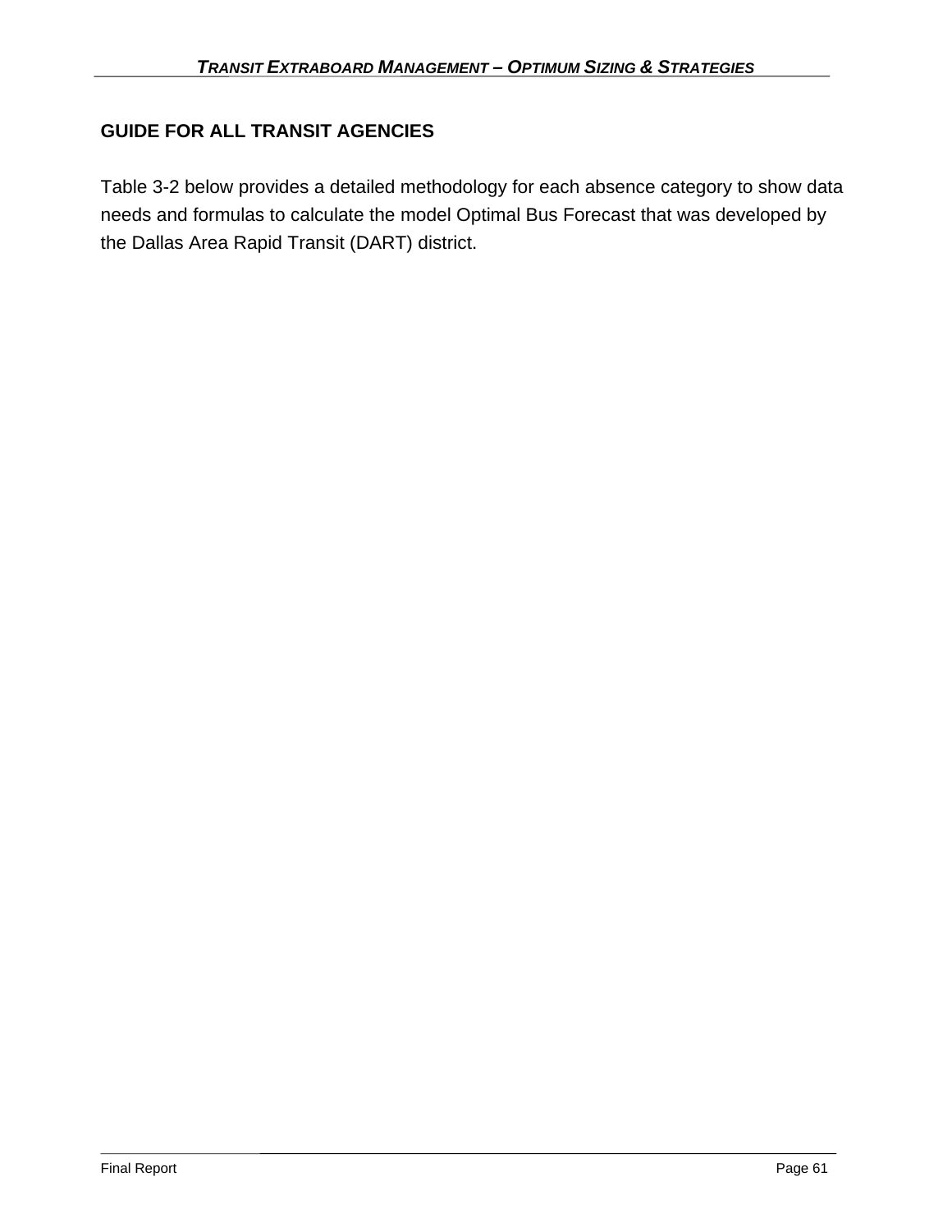## GUIDE FOR ALL TRANSIT AGENCIES

Table 3-2 below provides a detailed methodology for each absence category to show data needs and formulas to calculate the model Optimal Bus Forecast that was developed by the Dallas Area Rapid Transit (DART) district.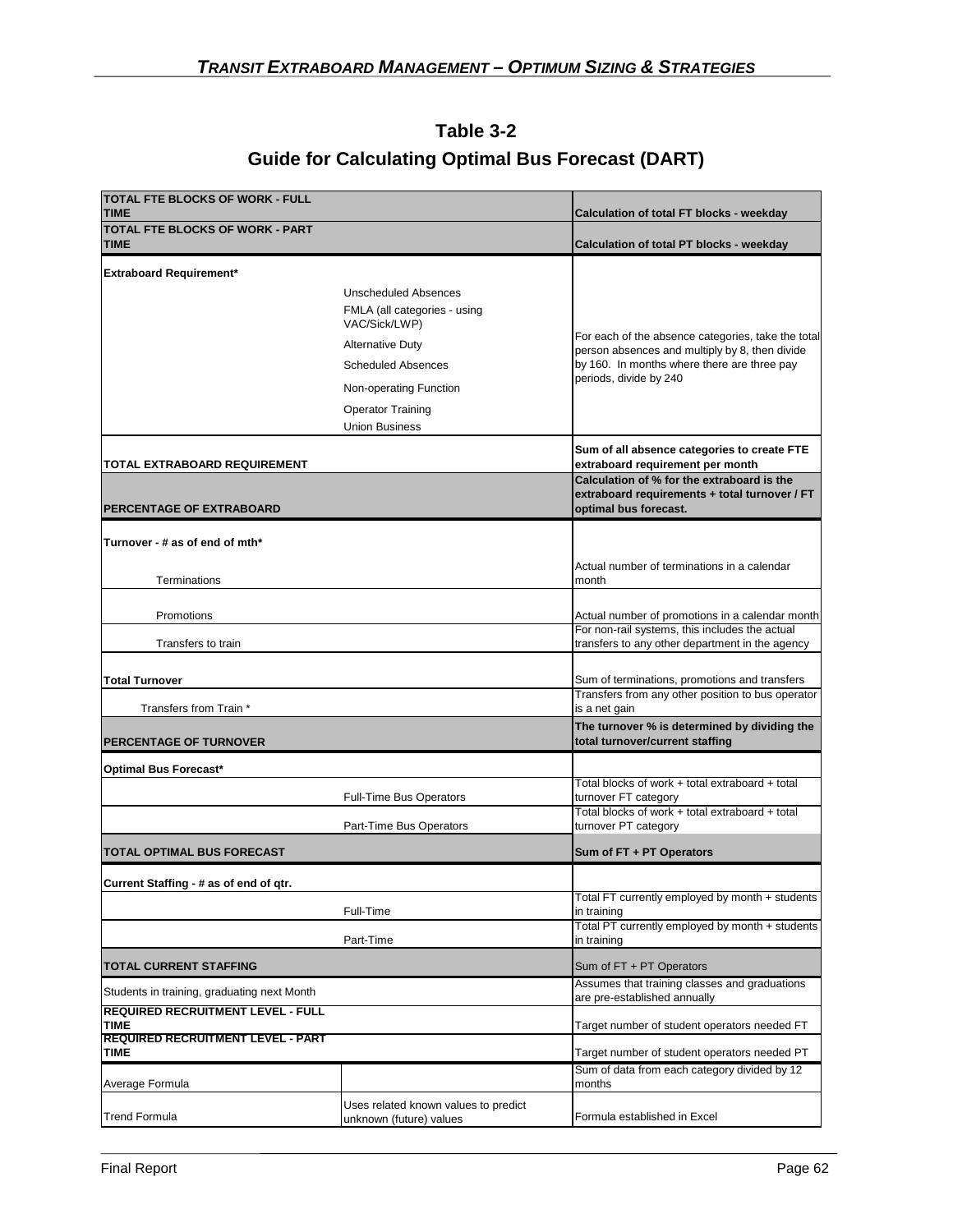## Table 3-2

## Guide for Calculating Optimal Bus Forecast (DART)

| | | |
|---|---|---|
| **TOTAL FTE BLOCKS OF WORK - FULL TIME** | | **Calculation of total FT blocks - weekday** |
| **TOTAL FTE BLOCKS OF WORK - PART TIME** | | **Calculation of total PT blocks - weekday** |
| **Extraboard Requirement*** | | |
| | Unscheduled Absences | For each of the absence categories, take the total person absences and multiply by 8, then divide by 160. In months where there are three pay periods, divide by 240 |
| | FMLA (all categories - using VAC/Sick/LWP) | |
| | Alternative Duty | |
| | Scheduled Absences | |
| | Non-operating Function | |
| | Operator Training | |
| | Union Business | |
| **TOTAL EXTRABOARD REQUIREMENT** | | **Sum of all absence categories to create FTE extraboard requirement per month** |
| **PERCENTAGE OF EXTRABOARD** | | **Calculation of % for the extraboard is the extraboard requirements + total turnover / FT optimal bus forecast.** |
| **Turnover - # as of end of mth*** | | |
| Terminations | | Actual number of terminations in a calendar month |
| Promotions | | Actual number of promotions in a calendar month |
| Transfers to train | | For non-rail systems, this includes the actual transfers to any other department in the agency |
| **Total Turnover** | | Sum of terminations, promotions and transfers |
| Transfers from Train * | | Transfers from any other position to bus operator is a net gain |
| **PERCENTAGE OF TURNOVER** | | **The turnover % is determined by dividing the total turnover/current staffing** |
| **Optimal Bus Forecast*** | | |
| | Full-Time Bus Operators | Total blocks of work + total extraboard + total turnover FT category |
| | Part-Time Bus Operators | Total blocks of work + total extraboard + total turnover PT category |
| **TOTAL OPTIMAL BUS FORECAST** | | **Sum of FT + PT Operators** |
| **Current Staffing - # as of end of qtr.** | | |
| | Full-Time | Total FT currently employed by month + students in training |
| | Part-Time | Total PT currently employed by month + students in training |
| **TOTAL CURRENT STAFFING** | | Sum of FT + PT Operators |
| Students in training, graduating next Month | | Assumes that training classes and graduations are pre-established annually |
| **REQUIRED RECRUITMENT LEVEL - FULL TIME** | | Target number of student operators needed FT |
| **REQUIRED RECRUITMENT LEVEL - PART TIME** | | Target number of student operators needed PT |
| Average Formula | | Sum of data from each category divided by 12 months |
| Trend Formula | Uses related known values to predict unknown (future) values | Formula established in Excel |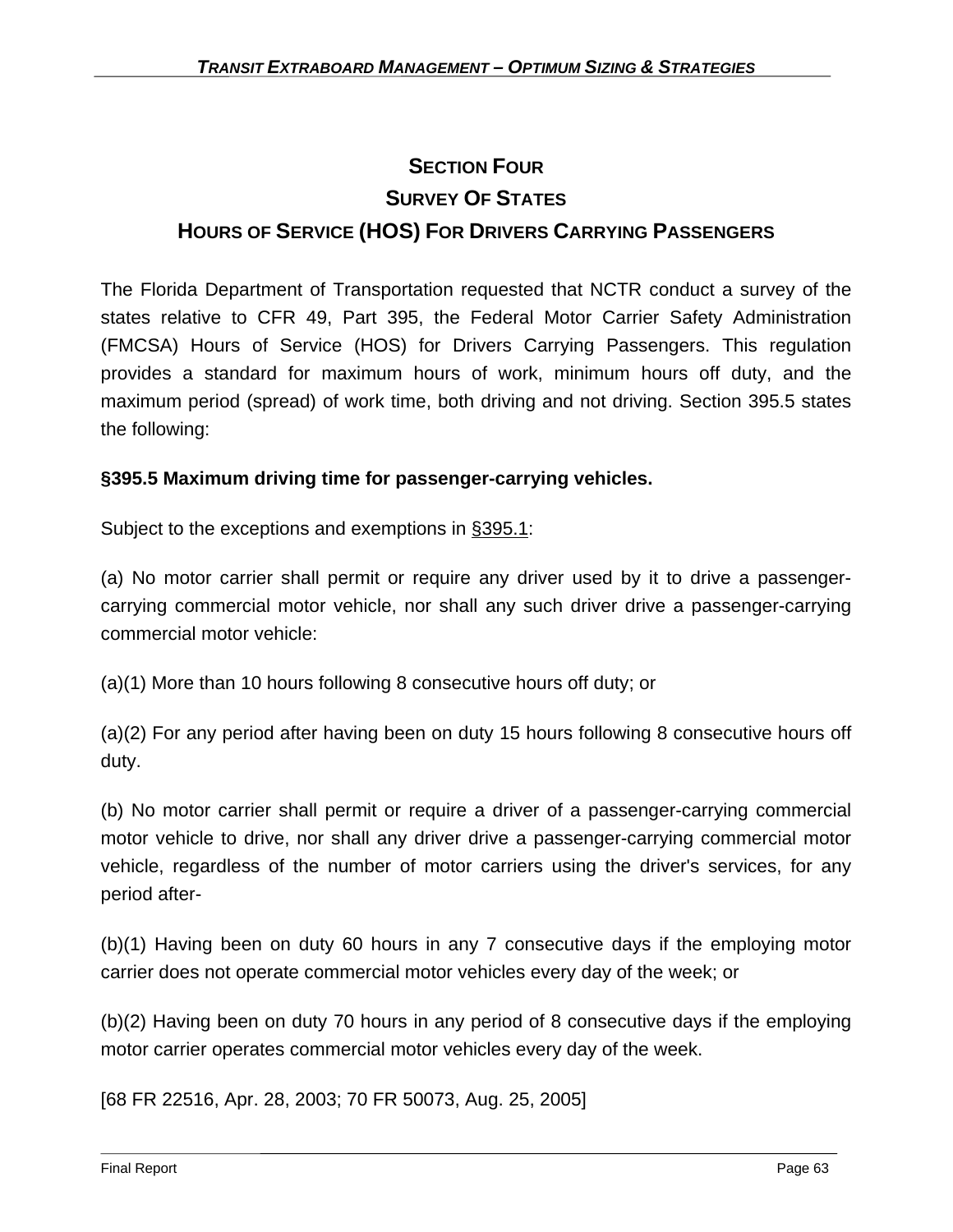# SECTION FOUR
# SURVEY OF STATES
# HOURS OF SERVICE (HOS) FOR DRIVERS CARRYING PASSENGERS

The Florida Department of Transportation requested that NCTR conduct a survey of the states relative to CFR 49, Part 395, the Federal Motor Carrier Safety Administration (FMCSA) Hours of Service (HOS) for Drivers Carrying Passengers. This regulation provides a standard for maximum hours of work, minimum hours off duty, and the maximum period (spread) of work time, both driving and not driving. Section 395.5 states the following:

**§395.5 Maximum driving time for passenger-carrying vehicles.**

Subject to the exceptions and exemptions in §395.1:

(a) No motor carrier shall permit or require any driver used by it to drive a passenger-carrying commercial motor vehicle, nor shall any such driver drive a passenger-carrying commercial motor vehicle:

(a)(1) More than 10 hours following 8 consecutive hours off duty; or

(a)(2) For any period after having been on duty 15 hours following 8 consecutive hours off duty.

(b) No motor carrier shall permit or require a driver of a passenger-carrying commercial motor vehicle to drive, nor shall any driver drive a passenger-carrying commercial motor vehicle, regardless of the number of motor carriers using the driver's services, for any period after-

(b)(1) Having been on duty 60 hours in any 7 consecutive days if the employing motor carrier does not operate commercial motor vehicles every day of the week; or

(b)(2) Having been on duty 70 hours in any period of 8 consecutive days if the employing motor carrier operates commercial motor vehicles every day of the week.

[68 FR 22516, Apr. 28, 2003; 70 FR 50073, Aug. 25, 2005]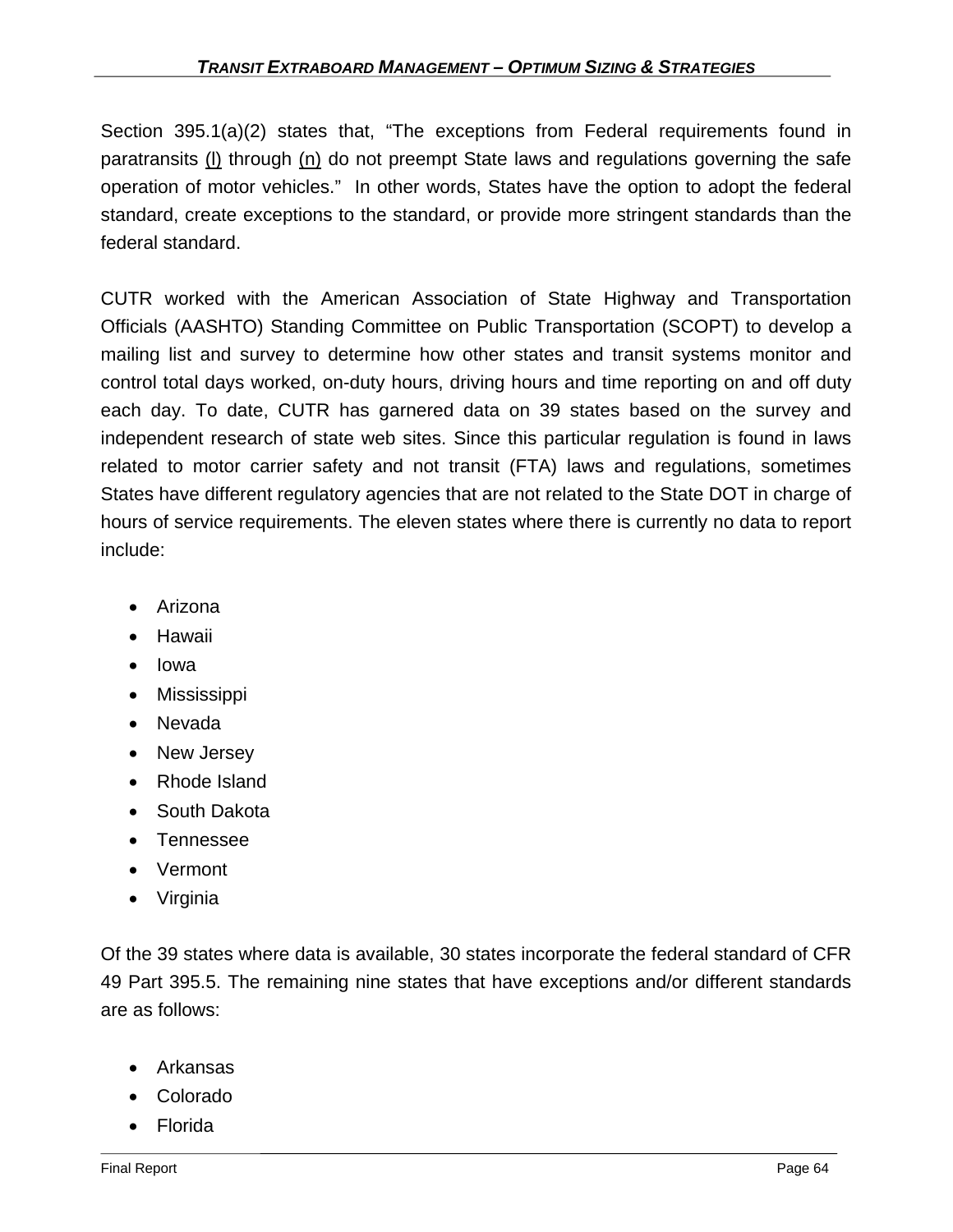Section 395.1(a)(2) states that, "The exceptions from Federal requirements found in paratransits (l) through (n) do not preempt State laws and regulations governing the safe operation of motor vehicles." In other words, States have the option to adopt the federal standard, create exceptions to the standard, or provide more stringent standards than the federal standard.

CUTR worked with the American Association of State Highway and Transportation Officials (AASHTO) Standing Committee on Public Transportation (SCOPT) to develop a mailing list and survey to determine how other states and transit systems monitor and control total days worked, on-duty hours, driving hours and time reporting on and off duty each day. To date, CUTR has garnered data on 39 states based on the survey and independent research of state web sites. Since this particular regulation is found in laws related to motor carrier safety and not transit (FTA) laws and regulations, sometimes States have different regulatory agencies that are not related to the State DOT in charge of hours of service requirements. The eleven states where there is currently no data to report include:

- Arizona
- Hawaii
- Iowa
- Mississippi
- Nevada
- New Jersey
- Rhode Island
- South Dakota
- Tennessee
- Vermont
- Virginia

Of the 39 states where data is available, 30 states incorporate the federal standard of CFR 49 Part 395.5. The remaining nine states that have exceptions and/or different standards are as follows:

- Arkansas
- Colorado
- Florida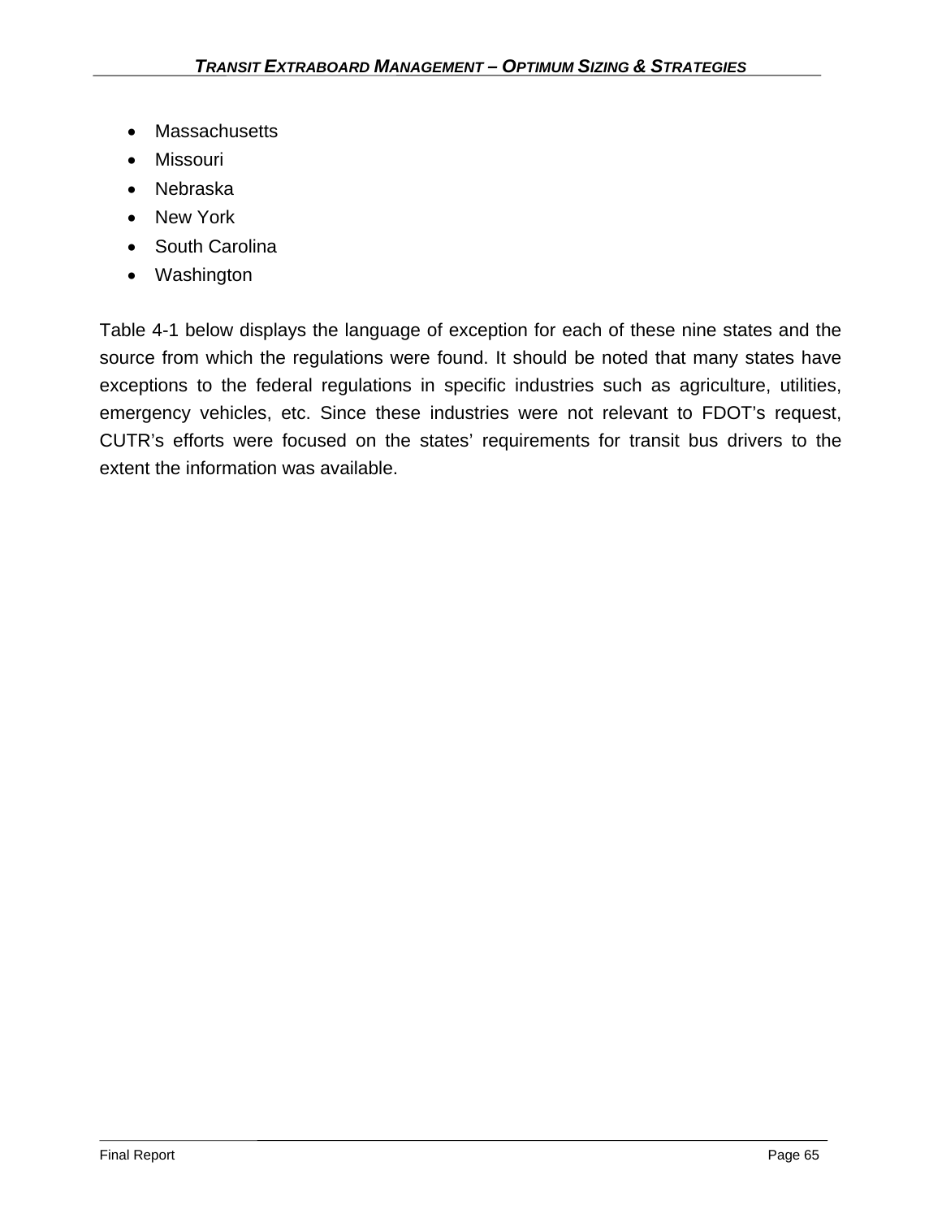- Massachusetts
- Missouri
- Nebraska
- New York
- South Carolina
- Washington

Table 4-1 below displays the language of exception for each of these nine states and the source from which the regulations were found. It should be noted that many states have exceptions to the federal regulations in specific industries such as agriculture, utilities, emergency vehicles, etc. Since these industries were not relevant to FDOT's request, CUTR's efforts were focused on the states' requirements for transit bus drivers to the extent the information was available.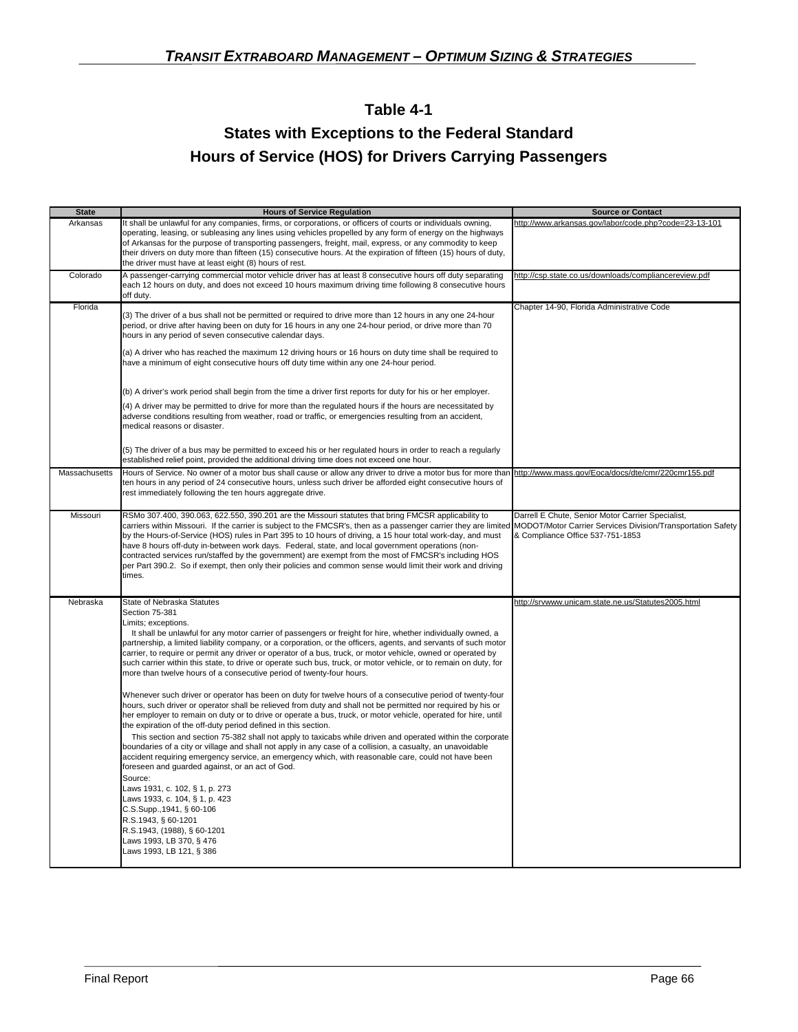## Table 4-1

## States with Exceptions to the Federal Standard Hours of Service (HOS) for Drivers Carrying Passengers

| State | Hours of Service Regulation | Source or Contact |
|---|---|---|
| Arkansas | It shall be unlawful for any companies, firms, or corporations, or officers of courts or individuals owning, operating, leasing, or subleasing any lines using vehicles propelled by any form of energy on the highways of Arkansas for the purpose of transporting passengers, freight, mail, express, or any commodity to keep their drivers on duty more than fifteen (15) consecutive hours. At the expiration of fifteen (15) hours of duty, the driver must have at least eight (8) hours of rest. | http://www.arkansas.gov/labor/code.php?code=23-13-101 |
| Colorado | A passenger-carrying commercial motor vehicle driver has at least 8 consecutive hours off duty separating each 12 hours on duty, and does not exceed 10 hours maximum driving time following 8 consecutive hours off duty. | http://csp.state.co.us/downloads/compliancereview.pdf |
| Florida | (3) The driver of a bus shall not be permitted or required to drive more than 12 hours in any one 24-hour period, or drive after having been on duty for 16 hours in any one 24-hour period, or drive more than 70 hours in any period of seven consecutive calendar days.<br><br>(a) A driver who has reached the maximum 12 driving hours or 16 hours on duty time shall be required to have a minimum of eight consecutive hours off duty time within any one 24-hour period.<br><br>(b) A driver's work period shall begin from the time a driver first reports for duty for his or her employer.<br><br>(4) A driver may be permitted to drive for more than the regulated hours if the hours are necessitated by adverse conditions resulting from weather, road or traffic, or emergencies resulting from an accident, medical reasons or disaster.<br><br>(5) The driver of a bus may be permitted to exceed his or her regulated hours in order to reach a regularly established relief point, provided the additional driving time does not exceed one hour. | Chapter 14-90, Florida Administrative Code |
| Massachusetts | Hours of Service. No owner of a motor bus shall cause or allow any driver to drive a motor bus for more than ten hours in any period of 24 consecutive hours, unless such driver be afforded eight consecutive hours of rest immediately following the ten hours aggregate drive. | http://www.mass.gov/Eoca/docs/dte/cmr/220cmr155.pdf |
| Missouri | RSMo 307.400, 390.063, 622.550, 390.201 are the Missouri statutes that bring FMCSR applicability to carriers within Missouri. If the carrier is subject to the FMCSR's, then as a passenger carrier they are limited by the Hours-of-Service (HOS) rules in Part 395 to 10 hours of driving, a 15 hour total work-day, and must have 8 hours off-duty in-between work days. Federal, state, and local government operations (non-contracted services run/staffed by the government) are exempt from the most of FMCSR's including HOS per Part 390.2. So if exempt, then only their policies and common sense would limit their work and driving times. | Darrell E Chute, Senior Motor Carrier Specialist, MODOT/Motor Carrier Services Division/Transportation Safety & Compliance Office 537-751-1853 |
| Nebraska | State of Nebraska Statutes<br>Section 75-381<br>Limits; exceptions.<br>It shall be unlawful for any motor carrier of passengers or freight for hire, whether individually owned, a partnership, a limited liability company, or a corporation, or the officers, agents, and servants of such motor carrier, to require or permit any driver or operator of a bus, truck, or motor vehicle, owned or operated by such carrier within this state, to drive or operate such bus, truck, or motor vehicle, or to remain on duty, for more than twelve hours of a consecutive period of twenty-four hours.<br><br>Whenever such driver or operator has been on duty for twelve hours of a consecutive period of twenty-four hours, such driver or operator shall be relieved from duty and shall not be permitted nor required by his or her employer to remain on duty or to drive or operate a bus, truck, or motor vehicle, operated for hire, until the expiration of the off-duty period defined in this section.<br>This section and section 75-382 shall not apply to taxicabs while driven and operated within the corporate boundaries of a city or village and shall not apply in any case of a collision, a casualty, an unavoidable accident requiring emergency service, an emergency which, with reasonable care, could not have been foreseen and guarded against, or an act of God.<br>Source:<br>Laws 1931, c. 102, § 1, p. 273<br>Laws 1933, c. 104, § 1, p. 423<br>C.S.Supp.,1941, § 60-106<br>R.S.1943, § 60-1201<br>R.S.1943, (1988), § 60-1201<br>Laws 1993, LB 370, § 476<br>Laws 1993, LB 121, § 386 | http://srvwww.unicam.state.ne.us/Statutes2005.html |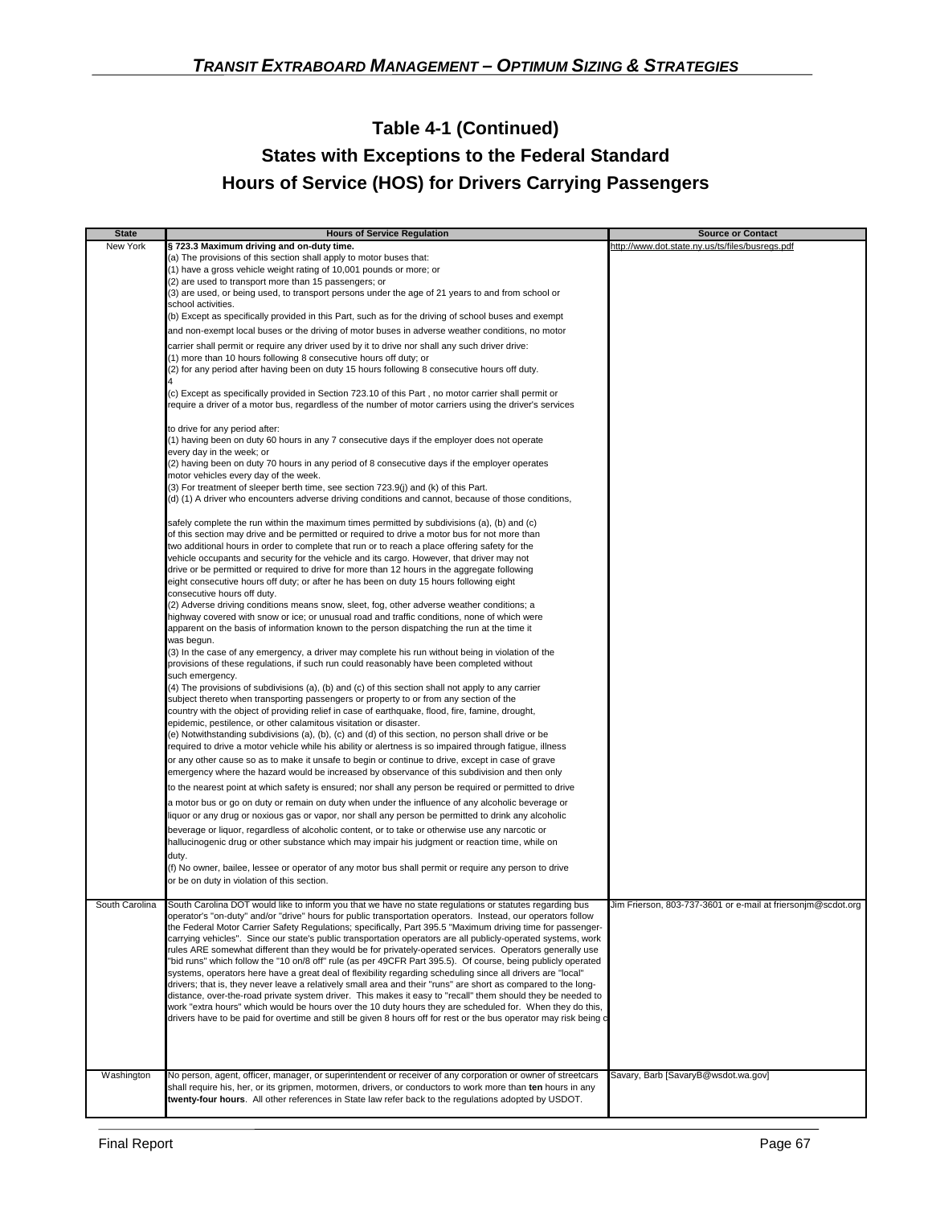## Table 4-1 (Continued)
## States with Exceptions to the Federal Standard
## Hours of Service (HOS) for Drivers Carrying Passengers

| State | Hours of Service Regulation | Source or Contact |
|---|---|---|
| New York | **§ 723.3 Maximum driving and on-duty time.**<br>(a) The provisions of this section shall apply to motor buses that:<br>(1) have a gross vehicle weight rating of 10,001 pounds or more; or<br>(2) are used to transport more than 15 passengers; or<br>(3) are used, or being used, to transport persons under the age of 21 years to and from school or school activities.<br>(b) Except as specifically provided in this Part, such as for the driving of school buses and exempt and non-exempt local buses or the driving of motor buses in adverse weather conditions, no motor carrier shall permit or require any driver used by it to drive nor shall any such driver drive:<br>(1) more than 10 hours following 8 consecutive hours off duty; or<br>(2) for any period after having been on duty 15 hours following 8 consecutive hours off duty.<br>4<br>(c) Except as specifically provided in Section 723.10 of this Part , no motor carrier shall permit or require a driver of a motor bus, regardless of the number of motor carriers using the driver's services to drive for any period after:<br>(1) having been on duty 60 hours in any 7 consecutive days if the employer does not operate every day in the week; or<br>(2) having been on duty 70 hours in any period of 8 consecutive days if the employer operates motor vehicles every day of the week.<br>(3) For treatment of sleeper berth time, see section 723.9(j) and (k) of this Part.<br>(d) (1) A driver who encounters adverse driving conditions and cannot, because of those conditions, safely complete the run within the maximum times permitted by subdivisions (a), (b) and (c) of this section may drive and be permitted or required to drive a motor bus for not more than two additional hours in order to complete that run or to reach a place offering safety for the vehicle occupants and security for the vehicle and its cargo. However, that driver may not drive or be permitted or required to drive for more than 12 hours in the aggregate following eight consecutive hours off duty; or after he has been on duty 15 hours following eight consecutive hours off duty.<br>(2) Adverse driving conditions means snow, sleet, fog, other adverse weather conditions; a highway covered with snow or ice; or unusual road and traffic conditions, none of which were apparent on the basis of information known to the person dispatching the run at the time it was begun.<br>(3) In the case of any emergency, a driver may complete his run without being in violation of the provisions of these regulations, if such run could reasonably have been completed without such emergency.<br>(4) The provisions of subdivisions (a), (b) and (c) of this section shall not apply to any carrier subject thereto when transporting passengers or property to or from any section of the country with the object of providing relief in case of earthquake, flood, fire, famine, drought, epidemic, pestilence, or other calamitous visitation or disaster.<br>(e) Notwithstanding subdivisions (a), (b), (c) and (d) of this section, no person shall drive or be required to drive a motor vehicle while his ability or alertness is so impaired through fatigue, illness or any other cause so as to make it unsafe to begin or continue to drive, except in case of grave emergency where the hazard would be increased by observance of this subdivision and then only to the nearest point at which safety is ensured; nor shall any person be required or permitted to drive a motor bus or go on duty or remain on duty when under the influence of any alcoholic beverage or liquor or any drug or noxious gas or vapor, nor shall any person be permitted to drink any alcoholic beverage or liquor, regardless of alcoholic content, or to take or otherwise use any narcotic or hallucinogenic drug or other substance which may impair his judgment or reaction time, while on duty.<br>(f) No owner, bailee, lessee or operator of any motor bus shall permit or require any person to drive or be on duty in violation of this section. | http://www.dot.state.ny.us/ts/files/busregs.pdf |
| South Carolina | South Carolina DOT would like to inform you that we have no state regulations or statutes regarding bus operator's "on-duty" and/or "drive" hours for public transportation operators. Instead, our operators follow the Federal Motor Carrier Safety Regulations; specifically, Part 395.5 "Maximum driving time for passenger-carrying vehicles". Since our state's public transportation operators are all publicly-operated systems, work rules ARE somewhat different than they would be for privately-operated services. Operators generally use "bid runs" which follow the "10 on/8 off" rule (as per 49CFR Part 395.5). Of course, being publicly operated systems, operators here have a great deal of flexibility regarding scheduling since all drivers are "local" drivers; that is, they never leave a relatively small area and their "runs" are short as compared to the long-distance, over-the-road private system driver. This makes it easy to "recall" them should they be needed to work "extra hours" which would be hours over the 10 duty hours they are scheduled for. When they do this, drivers have to be paid for overtime and still be given 8 hours off for rest or the bus operator may risk being c | Jim Frierson, 803-737-3601 or e-mail at friersonjm@scdot.org |
| Washington | No person, agent, officer, manager, or superintendent or receiver of any corporation or owner of streetcars shall require his, her, or its gripmen, motormen, drivers, or conductors to work more than **ten** hours in any **twenty-four hours**. All other references in State law refer back to the regulations adopted by USDOT. | Savary, Barb [SavaryB@wsdot.wa.gov] |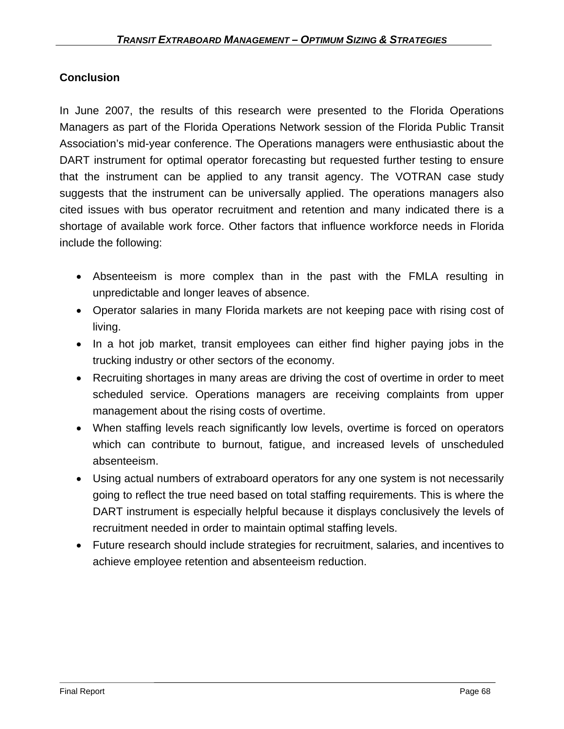## Conclusion

In June 2007, the results of this research were presented to the Florida Operations Managers as part of the Florida Operations Network session of the Florida Public Transit Association's mid-year conference. The Operations managers were enthusiastic about the DART instrument for optimal operator forecasting but requested further testing to ensure that the instrument can be applied to any transit agency. The VOTRAN case study suggests that the instrument can be universally applied. The operations managers also cited issues with bus operator recruitment and retention and many indicated there is a shortage of available work force. Other factors that influence workforce needs in Florida include the following:

- Absenteeism is more complex than in the past with the FMLA resulting in unpredictable and longer leaves of absence.
- Operator salaries in many Florida markets are not keeping pace with rising cost of living.
- In a hot job market, transit employees can either find higher paying jobs in the trucking industry or other sectors of the economy.
- Recruiting shortages in many areas are driving the cost of overtime in order to meet scheduled service. Operations managers are receiving complaints from upper management about the rising costs of overtime.
- When staffing levels reach significantly low levels, overtime is forced on operators which can contribute to burnout, fatigue, and increased levels of unscheduled absenteeism.
- Using actual numbers of extraboard operators for any one system is not necessarily going to reflect the true need based on total staffing requirements. This is where the DART instrument is especially helpful because it displays conclusively the levels of recruitment needed in order to maintain optimal staffing levels.
- Future research should include strategies for recruitment, salaries, and incentives to achieve employee retention and absenteeism reduction.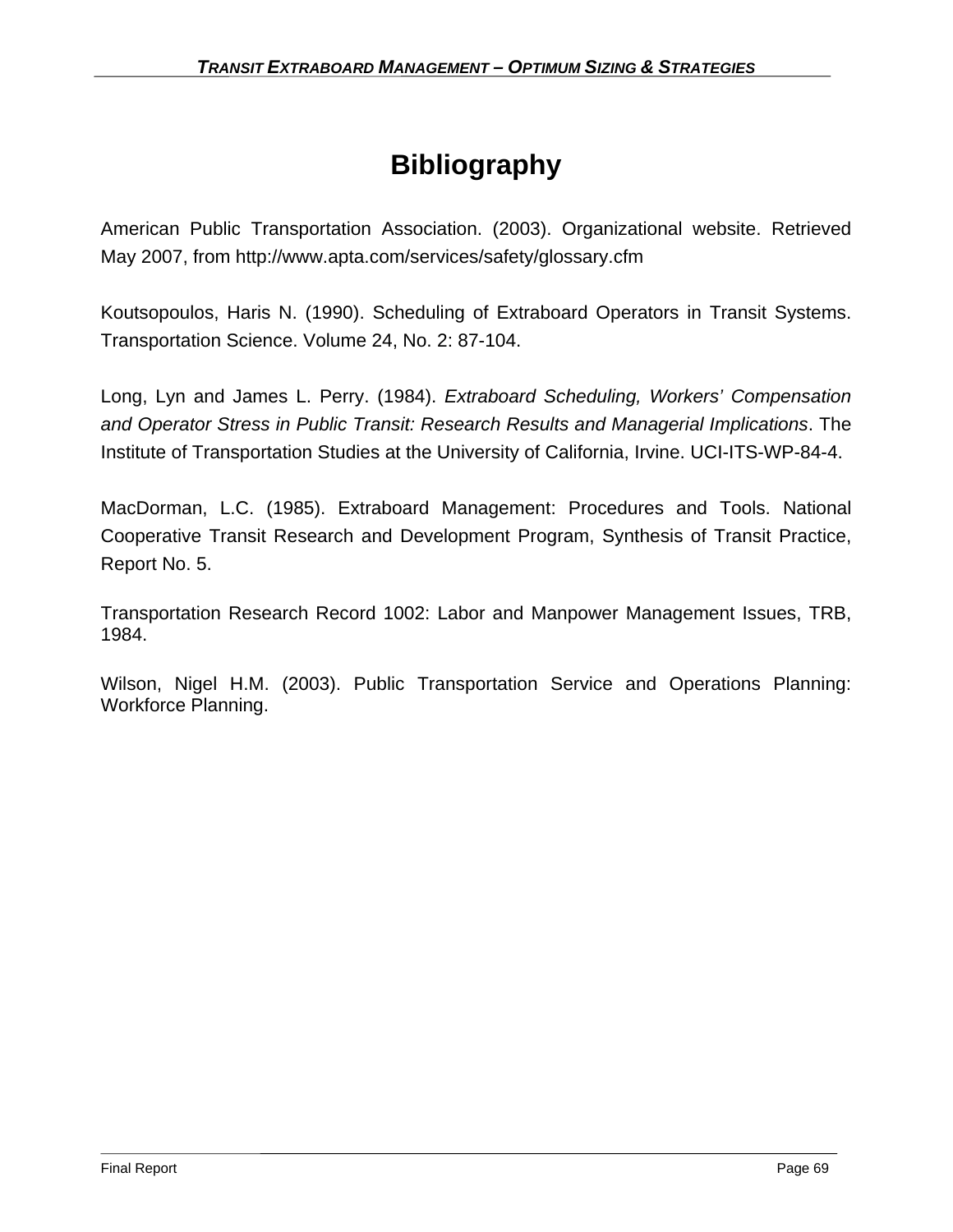# Bibliography

American Public Transportation Association. (2003). Organizational website. Retrieved May 2007, from http://www.apta.com/services/safety/glossary.cfm

Koutsopoulos, Haris N. (1990). Scheduling of Extraboard Operators in Transit Systems. Transportation Science. Volume 24, No. 2: 87-104.

Long, Lyn and James L. Perry. (1984). *Extraboard Scheduling, Workers' Compensation and Operator Stress in Public Transit: Research Results and Managerial Implications*. The Institute of Transportation Studies at the University of California, Irvine. UCI-ITS-WP-84-4.

MacDorman, L.C. (1985). Extraboard Management: Procedures and Tools. National Cooperative Transit Research and Development Program, Synthesis of Transit Practice, Report No. 5.

Transportation Research Record 1002: Labor and Manpower Management Issues, TRB, 1984.

Wilson, Nigel H.M. (2003). Public Transportation Service and Operations Planning: Workforce Planning.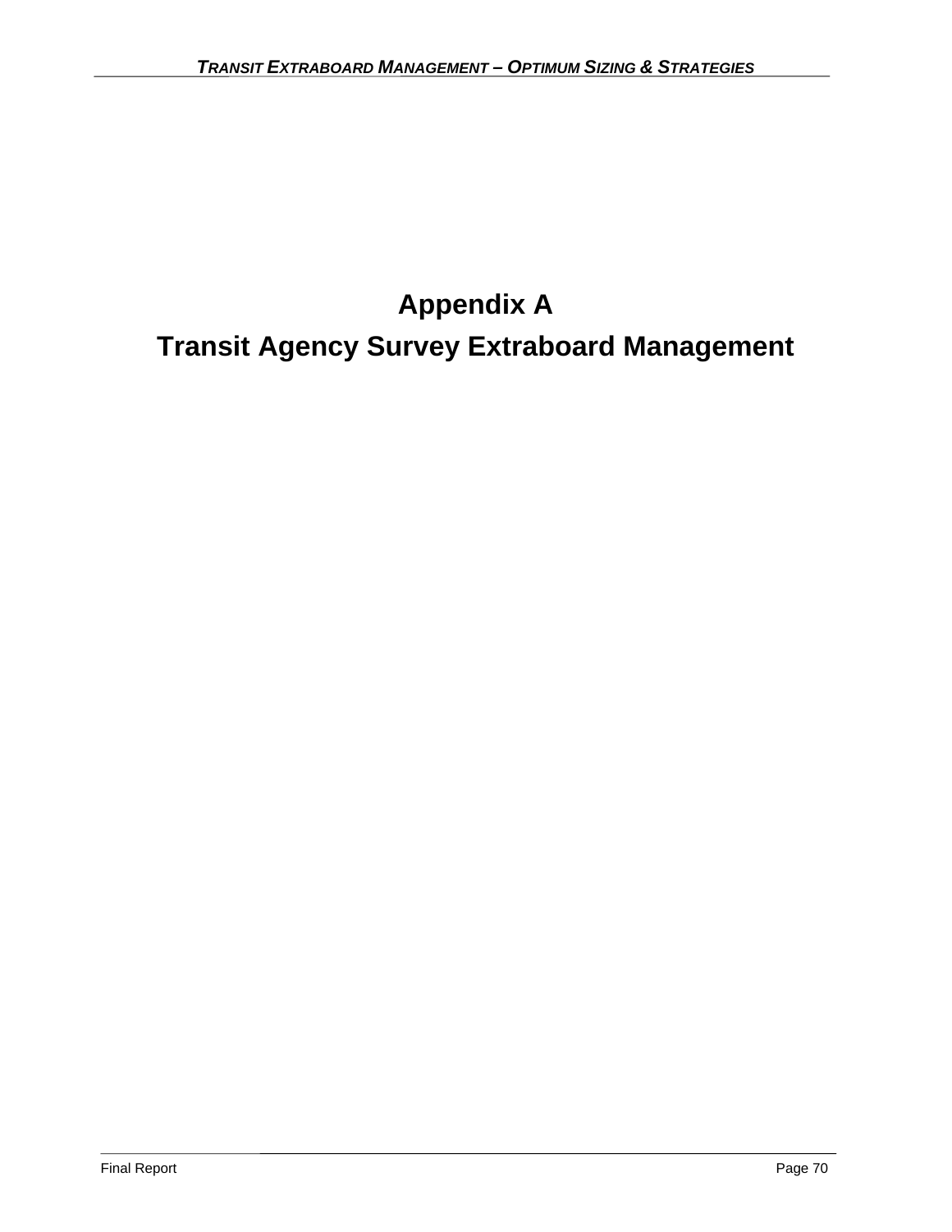# Appendix A

# Transit Agency Survey Extraboard Management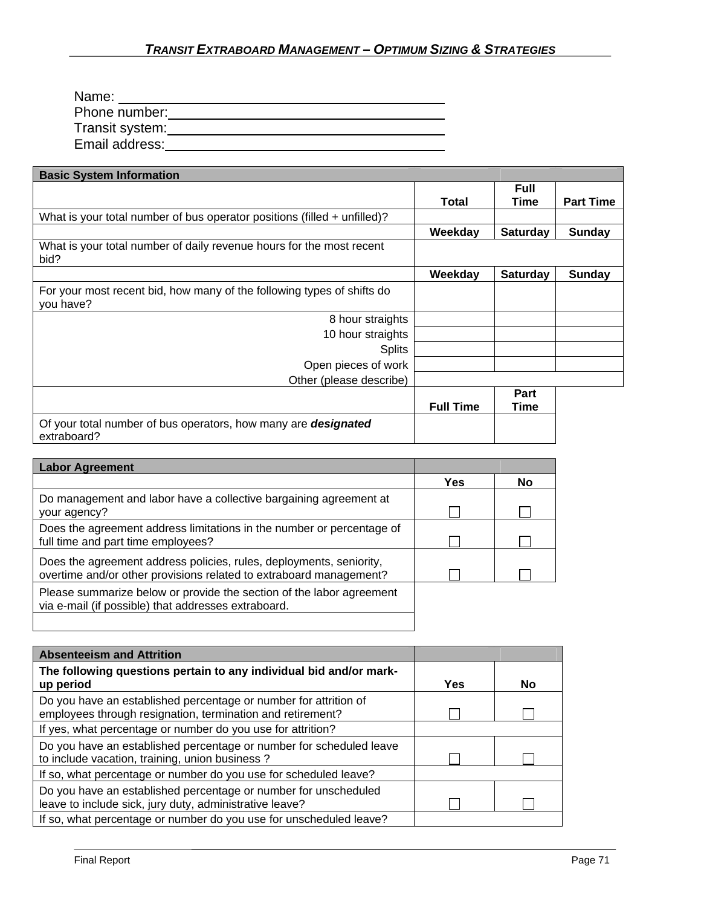Name: ____________________________________________

Phone number: ____________________________________________

Transit system: ____________________________________________

Email address: ____________________________________________

| **Basic System Information** | | | |
|---|---|---|---|
| | **Total** | **Full Time** | **Part Time** |
| What is your total number of bus operator positions (filled + unfilled)? | | | |
| | **Weekday** | **Saturday** | **Sunday** |
| What is your total number of daily revenue hours for the most recent bid? | | | |
| | **Weekday** | **Saturday** | **Sunday** |
| For your most recent bid, how many of the following types of shifts do you have? | | | |
| 8 hour straights | | | |
| 10 hour straights | | | |
| Splits | | | |
| Open pieces of work | | | |
| Other (please describe) | | | |
| | **Full Time** | **Part Time** | |
| Of your total number of bus operators, how many are ***designated*** extraboard? | | | |

| **Labor Agreement** | | |
|---|---|---|
| | **Yes** | **No** |
| Do management and labor have a collective bargaining agreement at your agency? | ☐ | ☐ |
| Does the agreement address limitations in the number or percentage of full time and part time employees? | ☐ | ☐ |
| Does the agreement address policies, rules, deployments, seniority, overtime and/or other provisions related to extraboard management? | ☐ | ☐ |
| Please summarize below or provide the section of the labor agreement via e-mail (if possible) that addresses extraboard. | | |
| | | |

| **Absenteeism and Attrition** | | |
|---|---|---|
| **The following questions pertain to any individual bid and/or mark-up period** | **Yes** | **No** |
| Do you have an established percentage or number for attrition of employees through resignation, termination and retirement? | ☐ | ☐ |
| If yes, what percentage or number do you use for attrition? | | |
| Do you have an established percentage or number for scheduled leave to include vacation, training, union business ? | ☐ | ☐ |
| If so, what percentage or number do you use for scheduled leave? | | |
| Do you have an established percentage or number for unscheduled leave to include sick, jury duty, administrative leave? | ☐ | ☐ |
| If so, what percentage or number do you use for unscheduled leave? | | |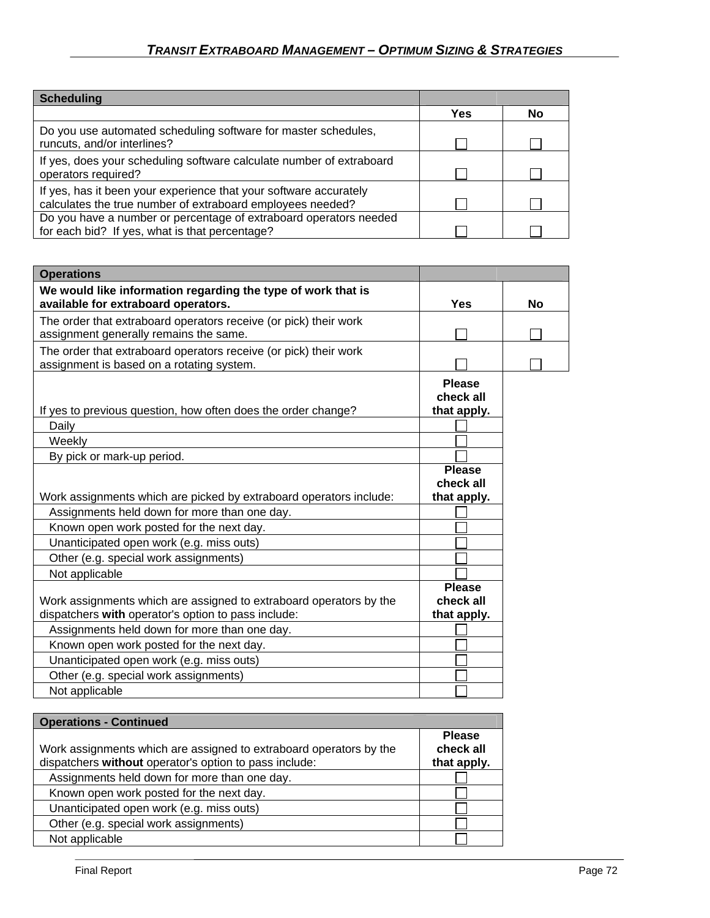| Scheduling | | |
|---|---|---|
| | **Yes** | **No** |
| Do you use automated scheduling software for master schedules, runcuts, and/or interlines? | ☐ | ☐ |
| If yes, does your scheduling software calculate number of extraboard operators required? | ☐ | ☐ |
| If yes, has it been your experience that your software accurately calculates the true number of extraboard employees needed? | ☐ | ☐ |
| Do you have a number or percentage of extraboard operators needed for each bid? If yes, what is that percentage? | ☐ | ☐ |

| Operations | | |
|---|---|---|
| **We would like information regarding the type of work that is available for extraboard operators.** | **Yes** | **No** |
| The order that extraboard operators receive (or pick) their work assignment generally remains the same. | ☐ | ☐ |
| The order that extraboard operators receive (or pick) their work assignment is based on a rotating system. | ☐ | ☐ |
| If yes to previous question, how often does the order change? | **Please check all that apply.** | |
| Daily | ☐ | |
| Weekly | ☐ | |
| By pick or mark-up period. | ☐ | |
| Work assignments which are picked by extraboard operators include: | **Please check all that apply.** | |
| Assignments held down for more than one day. | ☐ | |
| Known open work posted for the next day. | ☐ | |
| Unanticipated open work (e.g. miss outs) | ☐ | |
| Other (e.g. special work assignments) | ☐ | |
| Not applicable | ☐ | |
| Work assignments which are assigned to extraboard operators by the dispatchers **with** operator's option to pass include: | **Please check all that apply.** | |
| Assignments held down for more than one day. | ☐ | |
| Known open work posted for the next day. | ☐ | |
| Unanticipated open work (e.g. miss outs) | ☐ | |
| Other (e.g. special work assignments) | ☐ | |
| Not applicable | ☐ | |

| Operations - Continued | |
|---|---|
| Work assignments which are assigned to extraboard operators by the dispatchers **without** operator's option to pass include: | **Please check all that apply.** |
| Assignments held down for more than one day. | ☐ |
| Known open work posted for the next day. | ☐ |
| Unanticipated open work (e.g. miss outs) | ☐ |
| Other (e.g. special work assignments) | ☐ |
| Not applicable | ☐ |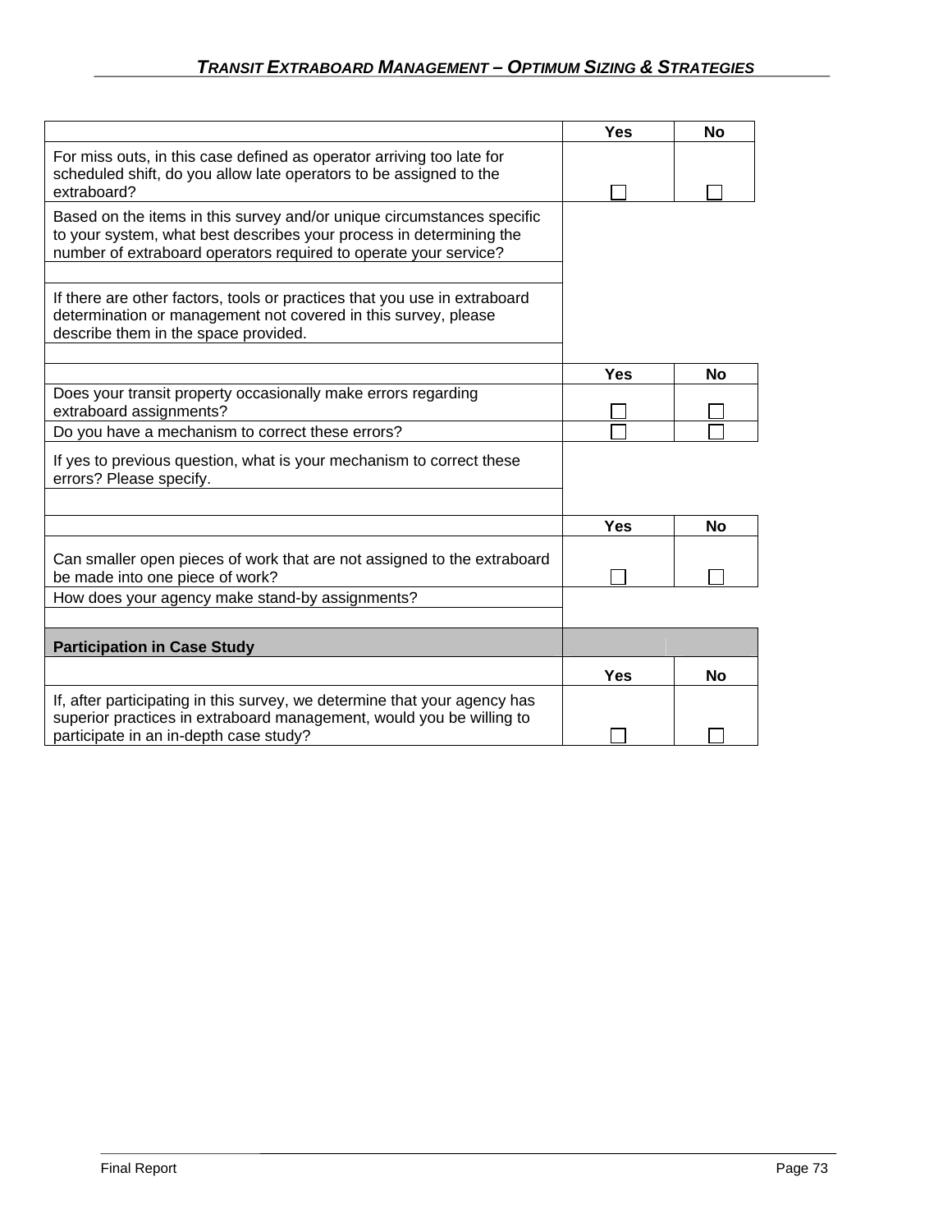| | Yes | No |
|---|---|---|
| For miss outs, in this case defined as operator arriving too late for scheduled shift, do you allow late operators to be assigned to the extraboard? | ☐ | ☐ |
| Based on the items in this survey and/or unique circumstances specific to your system, what best describes your process in determining the number of extraboard operators required to operate your service? | | |
| | | |
| If there are other factors, tools or practices that you use in extraboard determination or management not covered in this survey, please describe them in the space provided. | | |
| | | |
| | Yes | No |
| Does your transit property occasionally make errors regarding extraboard assignments? | ☐ | ☐ |
| Do you have a mechanism to correct these errors? | ☐ | ☐ |
| If yes to previous question, what is your mechanism to correct these errors? Please specify. | | |
| | | |
| | Yes | No |
| Can smaller open pieces of work that are not assigned to the extraboard be made into one piece of work? | ☐ | ☐ |
| How does your agency make stand-by assignments? | | |
| | | |
| **Participation in Case Study** | | |
| | Yes | No |
| If, after participating in this survey, we determine that your agency has superior practices in extraboard management, would you be willing to participate in an in-depth case study? | ☐ | ☐ |